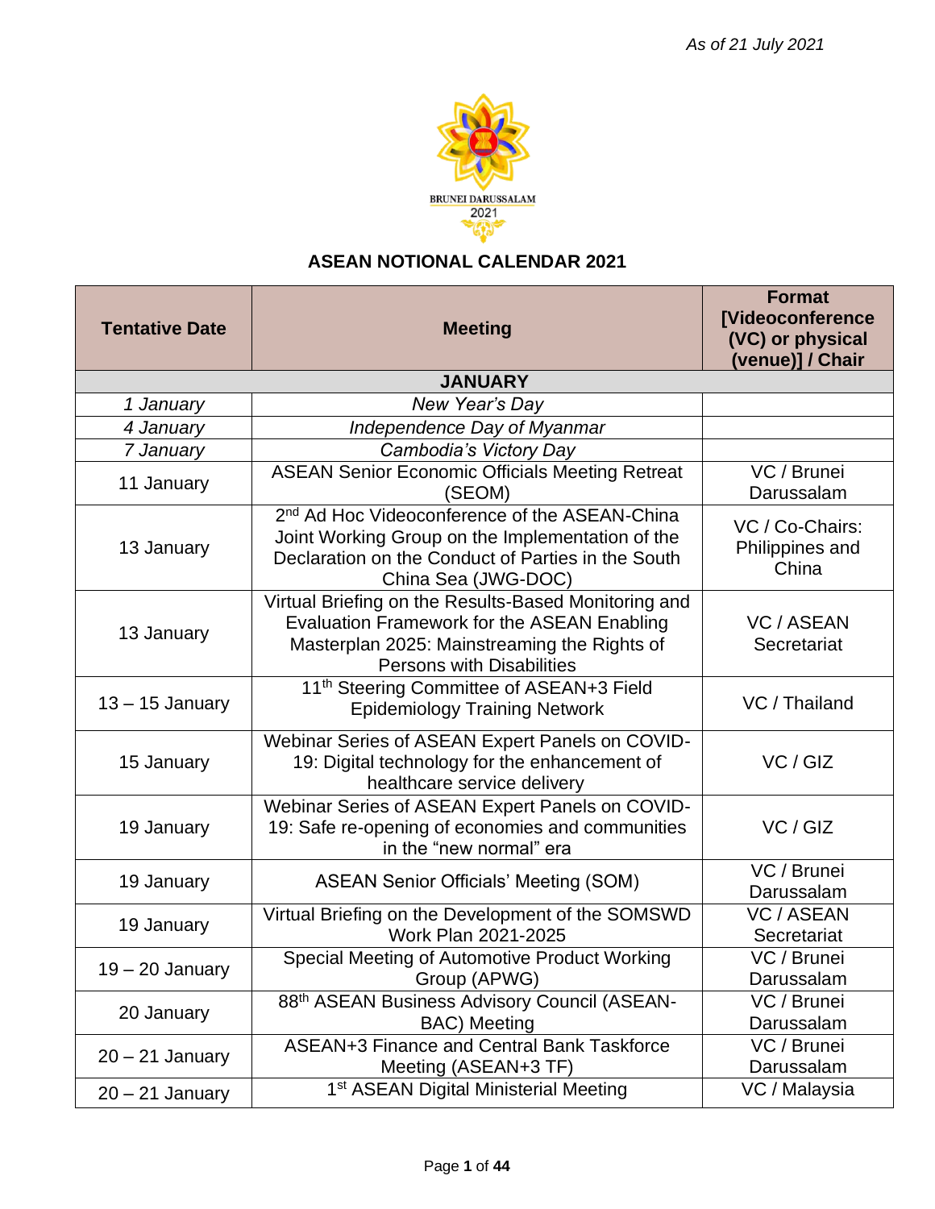*As of 21 July 2021*

BRUNEI DARUSSALAM
2021

## ASEAN NOTIONAL CALENDAR 2021

| Tentative Date | Meeting | Format [Videoconference (VC) or physical (venue)] / Chair |
|---|---|---|
| **JANUARY** | | |
| *1 January* | *New Year's Day* | |
| *4 January* | *Independence Day of Myanmar* | |
| *7 January* | *Cambodia's Victory Day* | |
| 11 January | ASEAN Senior Economic Officials Meeting Retreat (SEOM) | VC / Brunei Darussalam |
| 13 January | 2nd Ad Hoc Videoconference of the ASEAN-China Joint Working Group on the Implementation of the Declaration on the Conduct of Parties in the South China Sea (JWG-DOC) | VC / Co-Chairs: Philippines and China |
| 13 January | Virtual Briefing on the Results-Based Monitoring and Evaluation Framework for the ASEAN Enabling Masterplan 2025: Mainstreaming the Rights of Persons with Disabilities | VC / ASEAN Secretariat |
| 13 – 15 January | 11th Steering Committee of ASEAN+3 Field Epidemiology Training Network | VC / Thailand |
| 15 January | Webinar Series of ASEAN Expert Panels on COVID-19: Digital technology for the enhancement of healthcare service delivery | VC / GIZ |
| 19 January | Webinar Series of ASEAN Expert Panels on COVID-19: Safe re-opening of economies and communities in the "new normal" era | VC / GIZ |
| 19 January | ASEAN Senior Officials' Meeting (SOM) | VC / Brunei Darussalam |
| 19 January | Virtual Briefing on the Development of the SOMSWD Work Plan 2021-2025 | VC / ASEAN Secretariat |
| 19 – 20 January | Special Meeting of Automotive Product Working Group (APWG) | VC / Brunei Darussalam |
| 20 January | 88th ASEAN Business Advisory Council (ASEAN-BAC) Meeting | VC / Brunei Darussalam |
| 20 – 21 January | ASEAN+3 Finance and Central Bank Taskforce Meeting (ASEAN+3 TF) | VC / Brunei Darussalam |
| 20 – 21 January | 1st ASEAN Digital Ministerial Meeting | VC / Malaysia |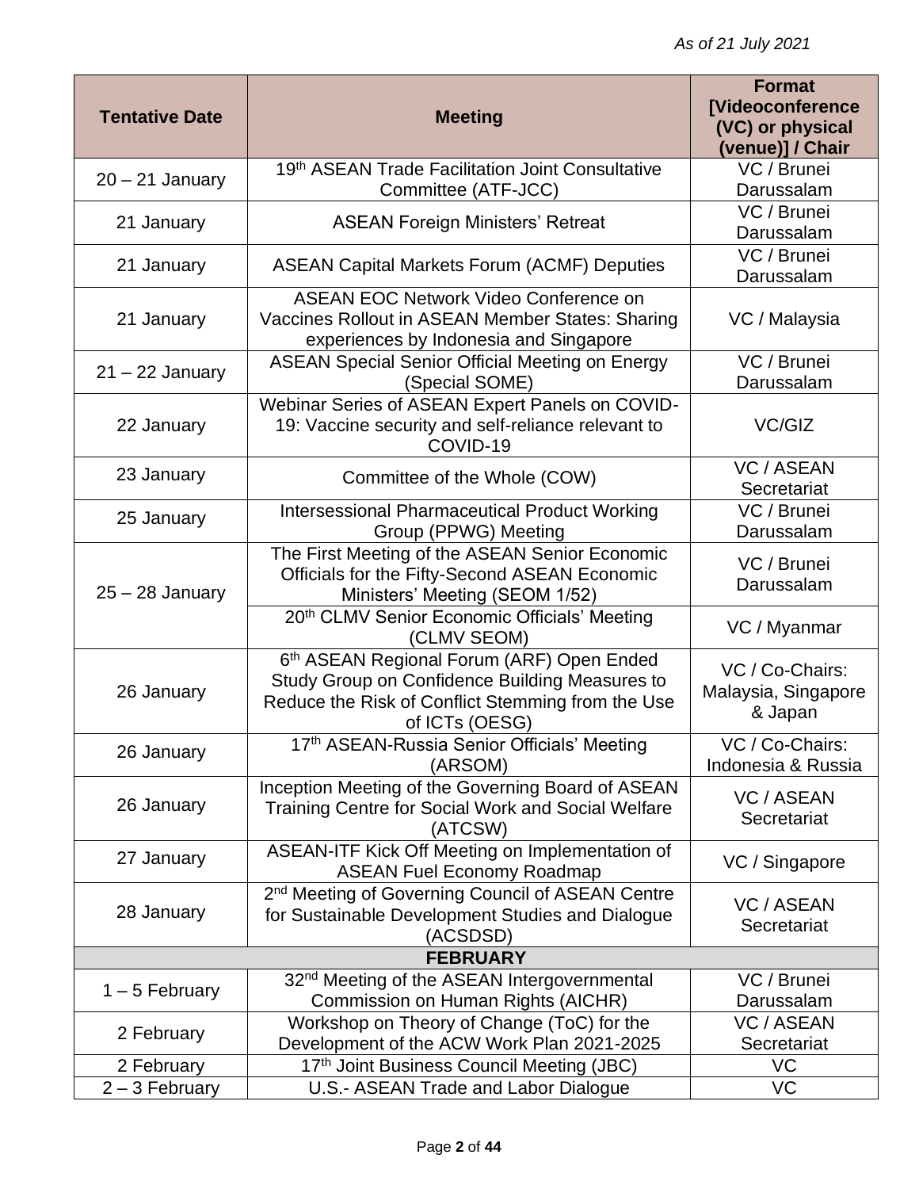*As of 21 July 2021*

| Tentative Date | Meeting | Format [Videoconference (VC) or physical (venue)] / Chair |
|---|---|---|
| 20 – 21 January | 19th ASEAN Trade Facilitation Joint Consultative Committee (ATF-JCC) | VC / Brunei Darussalam |
| 21 January | ASEAN Foreign Ministers' Retreat | VC / Brunei Darussalam |
| 21 January | ASEAN Capital Markets Forum (ACMF) Deputies | VC / Brunei Darussalam |
| 21 January | ASEAN EOC Network Video Conference on Vaccines Rollout in ASEAN Member States: Sharing experiences by Indonesia and Singapore | VC / Malaysia |
| 21 – 22 January | ASEAN Special Senior Official Meeting on Energy (Special SOME) | VC / Brunei Darussalam |
| 22 January | Webinar Series of ASEAN Expert Panels on COVID-19: Vaccine security and self-reliance relevant to COVID-19 | VC/GIZ |
| 23 January | Committee of the Whole (COW) | VC / ASEAN Secretariat |
| 25 January | Intersessional Pharmaceutical Product Working Group (PPWG) Meeting | VC / Brunei Darussalam |
| 25 – 28 January | The First Meeting of the ASEAN Senior Economic Officials for the Fifty-Second ASEAN Economic Ministers' Meeting (SEOM 1/52) | VC / Brunei Darussalam |
| | 20th CLMV Senior Economic Officials' Meeting (CLMV SEOM) | VC / Myanmar |
| 26 January | 6th ASEAN Regional Forum (ARF) Open Ended Study Group on Confidence Building Measures to Reduce the Risk of Conflict Stemming from the Use of ICTs (OESG) | VC / Co-Chairs: Malaysia, Singapore & Japan |
| 26 January | 17th ASEAN-Russia Senior Officials' Meeting (ARSOM) | VC / Co-Chairs: Indonesia & Russia |
| 26 January | Inception Meeting of the Governing Board of ASEAN Training Centre for Social Work and Social Welfare (ATCSW) | VC / ASEAN Secretariat |
| 27 January | ASEAN-ITF Kick Off Meeting on Implementation of ASEAN Fuel Economy Roadmap | VC / Singapore |
| 28 January | 2nd Meeting of Governing Council of ASEAN Centre for Sustainable Development Studies and Dialogue (ACSDSD) | VC / ASEAN Secretariat |
| **FEBRUARY** | | |
| 1 – 5 February | 32nd Meeting of the ASEAN Intergovernmental Commission on Human Rights (AICHR) | VC / Brunei Darussalam |
| 2 February | Workshop on Theory of Change (ToC) for the Development of the ACW Work Plan 2021-2025 | VC / ASEAN Secretariat |
| 2 February | 17th Joint Business Council Meeting (JBC) | VC |
| 2 – 3 February | U.S.- ASEAN Trade and Labor Dialogue | VC |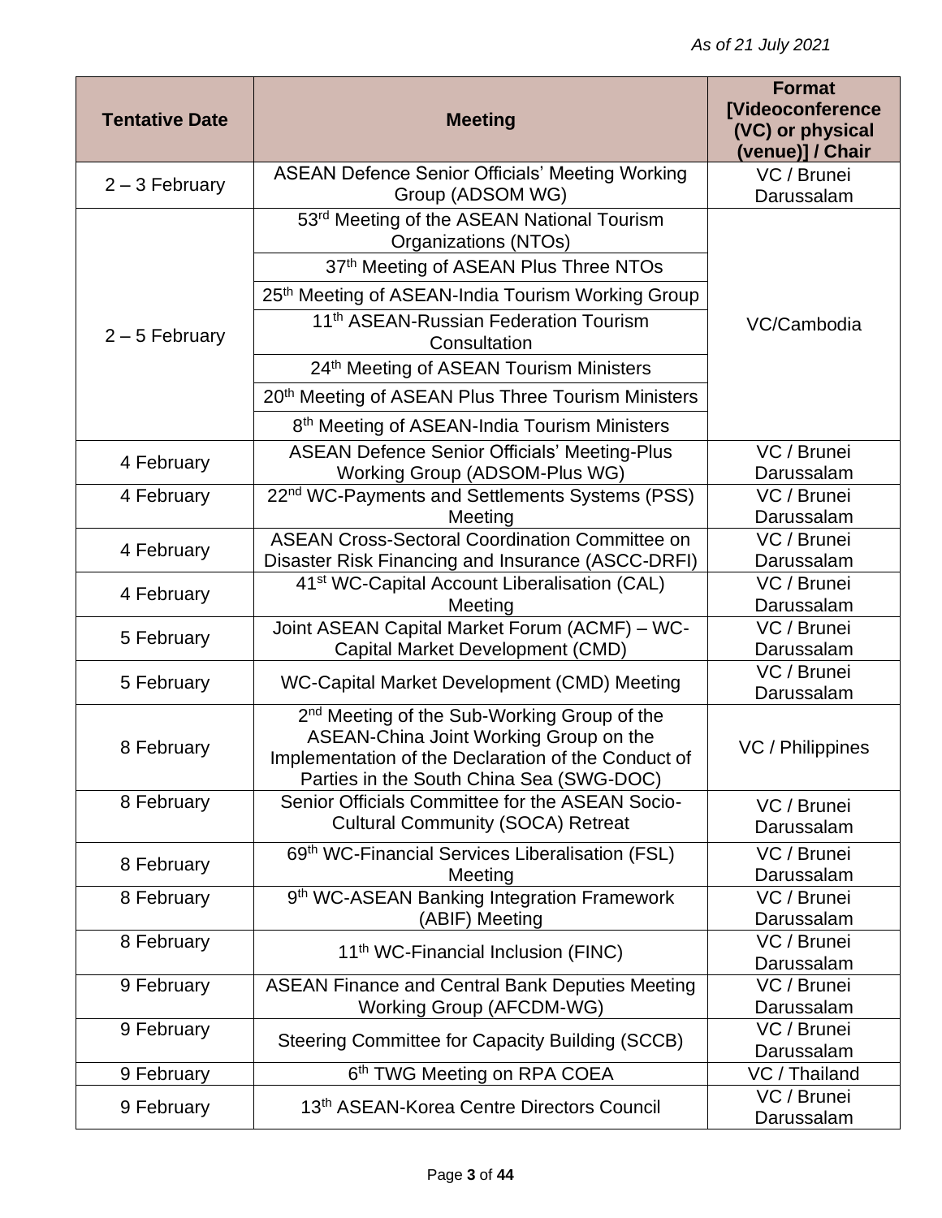*As of 21 July 2021*

| Tentative Date | Meeting | Format [Videoconference (VC) or physical (venue)] / Chair |
|---|---|---|
| 2 – 3 February | ASEAN Defence Senior Officials' Meeting Working Group (ADSOM WG) | VC / Brunei Darussalam |
| 2 – 5 February | 53rd Meeting of the ASEAN National Tourism Organizations (NTOs) | VC/Cambodia |
| | 37th Meeting of ASEAN Plus Three NTOs | |
| | 25th Meeting of ASEAN-India Tourism Working Group | |
| | 11th ASEAN-Russian Federation Tourism Consultation | |
| | 24th Meeting of ASEAN Tourism Ministers | |
| | 20th Meeting of ASEAN Plus Three Tourism Ministers | |
| | 8th Meeting of ASEAN-India Tourism Ministers | |
| 4 February | ASEAN Defence Senior Officials' Meeting-Plus Working Group (ADSOM-Plus WG) | VC / Brunei Darussalam |
| 4 February | 22nd WC-Payments and Settlements Systems (PSS) Meeting | VC / Brunei Darussalam |
| 4 February | ASEAN Cross-Sectoral Coordination Committee on Disaster Risk Financing and Insurance (ASCC-DRFI) | VC / Brunei Darussalam |
| 4 February | 41st WC-Capital Account Liberalisation (CAL) Meeting | VC / Brunei Darussalam |
| 5 February | Joint ASEAN Capital Market Forum (ACMF) – WC-Capital Market Development (CMD) | VC / Brunei Darussalam |
| 5 February | WC-Capital Market Development (CMD) Meeting | VC / Brunei Darussalam |
| 8 February | 2nd Meeting of the Sub-Working Group of the ASEAN-China Joint Working Group on the Implementation of the Declaration of the Conduct of Parties in the South China Sea (SWG-DOC) | VC / Philippines |
| 8 February | Senior Officials Committee for the ASEAN Socio-Cultural Community (SOCA) Retreat | VC / Brunei Darussalam |
| 8 February | 69th WC-Financial Services Liberalisation (FSL) Meeting | VC / Brunei Darussalam |
| 8 February | 9th WC-ASEAN Banking Integration Framework (ABIF) Meeting | VC / Brunei Darussalam |
| 8 February | 11th WC-Financial Inclusion (FINC) | VC / Brunei Darussalam |
| 9 February | ASEAN Finance and Central Bank Deputies Meeting Working Group (AFCDM-WG) | VC / Brunei Darussalam |
| 9 February | Steering Committee for Capacity Building (SCCB) | VC / Brunei Darussalam |
| 9 February | 6th TWG Meeting on RPA COEA | VC / Thailand |
| 9 February | 13th ASEAN-Korea Centre Directors Council | VC / Brunei Darussalam |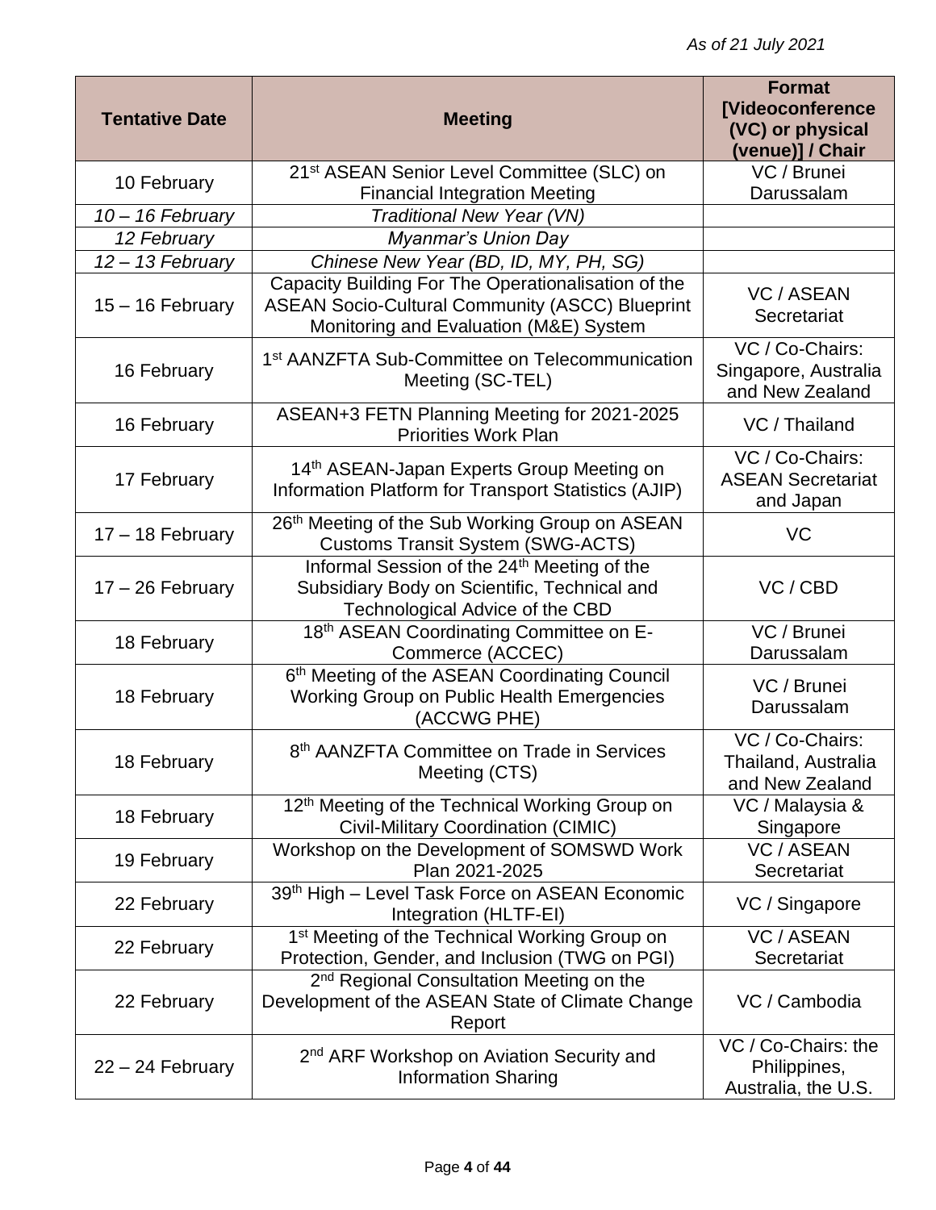*As of 21 July 2021*

| Tentative Date | Meeting | Format [Videoconference (VC) or physical (venue)] / Chair |
|---|---|---|
| 10 February | 21st ASEAN Senior Level Committee (SLC) on Financial Integration Meeting | VC / Brunei Darussalam |
| *10 – 16 February* | *Traditional New Year (VN)* | |
| *12 February* | *Myanmar's Union Day* | |
| *12 – 13 February* | *Chinese New Year (BD, ID, MY, PH, SG)* | |
| 15 – 16 February | Capacity Building For The Operationalisation of the ASEAN Socio-Cultural Community (ASCC) Blueprint Monitoring and Evaluation (M&E) System | VC / ASEAN Secretariat |
| 16 February | 1st AANZFTA Sub-Committee on Telecommunication Meeting (SC-TEL) | VC / Co-Chairs: Singapore, Australia and New Zealand |
| 16 February | ASEAN+3 FETN Planning Meeting for 2021-2025 Priorities Work Plan | VC / Thailand |
| 17 February | 14th ASEAN-Japan Experts Group Meeting on Information Platform for Transport Statistics (AJIP) | VC / Co-Chairs: ASEAN Secretariat and Japan |
| 17 – 18 February | 26th Meeting of the Sub Working Group on ASEAN Customs Transit System (SWG-ACTS) | VC |
| 17 – 26 February | Informal Session of the 24th Meeting of the Subsidiary Body on Scientific, Technical and Technological Advice of the CBD | VC / CBD |
| 18 February | 18th ASEAN Coordinating Committee on E-Commerce (ACCEC) | VC / Brunei Darussalam |
| 18 February | 6th Meeting of the ASEAN Coordinating Council Working Group on Public Health Emergencies (ACCWG PHE) | VC / Brunei Darussalam |
| 18 February | 8th AANZFTA Committee on Trade in Services Meeting (CTS) | VC / Co-Chairs: Thailand, Australia and New Zealand |
| 18 February | 12th Meeting of the Technical Working Group on Civil-Military Coordination (CIMIC) | VC / Malaysia & Singapore |
| 19 February | Workshop on the Development of SOMSWD Work Plan 2021-2025 | VC / ASEAN Secretariat |
| 22 February | 39th High – Level Task Force on ASEAN Economic Integration (HLTF-EI) | VC / Singapore |
| 22 February | 1st Meeting of the Technical Working Group on Protection, Gender, and Inclusion (TWG on PGI) | VC / ASEAN Secretariat |
| 22 February | 2nd Regional Consultation Meeting on the Development of the ASEAN State of Climate Change Report | VC / Cambodia |
| 22 – 24 February | 2nd ARF Workshop on Aviation Security and Information Sharing | VC / Co-Chairs: the Philippines, Australia, the U.S. |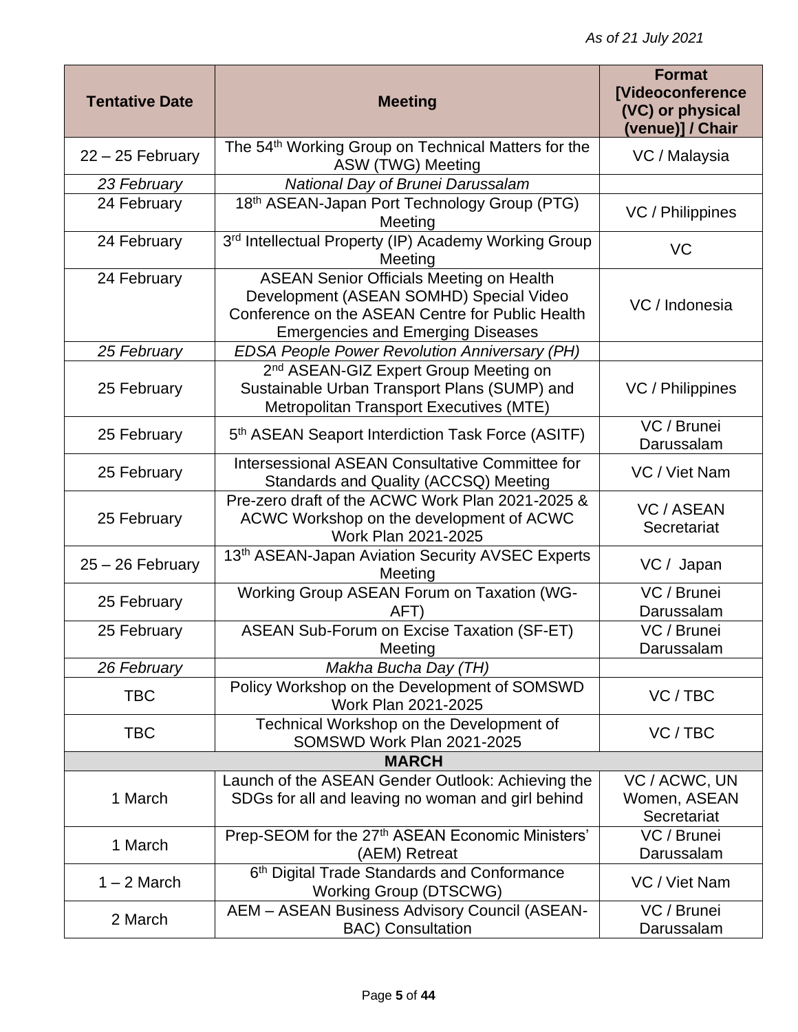*As of 21 July 2021*

| Tentative Date | Meeting | Format [Videoconference (VC) or physical (venue)] / Chair |
|---|---|---|
| 22 – 25 February | The 54th Working Group on Technical Matters for the ASW (TWG) Meeting | VC / Malaysia |
| *23 February* | *National Day of Brunei Darussalam* | |
| 24 February | 18th ASEAN-Japan Port Technology Group (PTG) Meeting | VC / Philippines |
| 24 February | 3rd Intellectual Property (IP) Academy Working Group Meeting | VC |
| 24 February | ASEAN Senior Officials Meeting on Health Development (ASEAN SOMHD) Special Video Conference on the ASEAN Centre for Public Health Emergencies and Emerging Diseases | VC / Indonesia |
| *25 February* | *EDSA People Power Revolution Anniversary (PH)* | |
| 25 February | 2nd ASEAN-GIZ Expert Group Meeting on Sustainable Urban Transport Plans (SUMP) and Metropolitan Transport Executives (MTE) | VC / Philippines |
| 25 February | 5th ASEAN Seaport Interdiction Task Force (ASITF) | VC / Brunei Darussalam |
| 25 February | Intersessional ASEAN Consultative Committee for Standards and Quality (ACCSQ) Meeting | VC / Viet Nam |
| 25 February | Pre-zero draft of the ACWC Work Plan 2021-2025 & ACWC Workshop on the development of ACWC Work Plan 2021-2025 | VC / ASEAN Secretariat |
| 25 – 26 February | 13th ASEAN-Japan Aviation Security AVSEC Experts Meeting | VC / Japan |
| 25 February | Working Group ASEAN Forum on Taxation (WG-AFT) | VC / Brunei Darussalam |
| 25 February | ASEAN Sub-Forum on Excise Taxation (SF-ET) Meeting | VC / Brunei Darussalam |
| *26 February* | *Makha Bucha Day (TH)* | |
| TBC | Policy Workshop on the Development of SOMSWD Work Plan 2021-2025 | VC / TBC |
| TBC | Technical Workshop on the Development of SOMSWD Work Plan 2021-2025 | VC / TBC |
| **MARCH** | | |
| 1 March | Launch of the ASEAN Gender Outlook: Achieving the SDGs for all and leaving no woman and girl behind | VC / ACWC, UN Women, ASEAN Secretariat |
| 1 March | Prep-SEOM for the 27th ASEAN Economic Ministers' (AEM) Retreat | VC / Brunei Darussalam |
| 1 – 2 March | 6th Digital Trade Standards and Conformance Working Group (DTSCWG) | VC / Viet Nam |
| 2 March | AEM – ASEAN Business Advisory Council (ASEAN-BAC) Consultation | VC / Brunei Darussalam |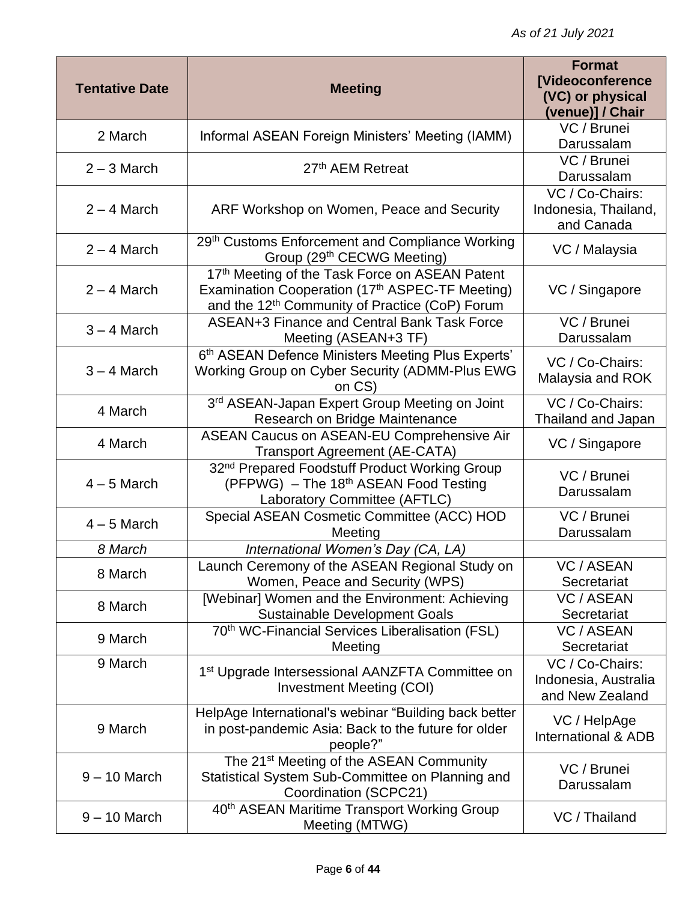*As of 21 July 2021*

| Tentative Date | Meeting | Format [Videoconference (VC) or physical (venue)] / Chair |
|---|---|---|
| 2 March | Informal ASEAN Foreign Ministers' Meeting (IAMM) | VC / Brunei Darussalam |
| 2 – 3 March | 27th AEM Retreat | VC / Brunei Darussalam |
| 2 – 4 March | ARF Workshop on Women, Peace and Security | VC / Co-Chairs: Indonesia, Thailand, and Canada |
| 2 – 4 March | 29th Customs Enforcement and Compliance Working Group (29th CECWG Meeting) | VC / Malaysia |
| 2 – 4 March | 17th Meeting of the Task Force on ASEAN Patent Examination Cooperation (17th ASPEC-TF Meeting) and the 12th Community of Practice (CoP) Forum | VC / Singapore |
| 3 – 4 March | ASEAN+3 Finance and Central Bank Task Force Meeting (ASEAN+3 TF) | VC / Brunei Darussalam |
| 3 – 4 March | 6th ASEAN Defence Ministers Meeting Plus Experts' Working Group on Cyber Security (ADMM-Plus EWG on CS) | VC / Co-Chairs: Malaysia and ROK |
| 4 March | 3rd ASEAN-Japan Expert Group Meeting on Joint Research on Bridge Maintenance | VC / Co-Chairs: Thailand and Japan |
| 4 March | ASEAN Caucus on ASEAN-EU Comprehensive Air Transport Agreement (AE-CATA) | VC / Singapore |
| 4 – 5 March | 32nd Prepared Foodstuff Product Working Group (PFPWG) – The 18th ASEAN Food Testing Laboratory Committee (AFTLC) | VC / Brunei Darussalam |
| 4 – 5 March | Special ASEAN Cosmetic Committee (ACC) HOD Meeting | VC / Brunei Darussalam |
| *8 March* | *International Women's Day (CA, LA)* | |
| 8 March | Launch Ceremony of the ASEAN Regional Study on Women, Peace and Security (WPS) | VC / ASEAN Secretariat |
| 8 March | [Webinar] Women and the Environment: Achieving Sustainable Development Goals | VC / ASEAN Secretariat |
| 9 March | 70th WC-Financial Services Liberalisation (FSL) Meeting | VC / ASEAN Secretariat |
| 9 March | 1st Upgrade Intersessional AANZFTA Committee on Investment Meeting (COI) | VC / Co-Chairs: Indonesia, Australia and New Zealand |
| 9 March | HelpAge International's webinar "Building back better in post-pandemic Asia: Back to the future for older people?" | VC / HelpAge International & ADB |
| 9 – 10 March | The 21st Meeting of the ASEAN Community Statistical System Sub-Committee on Planning and Coordination (SCPC21) | VC / Brunei Darussalam |
| 9 – 10 March | 40th ASEAN Maritime Transport Working Group Meeting (MTWG) | VC / Thailand |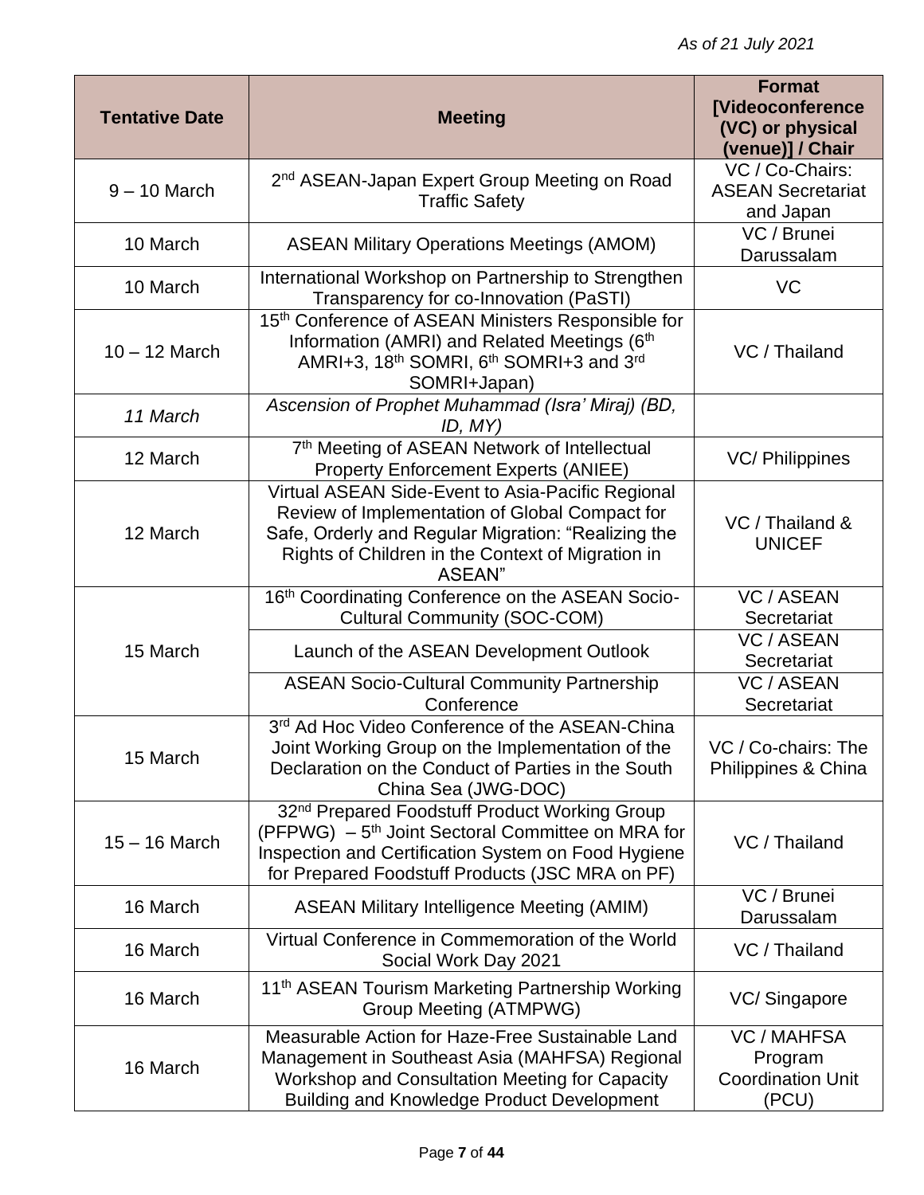*As of 21 July 2021*

| Tentative Date | Meeting | Format [Videoconference (VC) or physical (venue)] / Chair |
|---|---|---|
| 9 – 10 March | 2nd ASEAN-Japan Expert Group Meeting on Road Traffic Safety | VC / Co-Chairs: ASEAN Secretariat and Japan |
| 10 March | ASEAN Military Operations Meetings (AMOM) | VC / Brunei Darussalam |
| 10 March | International Workshop on Partnership to Strengthen Transparency for co-Innovation (PaSTI) | VC |
| 10 – 12 March | 15th Conference of ASEAN Ministers Responsible for Information (AMRI) and Related Meetings (6th AMRI+3, 18th SOMRI, 6th SOMRI+3 and 3rd SOMRI+Japan) | VC / Thailand |
| *11 March* | *Ascension of Prophet Muhammad (Isra' Miraj) (BD, ID, MY)* | |
| 12 March | 7th Meeting of ASEAN Network of Intellectual Property Enforcement Experts (ANIEE) | VC/ Philippines |
| 12 March | Virtual ASEAN Side-Event to Asia-Pacific Regional Review of Implementation of Global Compact for Safe, Orderly and Regular Migration: "Realizing the Rights of Children in the Context of Migration in ASEAN" | VC / Thailand & UNICEF |
| 15 March | 16th Coordinating Conference on the ASEAN Socio-Cultural Community (SOC-COM) | VC / ASEAN Secretariat |
| | Launch of the ASEAN Development Outlook | VC / ASEAN Secretariat |
| | ASEAN Socio-Cultural Community Partnership Conference | VC / ASEAN Secretariat |
| 15 March | 3rd Ad Hoc Video Conference of the ASEAN-China Joint Working Group on the Implementation of the Declaration on the Conduct of Parties in the South China Sea (JWG-DOC) | VC / Co-chairs: The Philippines & China |
| 15 – 16 March | 32nd Prepared Foodstuff Product Working Group (PFPWG) – 5th Joint Sectoral Committee on MRA for Inspection and Certification System on Food Hygiene for Prepared Foodstuff Products (JSC MRA on PF) | VC / Thailand |
| 16 March | ASEAN Military Intelligence Meeting (AMIM) | VC / Brunei Darussalam |
| 16 March | Virtual Conference in Commemoration of the World Social Work Day 2021 | VC / Thailand |
| 16 March | 11th ASEAN Tourism Marketing Partnership Working Group Meeting (ATMPWG) | VC/ Singapore |
| 16 March | Measurable Action for Haze-Free Sustainable Land Management in Southeast Asia (MAHFSA) Regional Workshop and Consultation Meeting for Capacity Building and Knowledge Product Development | VC / MAHFSA Program Coordination Unit (PCU) |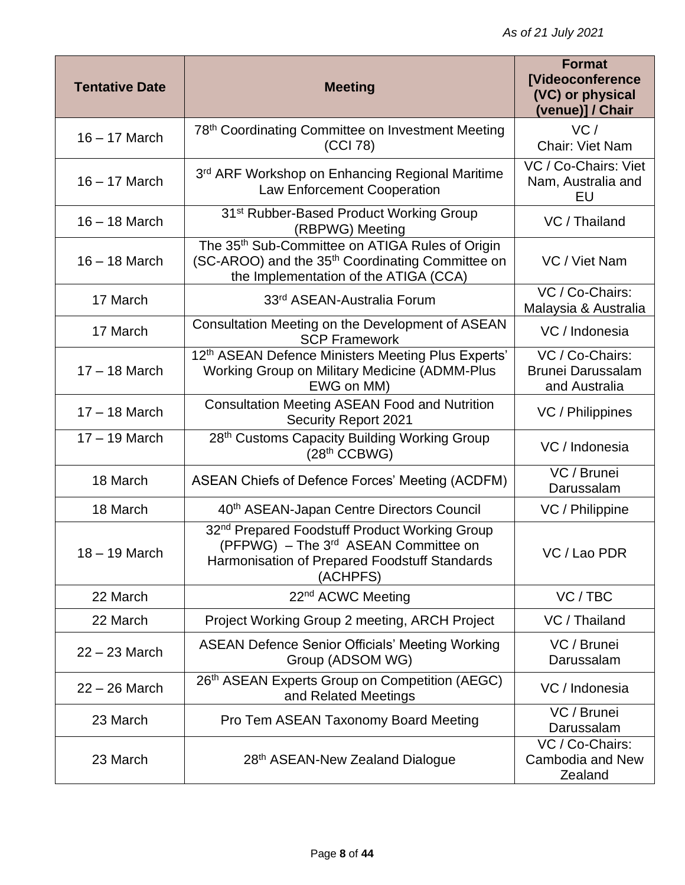*As of 21 July 2021*

| Tentative Date | Meeting | Format [Videoconference (VC) or physical (venue)] / Chair |
|---|---|---|
| 16 – 17 March | 78th Coordinating Committee on Investment Meeting (CCI 78) | VC / Chair: Viet Nam |
| 16 – 17 March | 3rd ARF Workshop on Enhancing Regional Maritime Law Enforcement Cooperation | VC / Co-Chairs: Viet Nam, Australia and EU |
| 16 – 18 March | 31st Rubber-Based Product Working Group (RBPWG) Meeting | VC / Thailand |
| 16 – 18 March | The 35th Sub-Committee on ATIGA Rules of Origin (SC-AROO) and the 35th Coordinating Committee on the Implementation of the ATIGA (CCA) | VC / Viet Nam |
| 17 March | 33rd ASEAN-Australia Forum | VC / Co-Chairs: Malaysia & Australia |
| 17 March | Consultation Meeting on the Development of ASEAN SCP Framework | VC / Indonesia |
| 17 – 18 March | 12th ASEAN Defence Ministers Meeting Plus Experts' Working Group on Military Medicine (ADMM-Plus EWG on MM) | VC / Co-Chairs: Brunei Darussalam and Australia |
| 17 – 18 March | Consultation Meeting ASEAN Food and Nutrition Security Report 2021 | VC / Philippines |
| 17 – 19 March | 28th Customs Capacity Building Working Group (28th CCBWG) | VC / Indonesia |
| 18 March | ASEAN Chiefs of Defence Forces' Meeting (ACDFM) | VC / Brunei Darussalam |
| 18 March | 40th ASEAN-Japan Centre Directors Council | VC / Philippine |
| 18 – 19 March | 32nd Prepared Foodstuff Product Working Group (PFPWG) – The 3rd ASEAN Committee on Harmonisation of Prepared Foodstuff Standards (ACHPFS) | VC / Lao PDR |
| 22 March | 22nd ACWC Meeting | VC / TBC |
| 22 March | Project Working Group 2 meeting, ARCH Project | VC / Thailand |
| 22 – 23 March | ASEAN Defence Senior Officials' Meeting Working Group (ADSOM WG) | VC / Brunei Darussalam |
| 22 – 26 March | 26th ASEAN Experts Group on Competition (AEGC) and Related Meetings | VC / Indonesia |
| 23 March | Pro Tem ASEAN Taxonomy Board Meeting | VC / Brunei Darussalam |
| 23 March | 28th ASEAN-New Zealand Dialogue | VC / Co-Chairs: Cambodia and New Zealand |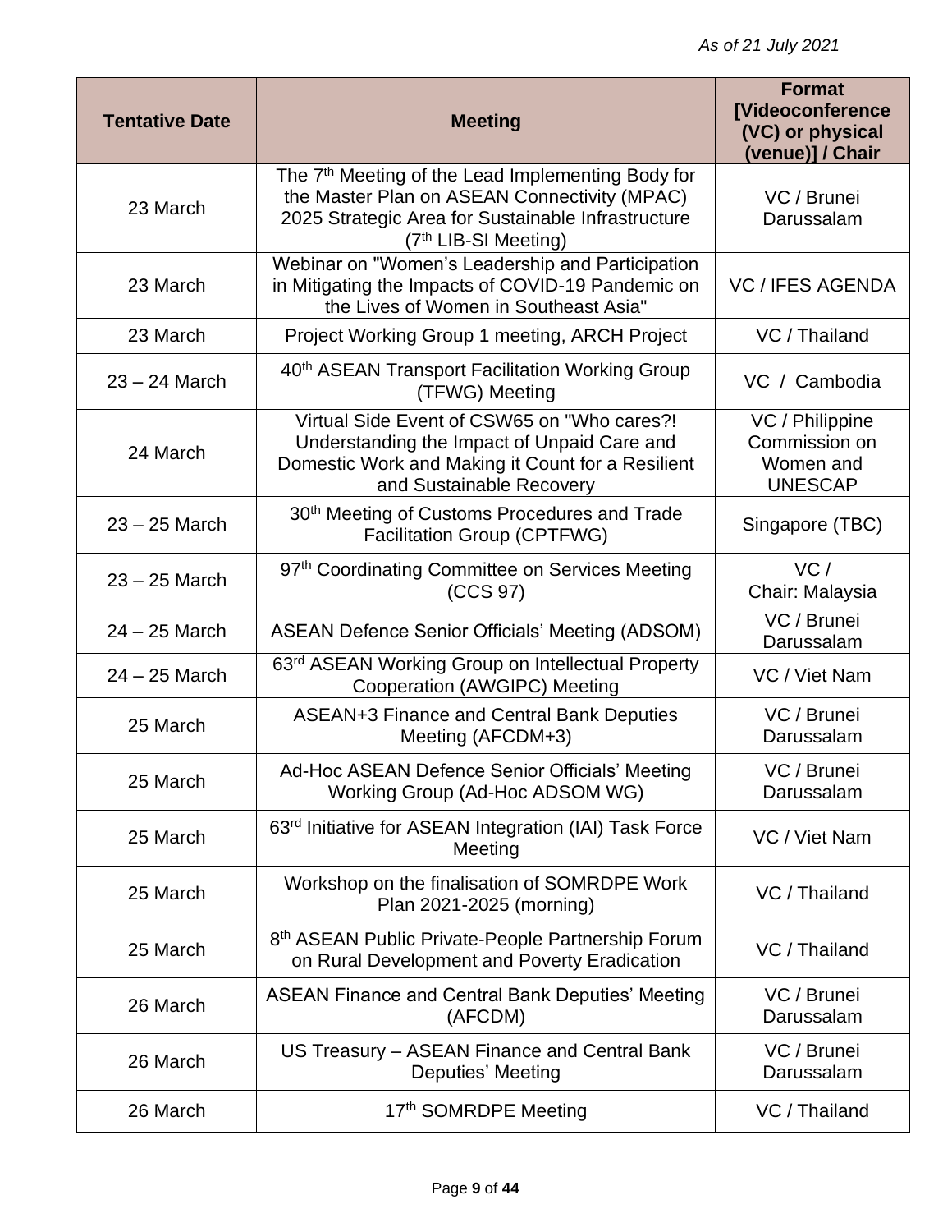*As of 21 July 2021*

| Tentative Date | Meeting | Format [Videoconference (VC) or physical (venue)] / Chair |
|---|---|---|
| 23 March | The 7th Meeting of the Lead Implementing Body for the Master Plan on ASEAN Connectivity (MPAC) 2025 Strategic Area for Sustainable Infrastructure (7th LIB-SI Meeting) | VC / Brunei Darussalam |
| 23 March | Webinar on "Women's Leadership and Participation in Mitigating the Impacts of COVID-19 Pandemic on the Lives of Women in Southeast Asia" | VC / IFES AGENDA |
| 23 March | Project Working Group 1 meeting, ARCH Project | VC / Thailand |
| 23 – 24 March | 40th ASEAN Transport Facilitation Working Group (TFWG) Meeting | VC / Cambodia |
| 24 March | Virtual Side Event of CSW65 on "Who cares?! Understanding the Impact of Unpaid Care and Domestic Work and Making it Count for a Resilient and Sustainable Recovery | VC / Philippine Commission on Women and UNESCAP |
| 23 – 25 March | 30th Meeting of Customs Procedures and Trade Facilitation Group (CPTFWG) | Singapore (TBC) |
| 23 – 25 March | 97th Coordinating Committee on Services Meeting (CCS 97) | VC / Chair: Malaysia |
| 24 – 25 March | ASEAN Defence Senior Officials' Meeting (ADSOM) | VC / Brunei Darussalam |
| 24 – 25 March | 63rd ASEAN Working Group on Intellectual Property Cooperation (AWGIPC) Meeting | VC / Viet Nam |
| 25 March | ASEAN+3 Finance and Central Bank Deputies Meeting (AFCDM+3) | VC / Brunei Darussalam |
| 25 March | Ad-Hoc ASEAN Defence Senior Officials' Meeting Working Group (Ad-Hoc ADSOM WG) | VC / Brunei Darussalam |
| 25 March | 63rd Initiative for ASEAN Integration (IAI) Task Force Meeting | VC / Viet Nam |
| 25 March | Workshop on the finalisation of SOMRDPE Work Plan 2021-2025 (morning) | VC / Thailand |
| 25 March | 8th ASEAN Public Private-People Partnership Forum on Rural Development and Poverty Eradication | VC / Thailand |
| 26 March | ASEAN Finance and Central Bank Deputies' Meeting (AFCDM) | VC / Brunei Darussalam |
| 26 March | US Treasury – ASEAN Finance and Central Bank Deputies' Meeting | VC / Brunei Darussalam |
| 26 March | 17th SOMRDPE Meeting | VC / Thailand |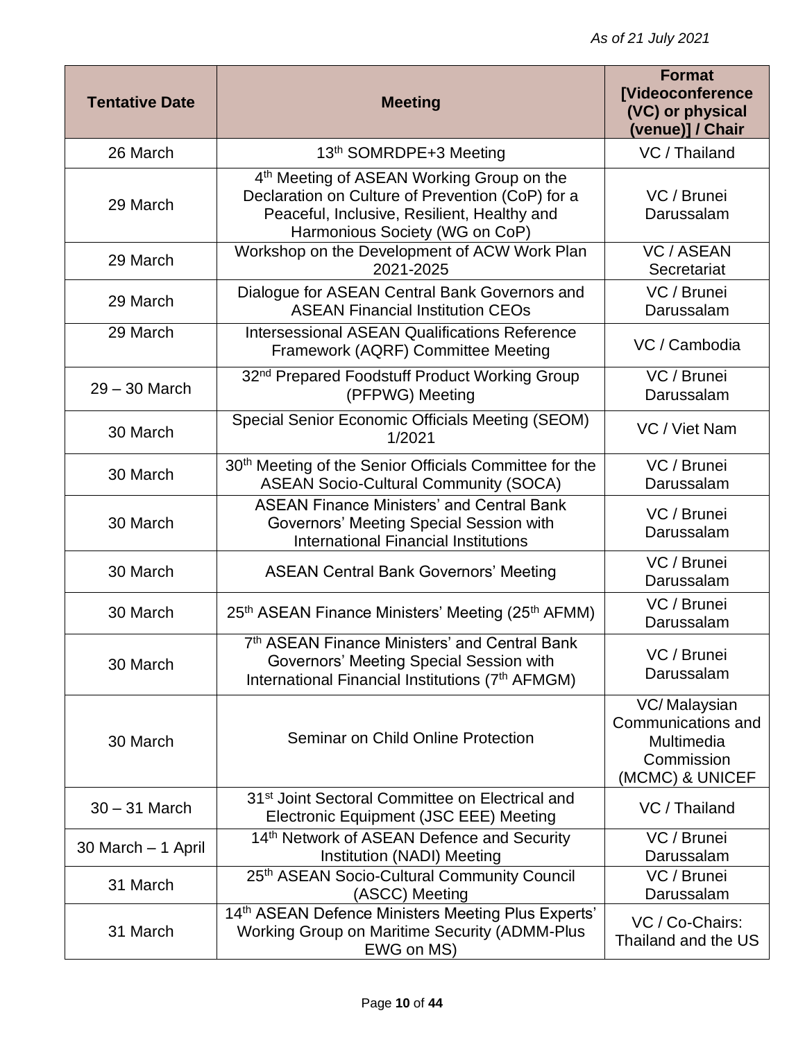*As of 21 July 2021*

| Tentative Date | Meeting | Format [Videoconference (VC) or physical (venue)] / Chair |
|---|---|---|
| 26 March | 13th SOMRDPE+3 Meeting | VC / Thailand |
| 29 March | 4th Meeting of ASEAN Working Group on the Declaration on Culture of Prevention (CoP) for a Peaceful, Inclusive, Resilient, Healthy and Harmonious Society (WG on CoP) | VC / Brunei Darussalam |
| 29 March | Workshop on the Development of ACW Work Plan 2021-2025 | VC / ASEAN Secretariat |
| 29 March | Dialogue for ASEAN Central Bank Governors and ASEAN Financial Institution CEOs | VC / Brunei Darussalam |
| 29 March | Intersessional ASEAN Qualifications Reference Framework (AQRF) Committee Meeting | VC / Cambodia |
| 29 – 30 March | 32nd Prepared Foodstuff Product Working Group (PFPWG) Meeting | VC / Brunei Darussalam |
| 30 March | Special Senior Economic Officials Meeting (SEOM) 1/2021 | VC / Viet Nam |
| 30 March | 30th Meeting of the Senior Officials Committee for the ASEAN Socio-Cultural Community (SOCA) | VC / Brunei Darussalam |
| 30 March | ASEAN Finance Ministers' and Central Bank Governors' Meeting Special Session with International Financial Institutions | VC / Brunei Darussalam |
| 30 March | ASEAN Central Bank Governors' Meeting | VC / Brunei Darussalam |
| 30 March | 25th ASEAN Finance Ministers' Meeting (25th AFMM) | VC / Brunei Darussalam |
| 30 March | 7th ASEAN Finance Ministers' and Central Bank Governors' Meeting Special Session with International Financial Institutions (7th AFMGM) | VC / Brunei Darussalam |
| 30 March | Seminar on Child Online Protection | VC/ Malaysian Communications and Multimedia Commission (MCMC) & UNICEF |
| 30 – 31 March | 31st Joint Sectoral Committee on Electrical and Electronic Equipment (JSC EEE) Meeting | VC / Thailand |
| 30 March – 1 April | 14th Network of ASEAN Defence and Security Institution (NADI) Meeting | VC / Brunei Darussalam |
| 31 March | 25th ASEAN Socio-Cultural Community Council (ASCC) Meeting | VC / Brunei Darussalam |
| 31 March | 14th ASEAN Defence Ministers Meeting Plus Experts' Working Group on Maritime Security (ADMM-Plus EWG on MS) | VC / Co-Chairs: Thailand and the US |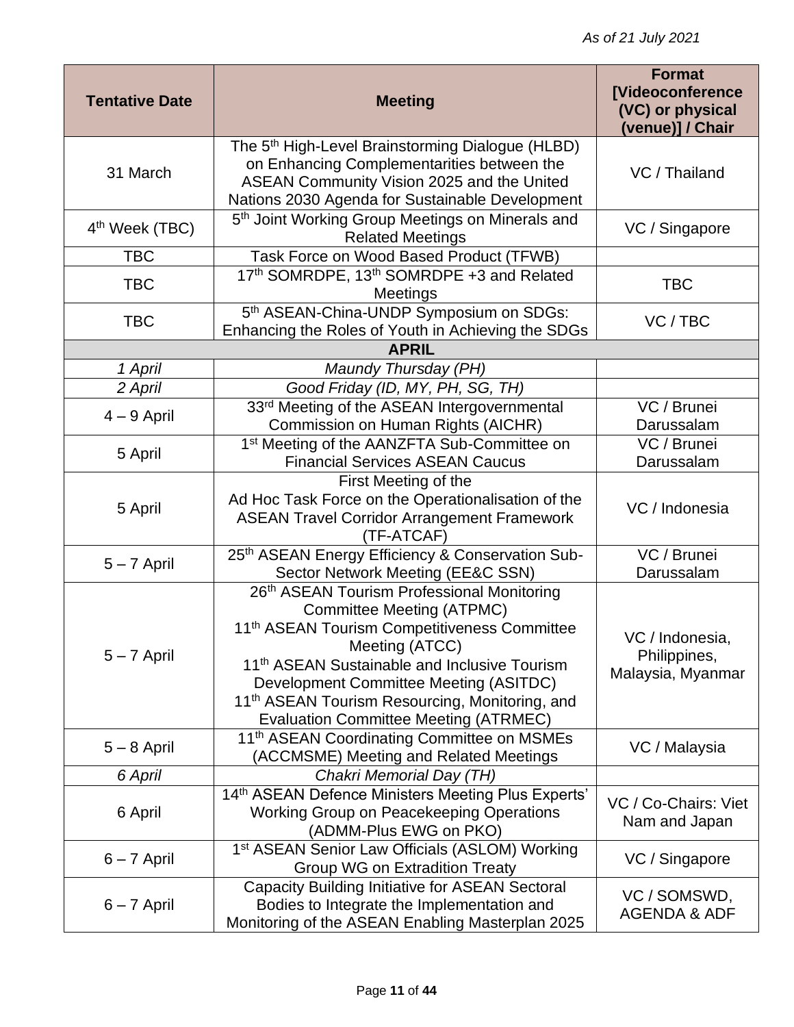*As of 21 July 2021*

| Tentative Date | Meeting | Format [Videoconference (VC) or physical (venue)] / Chair |
|---|---|---|
| 31 March | The 5th High-Level Brainstorming Dialogue (HLBD) on Enhancing Complementarities between the ASEAN Community Vision 2025 and the United Nations 2030 Agenda for Sustainable Development | VC / Thailand |
| 4th Week (TBC) | 5th Joint Working Group Meetings on Minerals and Related Meetings | VC / Singapore |
| TBC | Task Force on Wood Based Product (TFWB) | |
| TBC | 17th SOMRDPE, 13th SOMRDPE +3 and Related Meetings | TBC |
| TBC | 5th ASEAN-China-UNDP Symposium on SDGs: Enhancing the Roles of Youth in Achieving the SDGs | VC / TBC |
| **APRIL** | | |
| *1 April* | *Maundy Thursday (PH)* | |
| *2 April* | *Good Friday (ID, MY, PH, SG, TH)* | |
| 4 – 9 April | 33rd Meeting of the ASEAN Intergovernmental Commission on Human Rights (AICHR) | VC / Brunei Darussalam |
| 5 April | 1st Meeting of the AANZFTA Sub-Committee on Financial Services ASEAN Caucus | VC / Brunei Darussalam |
| 5 April | First Meeting of the Ad Hoc Task Force on the Operationalisation of the ASEAN Travel Corridor Arrangement Framework (TF-ATCAF) | VC / Indonesia |
| 5 – 7 April | 25th ASEAN Energy Efficiency & Conservation Sub-Sector Network Meeting (EE&C SSN) | VC / Brunei Darussalam |
| 5 – 7 April | 26th ASEAN Tourism Professional Monitoring Committee Meeting (ATPMC)<br>11th ASEAN Tourism Competitiveness Committee Meeting (ATCC)<br>11th ASEAN Sustainable and Inclusive Tourism Development Committee Meeting (ASITDC)<br>11th ASEAN Tourism Resourcing, Monitoring, and Evaluation Committee Meeting (ATRMEC) | VC / Indonesia, Philippines, Malaysia, Myanmar |
| 5 – 8 April | 11th ASEAN Coordinating Committee on MSMEs (ACCMSME) Meeting and Related Meetings | VC / Malaysia |
| *6 April* | *Chakri Memorial Day (TH)* | |
| 6 April | 14th ASEAN Defence Ministers Meeting Plus Experts' Working Group on Peacekeeping Operations (ADMM-Plus EWG on PKO) | VC / Co-Chairs: Viet Nam and Japan |
| 6 – 7 April | 1st ASEAN Senior Law Officials (ASLOM) Working Group WG on Extradition Treaty | VC / Singapore |
| 6 – 7 April | Capacity Building Initiative for ASEAN Sectoral Bodies to Integrate the Implementation and Monitoring of the ASEAN Enabling Masterplan 2025 | VC / SOMSWD, AGENDA & ADF |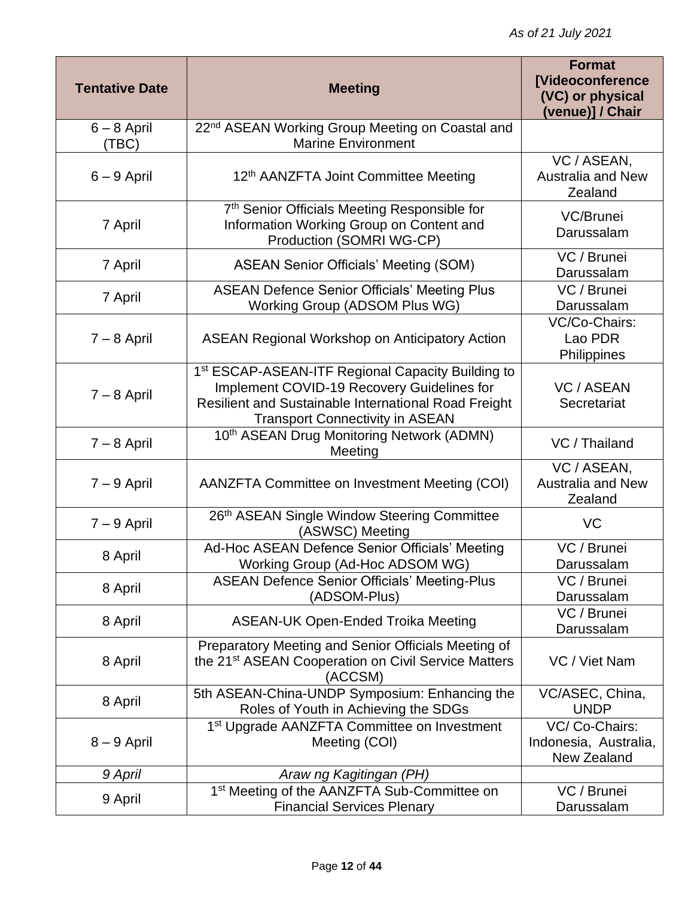*As of 21 July 2021*

| Tentative Date | Meeting | Format [Videoconference (VC) or physical (venue)] / Chair |
|---|---|---|
| 6 – 8 April (TBC) | 22nd ASEAN Working Group Meeting on Coastal and Marine Environment | |
| 6 – 9 April | 12th AANZFTA Joint Committee Meeting | VC / ASEAN, Australia and New Zealand |
| 7 April | 7th Senior Officials Meeting Responsible for Information Working Group on Content and Production (SOMRI WG-CP) | VC/Brunei Darussalam |
| 7 April | ASEAN Senior Officials' Meeting (SOM) | VC / Brunei Darussalam |
| 7 April | ASEAN Defence Senior Officials' Meeting Plus Working Group (ADSOM Plus WG) | VC / Brunei Darussalam |
| 7 – 8 April | ASEAN Regional Workshop on Anticipatory Action | VC/Co-Chairs: Lao PDR Philippines |
| 7 – 8 April | 1st ESCAP-ASEAN-ITF Regional Capacity Building to Implement COVID-19 Recovery Guidelines for Resilient and Sustainable International Road Freight Transport Connectivity in ASEAN | VC / ASEAN Secretariat |
| 7 – 8 April | 10th ASEAN Drug Monitoring Network (ADMN) Meeting | VC / Thailand |
| 7 – 9 April | AANZFTA Committee on Investment Meeting (COI) | VC / ASEAN, Australia and New Zealand |
| 7 – 9 April | 26th ASEAN Single Window Steering Committee (ASWSC) Meeting | VC |
| 8 April | Ad-Hoc ASEAN Defence Senior Officials' Meeting Working Group (Ad-Hoc ADSOM WG) | VC / Brunei Darussalam |
| 8 April | ASEAN Defence Senior Officials' Meeting-Plus (ADSOM-Plus) | VC / Brunei Darussalam |
| 8 April | ASEAN-UK Open-Ended Troika Meeting | VC / Brunei Darussalam |
| 8 April | Preparatory Meeting and Senior Officials Meeting of the 21st ASEAN Cooperation on Civil Service Matters (ACCSM) | VC / Viet Nam |
| 8 April | 5th ASEAN-China-UNDP Symposium: Enhancing the Roles of Youth in Achieving the SDGs | VC/ASEC, China, UNDP |
| 8 – 9 April | 1st Upgrade AANZFTA Committee on Investment Meeting (COI) | VC/ Co-Chairs: Indonesia, Australia, New Zealand |
| *9 April* | *Araw ng Kagitingan (PH)* | |
| 9 April | 1st Meeting of the AANZFTA Sub-Committee on Financial Services Plenary | VC / Brunei Darussalam |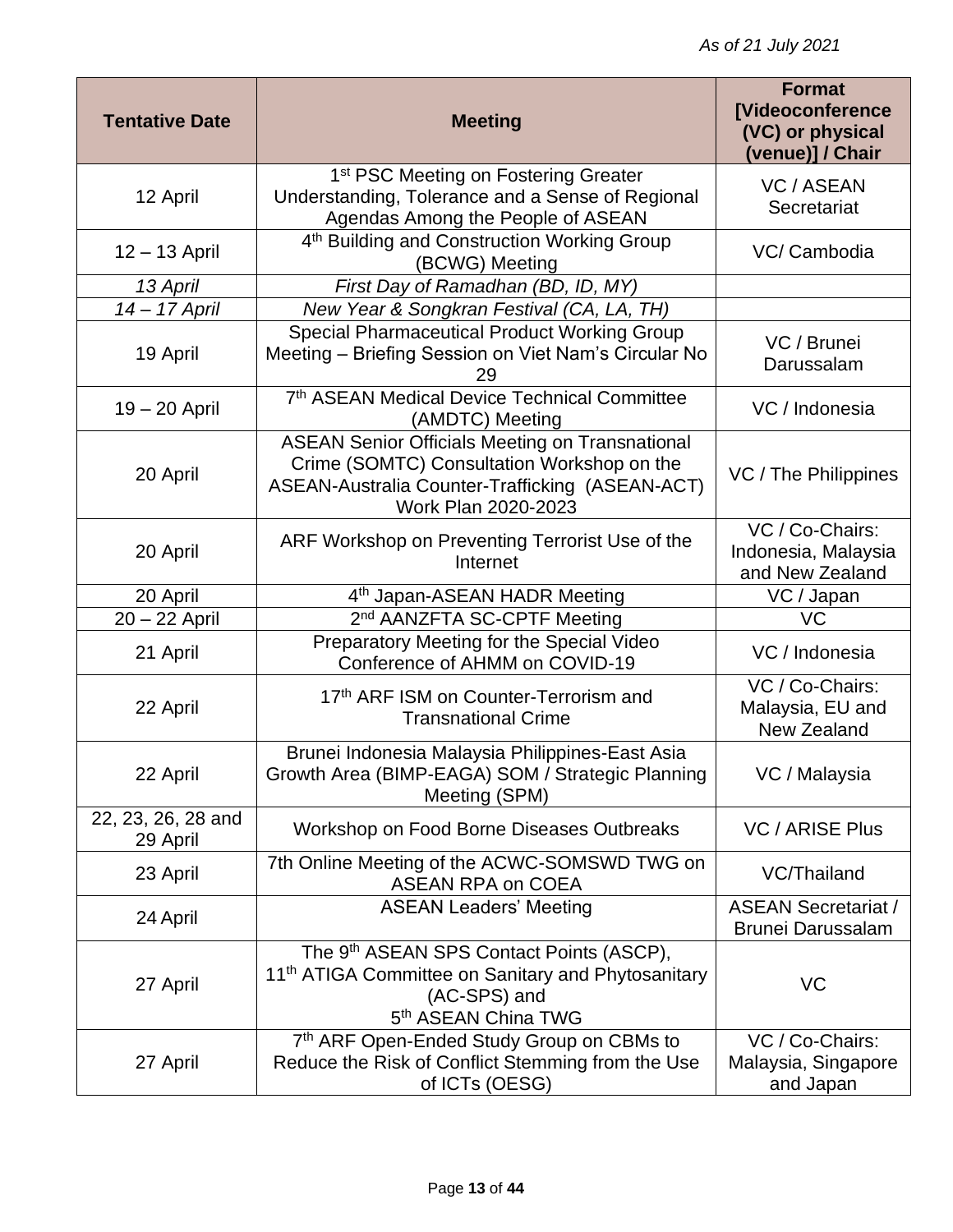*As of 21 July 2021*

| Tentative Date | Meeting | Format [Videoconference (VC) or physical (venue)] / Chair |
|---|---|---|
| 12 April | 1st PSC Meeting on Fostering Greater Understanding, Tolerance and a Sense of Regional Agendas Among the People of ASEAN | VC / ASEAN Secretariat |
| 12 – 13 April | 4th Building and Construction Working Group (BCWG) Meeting | VC/ Cambodia |
| *13 April* | *First Day of Ramadhan (BD, ID, MY)* | |
| *14 – 17 April* | *New Year & Songkran Festival (CA, LA, TH)* | |
| 19 April | Special Pharmaceutical Product Working Group Meeting – Briefing Session on Viet Nam's Circular No 29 | VC / Brunei Darussalam |
| 19 – 20 April | 7th ASEAN Medical Device Technical Committee (AMDTC) Meeting | VC / Indonesia |
| 20 April | ASEAN Senior Officials Meeting on Transnational Crime (SOMTC) Consultation Workshop on the ASEAN-Australia Counter-Trafficking (ASEAN-ACT) Work Plan 2020-2023 | VC / The Philippines |
| 20 April | ARF Workshop on Preventing Terrorist Use of the Internet | VC / Co-Chairs: Indonesia, Malaysia and New Zealand |
| 20 April | 4th Japan-ASEAN HADR Meeting | VC / Japan |
| 20 – 22 April | 2nd AANZFTA SC-CPTF Meeting | VC |
| 21 April | Preparatory Meeting for the Special Video Conference of AHMM on COVID-19 | VC / Indonesia |
| 22 April | 17th ARF ISM on Counter-Terrorism and Transnational Crime | VC / Co-Chairs: Malaysia, EU and New Zealand |
| 22 April | Brunei Indonesia Malaysia Philippines-East Asia Growth Area (BIMP-EAGA) SOM / Strategic Planning Meeting (SPM) | VC / Malaysia |
| 22, 23, 26, 28 and 29 April | Workshop on Food Borne Diseases Outbreaks | VC / ARISE Plus |
| 23 April | 7th Online Meeting of the ACWC-SOMSWD TWG on ASEAN RPA on COEA | VC/Thailand |
| 24 April | ASEAN Leaders' Meeting | ASEAN Secretariat / Brunei Darussalam |
| 27 April | The 9th ASEAN SPS Contact Points (ASCP), 11th ATIGA Committee on Sanitary and Phytosanitary (AC-SPS) and 5th ASEAN China TWG | VC |
| 27 April | 7th ARF Open-Ended Study Group on CBMs to Reduce the Risk of Conflict Stemming from the Use of ICTs (OESG) | VC / Co-Chairs: Malaysia, Singapore and Japan |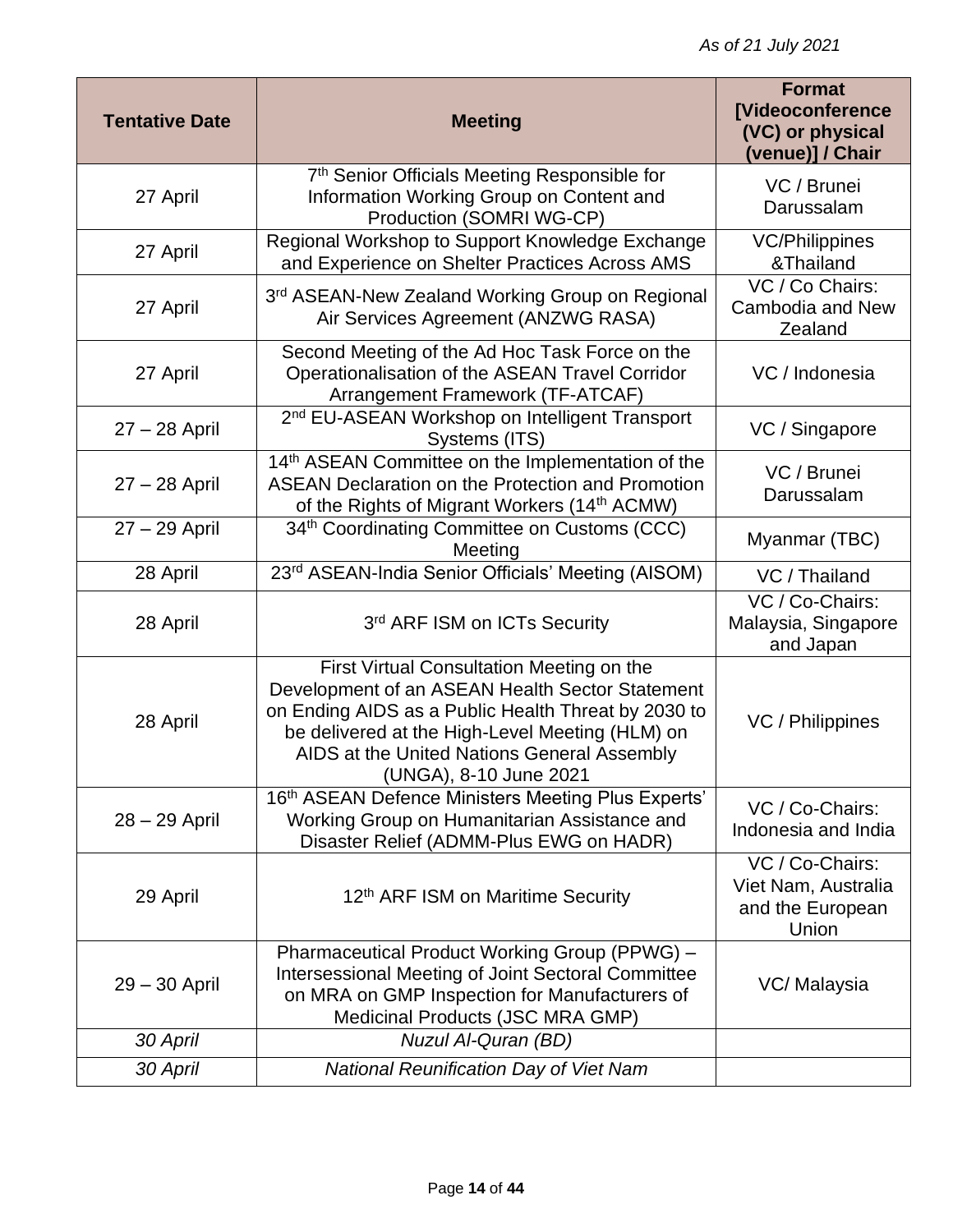*As of 21 July 2021*

| Tentative Date | Meeting | Format [Videoconference (VC) or physical (venue)] / Chair |
|---|---|---|
| 27 April | 7th Senior Officials Meeting Responsible for Information Working Group on Content and Production (SOMRI WG-CP) | VC / Brunei Darussalam |
| 27 April | Regional Workshop to Support Knowledge Exchange and Experience on Shelter Practices Across AMS | VC/Philippines &Thailand |
| 27 April | 3rd ASEAN-New Zealand Working Group on Regional Air Services Agreement (ANZWG RASA) | VC / Co Chairs: Cambodia and New Zealand |
| 27 April | Second Meeting of the Ad Hoc Task Force on the Operationalisation of the ASEAN Travel Corridor Arrangement Framework (TF-ATCAF) | VC / Indonesia |
| 27 – 28 April | 2nd EU-ASEAN Workshop on Intelligent Transport Systems (ITS) | VC / Singapore |
| 27 – 28 April | 14th ASEAN Committee on the Implementation of the ASEAN Declaration on the Protection and Promotion of the Rights of Migrant Workers (14th ACMW) | VC / Brunei Darussalam |
| 27 – 29 April | 34th Coordinating Committee on Customs (CCC) Meeting | Myanmar (TBC) |
| 28 April | 23rd ASEAN-India Senior Officials' Meeting (AISOM) | VC / Thailand |
| 28 April | 3rd ARF ISM on ICTs Security | VC / Co-Chairs: Malaysia, Singapore and Japan |
| 28 April | First Virtual Consultation Meeting on the Development of an ASEAN Health Sector Statement on Ending AIDS as a Public Health Threat by 2030 to be delivered at the High-Level Meeting (HLM) on AIDS at the United Nations General Assembly (UNGA), 8-10 June 2021 | VC / Philippines |
| 28 – 29 April | 16th ASEAN Defence Ministers Meeting Plus Experts' Working Group on Humanitarian Assistance and Disaster Relief (ADMM-Plus EWG on HADR) | VC / Co-Chairs: Indonesia and India |
| 29 April | 12th ARF ISM on Maritime Security | VC / Co-Chairs: Viet Nam, Australia and the European Union |
| 29 – 30 April | Pharmaceutical Product Working Group (PPWG) – Intersessional Meeting of Joint Sectoral Committee on MRA on GMP Inspection for Manufacturers of Medicinal Products (JSC MRA GMP) | VC/ Malaysia |
| *30 April* | *Nuzul Al-Quran (BD)* | |
| *30 April* | *National Reunification Day of Viet Nam* | |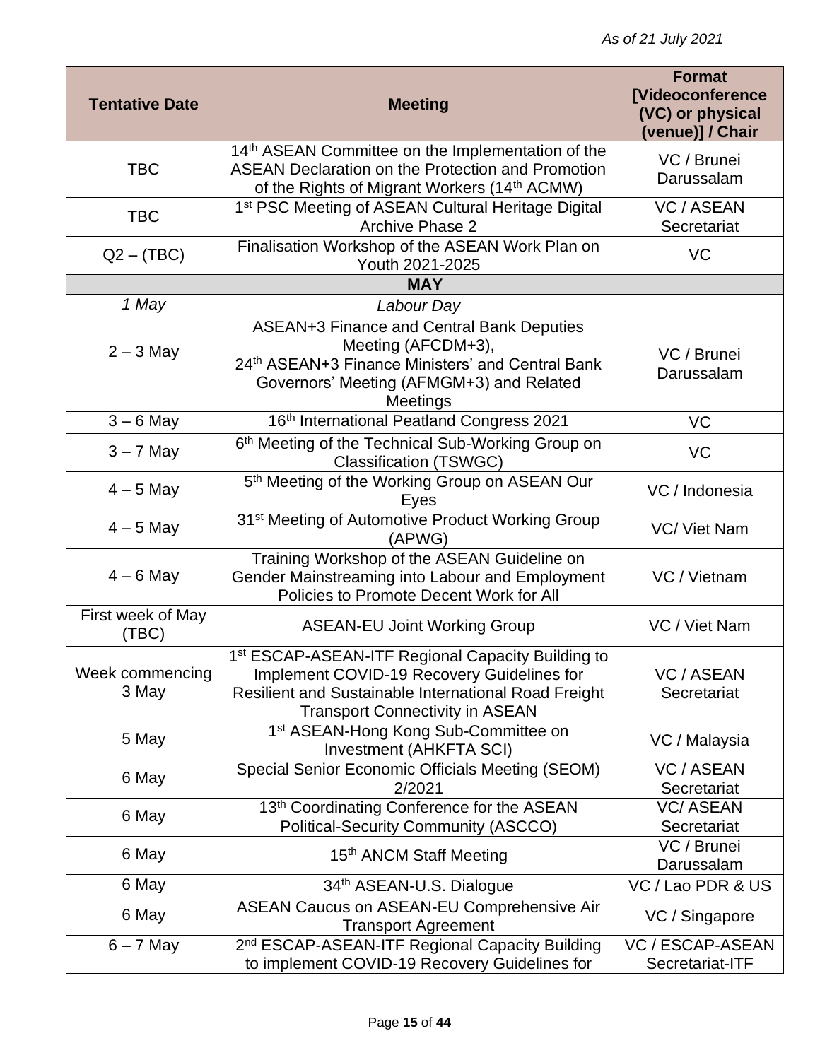*As of 21 July 2021*

| Tentative Date | Meeting | Format [Videoconference (VC) or physical (venue)] / Chair |
|---|---|---|
| TBC | 14th ASEAN Committee on the Implementation of the ASEAN Declaration on the Protection and Promotion of the Rights of Migrant Workers (14th ACMW) | VC / Brunei Darussalam |
| TBC | 1st PSC Meeting of ASEAN Cultural Heritage Digital Archive Phase 2 | VC / ASEAN Secretariat |
| Q2 – (TBC) | Finalisation Workshop of the ASEAN Work Plan on Youth 2021-2025 | VC |
| **MAY** | | |
| *1 May* | *Labour Day* | |
| 2 – 3 May | ASEAN+3 Finance and Central Bank Deputies Meeting (AFCDM+3),<br>24th ASEAN+3 Finance Ministers' and Central Bank Governors' Meeting (AFMGM+3) and Related Meetings | VC / Brunei Darussalam |
| 3 – 6 May | 16th International Peatland Congress 2021 | VC |
| 3 – 7 May | 6th Meeting of the Technical Sub-Working Group on Classification (TSWGC) | VC |
| 4 – 5 May | 5th Meeting of the Working Group on ASEAN Our Eyes | VC / Indonesia |
| 4 – 5 May | 31st Meeting of Automotive Product Working Group (APWG) | VC/ Viet Nam |
| 4 – 6 May | Training Workshop of the ASEAN Guideline on Gender Mainstreaming into Labour and Employment Policies to Promote Decent Work for All | VC / Vietnam |
| First week of May (TBC) | ASEAN-EU Joint Working Group | VC / Viet Nam |
| Week commencing 3 May | 1st ESCAP-ASEAN-ITF Regional Capacity Building to Implement COVID-19 Recovery Guidelines for Resilient and Sustainable International Road Freight Transport Connectivity in ASEAN | VC / ASEAN Secretariat |
| 5 May | 1st ASEAN-Hong Kong Sub-Committee on Investment (AHKFTA SCI) | VC / Malaysia |
| 6 May | Special Senior Economic Officials Meeting (SEOM) 2/2021 | VC / ASEAN Secretariat |
| 6 May | 13th Coordinating Conference for the ASEAN Political-Security Community (ASCCO) | VC/ ASEAN Secretariat |
| 6 May | 15th ANCM Staff Meeting | VC / Brunei Darussalam |
| 6 May | 34th ASEAN-U.S. Dialogue | VC / Lao PDR & US |
| 6 May | ASEAN Caucus on ASEAN-EU Comprehensive Air Transport Agreement | VC / Singapore |
| 6 – 7 May | 2nd ESCAP-ASEAN-ITF Regional Capacity Building to implement COVID-19 Recovery Guidelines for | VC / ESCAP-ASEAN Secretariat-ITF |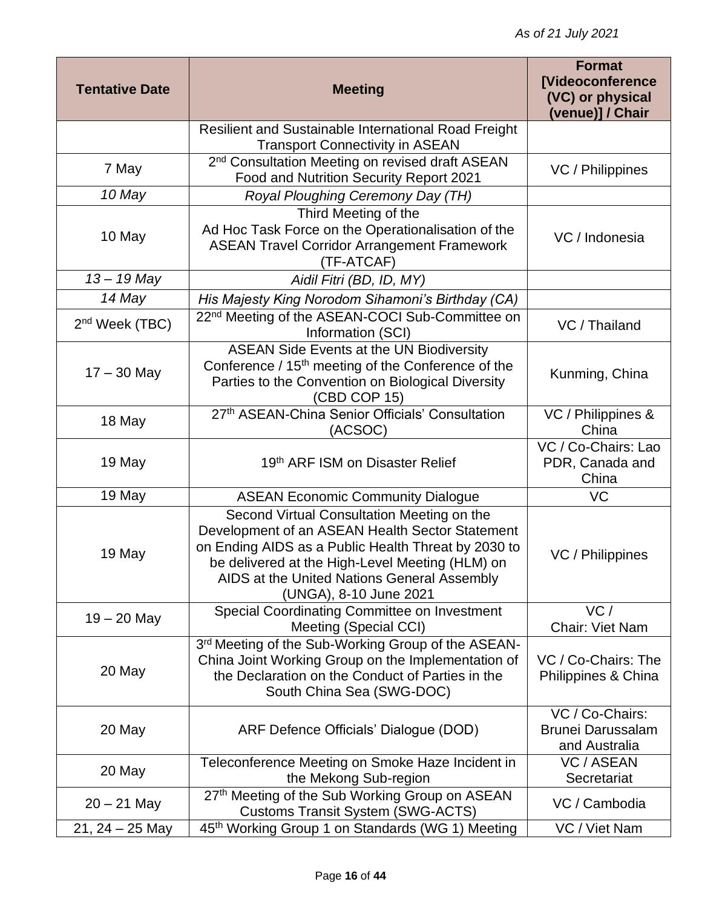*As of 21 July 2021*

| Tentative Date | Meeting | Format [Videoconference (VC) or physical (venue)] / Chair |
|---|---|---|
| | Resilient and Sustainable International Road Freight Transport Connectivity in ASEAN | |
| 7 May | 2nd Consultation Meeting on revised draft ASEAN Food and Nutrition Security Report 2021 | VC / Philippines |
| *10 May* | *Royal Ploughing Ceremony Day (TH)* | |
| 10 May | Third Meeting of the Ad Hoc Task Force on the Operationalisation of the ASEAN Travel Corridor Arrangement Framework (TF-ATCAF) | VC / Indonesia |
| *13 – 19 May* | *Aidil Fitri (BD, ID, MY)* | |
| *14 May* | *His Majesty King Norodom Sihamoni's Birthday (CA)* | |
| 2nd Week (TBC) | 22nd Meeting of the ASEAN-COCI Sub-Committee on Information (SCI) | VC / Thailand |
| 17 – 30 May | ASEAN Side Events at the UN Biodiversity Conference / 15th meeting of the Conference of the Parties to the Convention on Biological Diversity (CBD COP 15) | Kunming, China |
| 18 May | 27th ASEAN-China Senior Officials' Consultation (ACSOC) | VC / Philippines & China |
| 19 May | 19th ARF ISM on Disaster Relief | VC / Co-Chairs: Lao PDR, Canada and China |
| 19 May | ASEAN Economic Community Dialogue | VC |
| 19 May | Second Virtual Consultation Meeting on the Development of an ASEAN Health Sector Statement on Ending AIDS as a Public Health Threat by 2030 to be delivered at the High-Level Meeting (HLM) on AIDS at the United Nations General Assembly (UNGA), 8-10 June 2021 | VC / Philippines |
| 19 – 20 May | Special Coordinating Committee on Investment Meeting (Special CCI) | VC / Chair: Viet Nam |
| 20 May | 3rd Meeting of the Sub-Working Group of the ASEAN-China Joint Working Group on the Implementation of the Declaration on the Conduct of Parties in the South China Sea (SWG-DOC) | VC / Co-Chairs: The Philippines & China |
| 20 May | ARF Defence Officials' Dialogue (DOD) | VC / Co-Chairs: Brunei Darussalam and Australia |
| 20 May | Teleconference Meeting on Smoke Haze Incident in the Mekong Sub-region | VC / ASEAN Secretariat |
| 20 – 21 May | 27th Meeting of the Sub Working Group on ASEAN Customs Transit System (SWG-ACTS) | VC / Cambodia |
| 21, 24 – 25 May | 45th Working Group 1 on Standards (WG 1) Meeting | VC / Viet Nam |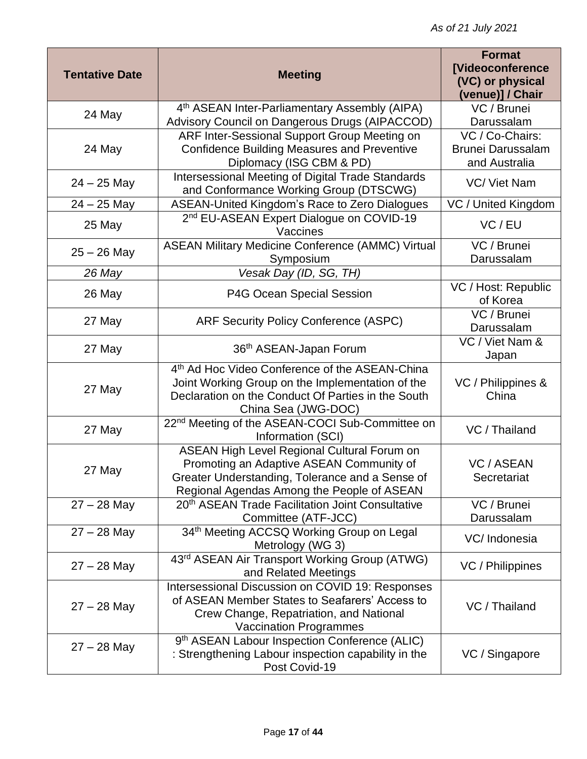*As of 21 July 2021*

| Tentative Date | Meeting | Format [Videoconference (VC) or physical (venue)] / Chair |
|---|---|---|
| 24 May | 4th ASEAN Inter-Parliamentary Assembly (AIPA) Advisory Council on Dangerous Drugs (AIPACCOD) | VC / Brunei Darussalam |
| 24 May | ARF Inter-Sessional Support Group Meeting on Confidence Building Measures and Preventive Diplomacy (ISG CBM & PD) | VC / Co-Chairs: Brunei Darussalam and Australia |
| 24 – 25 May | Intersessional Meeting of Digital Trade Standards and Conformance Working Group (DTSCWG) | VC/ Viet Nam |
| 24 – 25 May | ASEAN-United Kingdom's Race to Zero Dialogues | VC / United Kingdom |
| 25 May | 2nd EU-ASEAN Expert Dialogue on COVID-19 Vaccines | VC / EU |
| 25 – 26 May | ASEAN Military Medicine Conference (AMMC) Virtual Symposium | VC / Brunei Darussalam |
| *26 May* | *Vesak Day (ID, SG, TH)* | |
| 26 May | P4G Ocean Special Session | VC / Host: Republic of Korea |
| 27 May | ARF Security Policy Conference (ASPC) | VC / Brunei Darussalam |
| 27 May | 36th ASEAN-Japan Forum | VC / Viet Nam & Japan |
| 27 May | 4th Ad Hoc Video Conference of the ASEAN-China Joint Working Group on the Implementation of the Declaration on the Conduct Of Parties in the South China Sea (JWG-DOC) | VC / Philippines & China |
| 27 May | 22nd Meeting of the ASEAN-COCI Sub-Committee on Information (SCI) | VC / Thailand |
| 27 May | ASEAN High Level Regional Cultural Forum on Promoting an Adaptive ASEAN Community of Greater Understanding, Tolerance and a Sense of Regional Agendas Among the People of ASEAN | VC / ASEAN Secretariat |
| 27 – 28 May | 20th ASEAN Trade Facilitation Joint Consultative Committee (ATF-JCC) | VC / Brunei Darussalam |
| 27 – 28 May | 34th Meeting ACCSQ Working Group on Legal Metrology (WG 3) | VC/ Indonesia |
| 27 – 28 May | 43rd ASEAN Air Transport Working Group (ATWG) and Related Meetings | VC / Philippines |
| 27 – 28 May | Intersessional Discussion on COVID 19: Responses of ASEAN Member States to Seafarers' Access to Crew Change, Repatriation, and National Vaccination Programmes | VC / Thailand |
| 27 – 28 May | 9th ASEAN Labour Inspection Conference (ALIC) : Strengthening Labour inspection capability in the Post Covid-19 | VC / Singapore |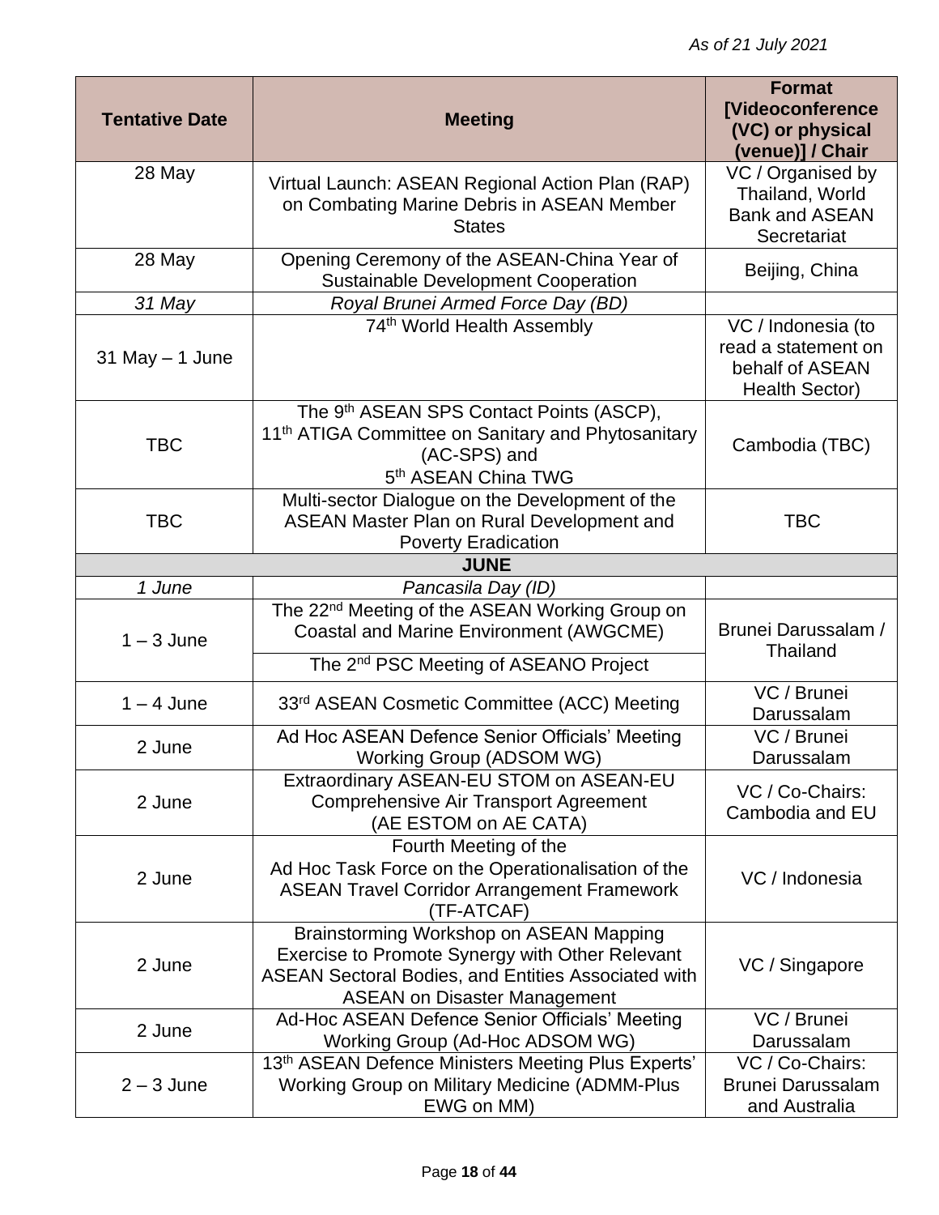*As of 21 July 2021*

| Tentative Date | Meeting | Format [Videoconference (VC) or physical (venue)] / Chair |
|---|---|---|
| 28 May | Virtual Launch: ASEAN Regional Action Plan (RAP) on Combating Marine Debris in ASEAN Member States | VC / Organised by Thailand, World Bank and ASEAN Secretariat |
| 28 May | Opening Ceremony of the ASEAN-China Year of Sustainable Development Cooperation | Beijing, China |
| *31 May* | *Royal Brunei Armed Force Day (BD)* | |
| 31 May – 1 June | 74th World Health Assembly | VC / Indonesia (to read a statement on behalf of ASEAN Health Sector) |
| TBC | The 9th ASEAN SPS Contact Points (ASCP), 11th ATIGA Committee on Sanitary and Phytosanitary (AC-SPS) and 5th ASEAN China TWG | Cambodia (TBC) |
| TBC | Multi-sector Dialogue on the Development of the ASEAN Master Plan on Rural Development and Poverty Eradication | TBC |
| | **JUNE** | |
| *1 June* | *Pancasila Day (ID)* | |
| 1 – 3 June | The 22nd Meeting of the ASEAN Working Group on Coastal and Marine Environment (AWGCME) | Brunei Darussalam / Thailand |
| | The 2nd PSC Meeting of ASEANO Project | |
| 1 – 4 June | 33rd ASEAN Cosmetic Committee (ACC) Meeting | VC / Brunei Darussalam |
| 2 June | Ad Hoc ASEAN Defence Senior Officials' Meeting Working Group (ADSOM WG) | VC / Brunei Darussalam |
| 2 June | Extraordinary ASEAN-EU STOM on ASEAN-EU Comprehensive Air Transport Agreement (AE ESTOM on AE CATA) | VC / Co-Chairs: Cambodia and EU |
| 2 June | Fourth Meeting of the Ad Hoc Task Force on the Operationalisation of the ASEAN Travel Corridor Arrangement Framework (TF-ATCAF) | VC / Indonesia |
| 2 June | Brainstorming Workshop on ASEAN Mapping Exercise to Promote Synergy with Other Relevant ASEAN Sectoral Bodies, and Entities Associated with ASEAN on Disaster Management | VC / Singapore |
| 2 June | Ad-Hoc ASEAN Defence Senior Officials' Meeting Working Group (Ad-Hoc ADSOM WG) | VC / Brunei Darussalam |
| 2 – 3 June | 13th ASEAN Defence Ministers Meeting Plus Experts' Working Group on Military Medicine (ADMM-Plus EWG on MM) | VC / Co-Chairs: Brunei Darussalam and Australia |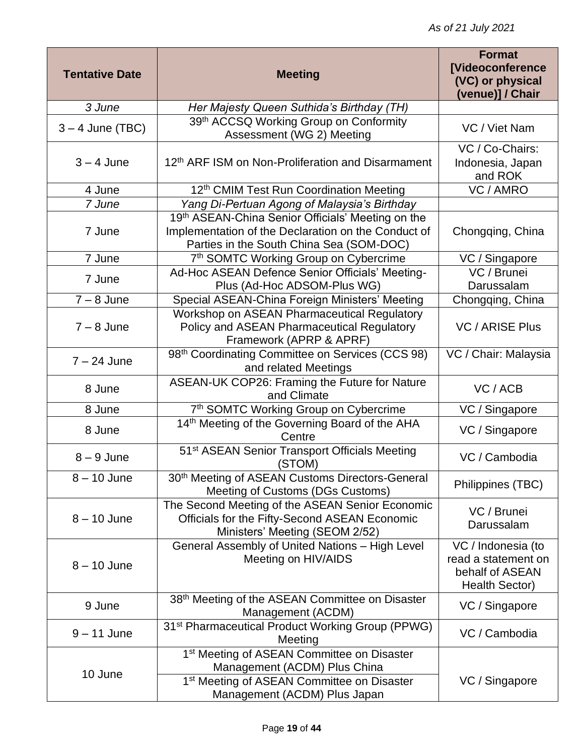*As of 21 July 2021*

| Tentative Date | Meeting | Format [Videoconference (VC) or physical (venue)] / Chair |
|---|---|---|
| *3 June* | *Her Majesty Queen Suthida's Birthday (TH)* | |
| 3 – 4 June (TBC) | 39th ACCSQ Working Group on Conformity Assessment (WG 2) Meeting | VC / Viet Nam |
| 3 – 4 June | 12th ARF ISM on Non-Proliferation and Disarmament | VC / Co-Chairs: Indonesia, Japan and ROK |
| 4 June | 12th CMIM Test Run Coordination Meeting | VC / AMRO |
| *7 June* | *Yang Di-Pertuan Agong of Malaysia's Birthday* | |
| 7 June | 19th ASEAN-China Senior Officials' Meeting on the Implementation of the Declaration on the Conduct of Parties in the South China Sea (SOM-DOC) | Chongqing, China |
| 7 June | 7th SOMTC Working Group on Cybercrime | VC / Singapore |
| 7 June | Ad-Hoc ASEAN Defence Senior Officials' Meeting-Plus (Ad-Hoc ADSOM-Plus WG) | VC / Brunei Darussalam |
| 7 – 8 June | Special ASEAN-China Foreign Ministers' Meeting | Chongqing, China |
| 7 – 8 June | Workshop on ASEAN Pharmaceutical Regulatory Policy and ASEAN Pharmaceutical Regulatory Framework (APRP & APRF) | VC / ARISE Plus |
| 7 – 24 June | 98th Coordinating Committee on Services (CCS 98) and related Meetings | VC / Chair: Malaysia |
| 8 June | ASEAN-UK COP26: Framing the Future for Nature and Climate | VC / ACB |
| 8 June | 7th SOMTC Working Group on Cybercrime | VC / Singapore |
| 8 June | 14th Meeting of the Governing Board of the AHA Centre | VC / Singapore |
| 8 – 9 June | 51st ASEAN Senior Transport Officials Meeting (STOM) | VC / Cambodia |
| 8 – 10 June | 30th Meeting of ASEAN Customs Directors-General Meeting of Customs (DGs Customs) | Philippines (TBC) |
| 8 – 10 June | The Second Meeting of the ASEAN Senior Economic Officials for the Fifty-Second ASEAN Economic Ministers' Meeting (SEOM 2/52) | VC / Brunei Darussalam |
| 8 – 10 June | General Assembly of United Nations – High Level Meeting on HIV/AIDS | VC / Indonesia (to read a statement on behalf of ASEAN Health Sector) |
| 9 June | 38th Meeting of the ASEAN Committee on Disaster Management (ACDM) | VC / Singapore |
| 9 – 11 June | 31st Pharmaceutical Product Working Group (PPWG) Meeting | VC / Cambodia |
| 10 June | 1st Meeting of ASEAN Committee on Disaster Management (ACDM) Plus China | VC / Singapore |
| | 1st Meeting of ASEAN Committee on Disaster Management (ACDM) Plus Japan | |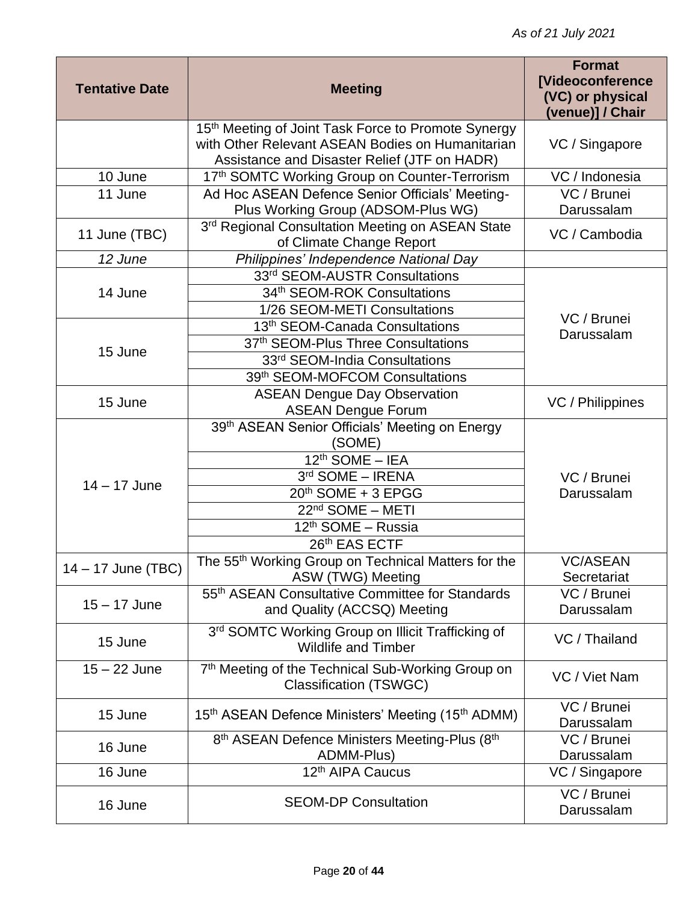*As of 21 July 2021*

| Tentative Date | Meeting | Format [Videoconference (VC) or physical (venue)] / Chair |
|---|---|---|
| | 15th Meeting of Joint Task Force to Promote Synergy with Other Relevant ASEAN Bodies on Humanitarian Assistance and Disaster Relief (JTF on HADR) | VC / Singapore |
| 10 June | 17th SOMTC Working Group on Counter-Terrorism | VC / Indonesia |
| 11 June | Ad Hoc ASEAN Defence Senior Officials' Meeting-Plus Working Group (ADSOM-Plus WG) | VC / Brunei Darussalam |
| 11 June (TBC) | 3rd Regional Consultation Meeting on ASEAN State of Climate Change Report | VC / Cambodia |
| *12 June* | *Philippines' Independence National Day* | |
| 14 June | 33rd SEOM-AUSTR Consultations | VC / Brunei Darussalam |
| | 34th SEOM-ROK Consultations | |
| | 1/26 SEOM-METI Consultations | |
| 15 June | 13th SEOM-Canada Consultations | |
| | 37th SEOM-Plus Three Consultations | |
| | 33rd SEOM-India Consultations | |
| | 39th SEOM-MOFCOM Consultations | |
| 15 June | ASEAN Dengue Day Observation<br>ASEAN Dengue Forum | VC / Philippines |
| 14 – 17 June | 39th ASEAN Senior Officials' Meeting on Energy (SOME) | VC / Brunei Darussalam |
| | 12th SOME – IEA | |
| | 3rd SOME – IRENA | |
| | 20th SOME + 3 EPGG | |
| | 22nd SOME – METI | |
| | 12th SOME – Russia | |
| | 26th EAS ECTF | |
| 14 – 17 June (TBC) | The 55th Working Group on Technical Matters for the ASW (TWG) Meeting | VC/ASEAN Secretariat |
| 15 – 17 June | 55th ASEAN Consultative Committee for Standards and Quality (ACCSQ) Meeting | VC / Brunei Darussalam |
| 15 June | 3rd SOMTC Working Group on Illicit Trafficking of Wildlife and Timber | VC / Thailand |
| 15 – 22 June | 7th Meeting of the Technical Sub-Working Group on Classification (TSWGC) | VC / Viet Nam |
| 15 June | 15th ASEAN Defence Ministers' Meeting (15th ADMM) | VC / Brunei Darussalam |
| 16 June | 8th ASEAN Defence Ministers Meeting-Plus (8th ADMM-Plus) | VC / Brunei Darussalam |
| 16 June | 12th AIPA Caucus | VC / Singapore |
| 16 June | SEOM-DP Consultation | VC / Brunei Darussalam |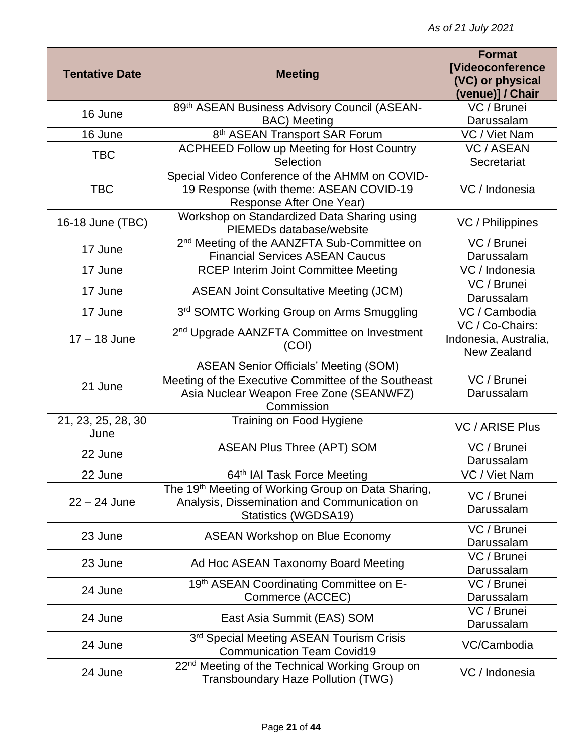*As of 21 July 2021*

| Tentative Date | Meeting | Format [Videoconference (VC) or physical (venue)] / Chair |
|---|---|---|
| 16 June | 89th ASEAN Business Advisory Council (ASEAN-BAC) Meeting | VC / Brunei Darussalam |
| 16 June | 8th ASEAN Transport SAR Forum | VC / Viet Nam |
| TBC | ACPHEED Follow up Meeting for Host Country Selection | VC / ASEAN Secretariat |
| TBC | Special Video Conference of the AHMM on COVID-19 Response (with theme: ASEAN COVID-19 Response After One Year) | VC / Indonesia |
| 16-18 June (TBC) | Workshop on Standardized Data Sharing using PIEMEDs database/website | VC / Philippines |
| 17 June | 2nd Meeting of the AANZFTA Sub-Committee on Financial Services ASEAN Caucus | VC / Brunei Darussalam |
| 17 June | RCEP Interim Joint Committee Meeting | VC / Indonesia |
| 17 June | ASEAN Joint Consultative Meeting (JCM) | VC / Brunei Darussalam |
| 17 June | 3rd SOMTC Working Group on Arms Smuggling | VC / Cambodia |
| 17 – 18 June | 2nd Upgrade AANZFTA Committee on Investment (COI) | VC / Co-Chairs: Indonesia, Australia, New Zealand |
| 21 June | ASEAN Senior Officials' Meeting (SOM) | VC / Brunei Darussalam |
| | Meeting of the Executive Committee of the Southeast Asia Nuclear Weapon Free Zone (SEANWFZ) Commission | |
| 21, 23, 25, 28, 30 June | Training on Food Hygiene | VC / ARISE Plus |
| 22 June | ASEAN Plus Three (APT) SOM | VC / Brunei Darussalam |
| 22 June | 64th IAI Task Force Meeting | VC / Viet Nam |
| 22 – 24 June | The 19th Meeting of Working Group on Data Sharing, Analysis, Dissemination and Communication on Statistics (WGDSA19) | VC / Brunei Darussalam |
| 23 June | ASEAN Workshop on Blue Economy | VC / Brunei Darussalam |
| 23 June | Ad Hoc ASEAN Taxonomy Board Meeting | VC / Brunei Darussalam |
| 24 June | 19th ASEAN Coordinating Committee on E-Commerce (ACCEC) | VC / Brunei Darussalam |
| 24 June | East Asia Summit (EAS) SOM | VC / Brunei Darussalam |
| 24 June | 3rd Special Meeting ASEAN Tourism Crisis Communication Team Covid19 | VC/Cambodia |
| 24 June | 22nd Meeting of the Technical Working Group on Transboundary Haze Pollution (TWG) | VC / Indonesia |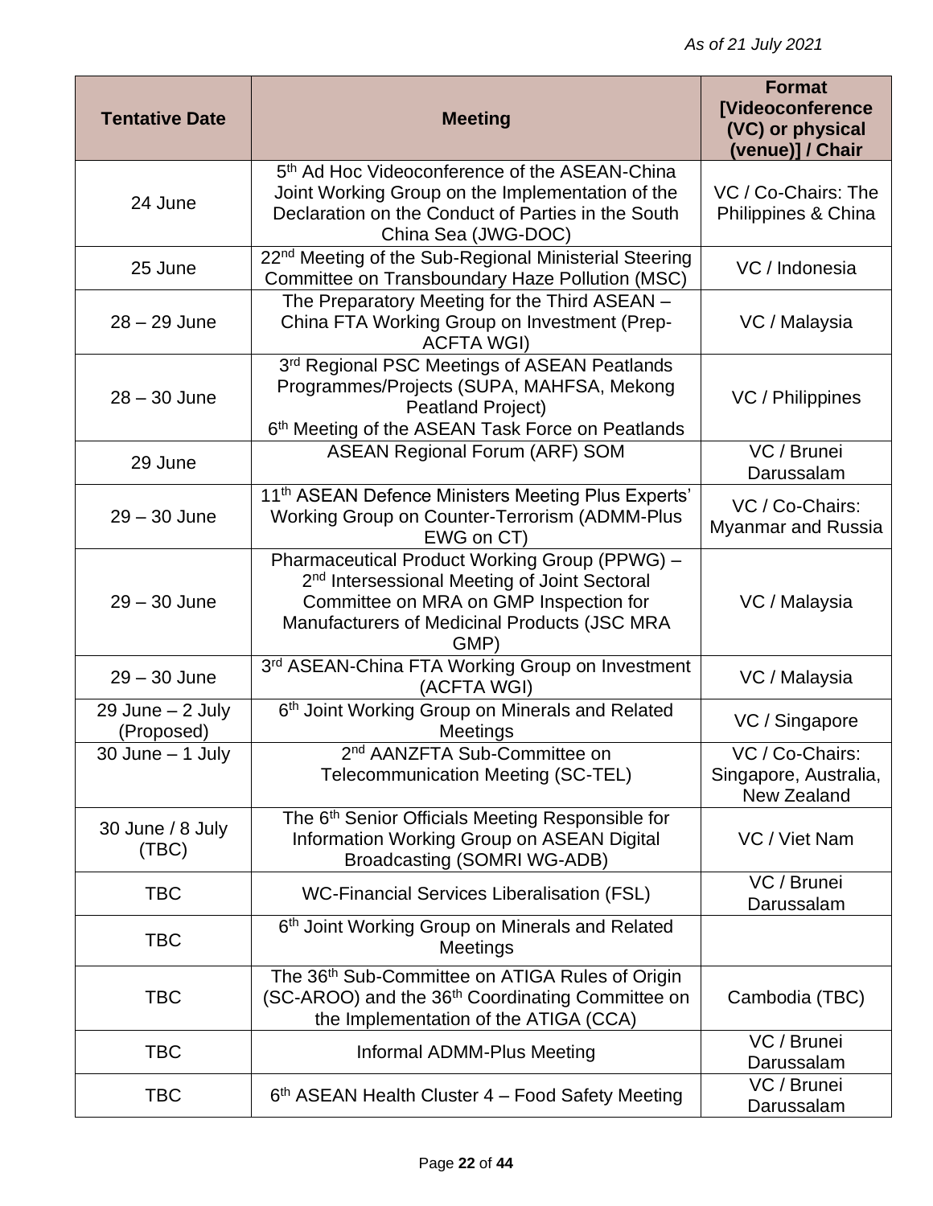*As of 21 July 2021*

| Tentative Date | Meeting | Format [Videoconference (VC) or physical (venue)] / Chair |
|---|---|---|
| 24 June | 5th Ad Hoc Videoconference of the ASEAN-China Joint Working Group on the Implementation of the Declaration on the Conduct of Parties in the South China Sea (JWG-DOC) | VC / Co-Chairs: The Philippines & China |
| 25 June | 22nd Meeting of the Sub-Regional Ministerial Steering Committee on Transboundary Haze Pollution (MSC) | VC / Indonesia |
| 28 – 29 June | The Preparatory Meeting for the Third ASEAN – China FTA Working Group on Investment (Prep-ACFTA WGI) | VC / Malaysia |
| 28 – 30 June | 3rd Regional PSC Meetings of ASEAN Peatlands Programmes/Projects (SUPA, MAHFSA, Mekong Peatland Project)<br>6th Meeting of the ASEAN Task Force on Peatlands | VC / Philippines |
| 29 June | ASEAN Regional Forum (ARF) SOM | VC / Brunei Darussalam |
| 29 – 30 June | 11th ASEAN Defence Ministers Meeting Plus Experts' Working Group on Counter-Terrorism (ADMM-Plus EWG on CT) | VC / Co-Chairs: Myanmar and Russia |
| 29 – 30 June | Pharmaceutical Product Working Group (PPWG) – 2nd Intersessional Meeting of Joint Sectoral Committee on MRA on GMP Inspection for Manufacturers of Medicinal Products (JSC MRA GMP) | VC / Malaysia |
| 29 – 30 June | 3rd ASEAN-China FTA Working Group on Investment (ACFTA WGI) | VC / Malaysia |
| 29 June – 2 July (Proposed) | 6th Joint Working Group on Minerals and Related Meetings | VC / Singapore |
| 30 June – 1 July | 2nd AANZFTA Sub-Committee on Telecommunication Meeting (SC-TEL) | VC / Co-Chairs: Singapore, Australia, New Zealand |
| 30 June / 8 July (TBC) | The 6th Senior Officials Meeting Responsible for Information Working Group on ASEAN Digital Broadcasting (SOMRI WG-ADB) | VC / Viet Nam |
| TBC | WC-Financial Services Liberalisation (FSL) | VC / Brunei Darussalam |
| TBC | 6th Joint Working Group on Minerals and Related Meetings | |
| TBC | The 36th Sub-Committee on ATIGA Rules of Origin (SC-AROO) and the 36th Coordinating Committee on the Implementation of the ATIGA (CCA) | Cambodia (TBC) |
| TBC | Informal ADMM-Plus Meeting | VC / Brunei Darussalam |
| TBC | 6th ASEAN Health Cluster 4 – Food Safety Meeting | VC / Brunei Darussalam |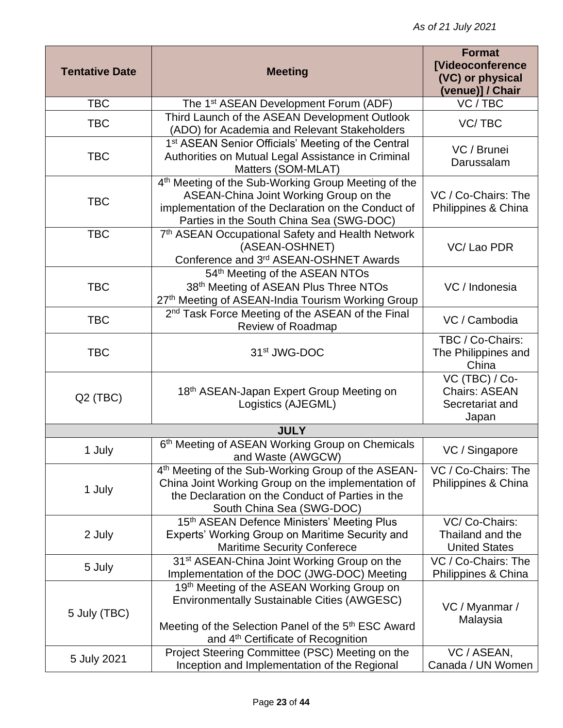*As of 21 July 2021*

| Tentative Date | Meeting | Format [Videoconference (VC) or physical (venue)] / Chair |
|---|---|---|
| TBC | The 1st ASEAN Development Forum (ADF) | VC / TBC |
| TBC | Third Launch of the ASEAN Development Outlook (ADO) for Academia and Relevant Stakeholders | VC/ TBC |
| TBC | 1st ASEAN Senior Officials' Meeting of the Central Authorities on Mutual Legal Assistance in Criminal Matters (SOM-MLAT) | VC / Brunei Darussalam |
| TBC | 4th Meeting of the Sub-Working Group Meeting of the ASEAN-China Joint Working Group on the implementation of the Declaration on the Conduct of Parties in the South China Sea (SWG-DOC) | VC / Co-Chairs: The Philippines & China |
| TBC | 7th ASEAN Occupational Safety and Health Network (ASEAN-OSHNET) Conference and 3rd ASEAN-OSHNET Awards | VC/ Lao PDR |
| TBC | 54th Meeting of the ASEAN NTOs<br>38th Meeting of ASEAN Plus Three NTOs<br>27th Meeting of ASEAN-India Tourism Working Group | VC / Indonesia |
| TBC | 2nd Task Force Meeting of the ASEAN of the Final Review of Roadmap | VC / Cambodia |
| TBC | 31st JWG-DOC | TBC / Co-Chairs: The Philippines and China |
| Q2 (TBC) | 18th ASEAN-Japan Expert Group Meeting on Logistics (AJEGML) | VC (TBC) / Co-Chairs: ASEAN Secretariat and Japan |
| **JULY** | | |
| 1 July | 6th Meeting of ASEAN Working Group on Chemicals and Waste (AWGCW) | VC / Singapore |
| 1 July | 4th Meeting of the Sub-Working Group of the ASEAN-China Joint Working Group on the implementation of the Declaration on the Conduct of Parties in the South China Sea (SWG-DOC) | VC / Co-Chairs: The Philippines & China |
| 2 July | 15th ASEAN Defence Ministers' Meeting Plus Experts' Working Group on Maritime Security and Maritime Security Conferece | VC/ Co-Chairs: Thailand and the United States |
| 5 July | 31st ASEAN-China Joint Working Group on the Implementation of the DOC (JWG-DOC) Meeting | VC / Co-Chairs: The Philippines & China |
| 5 July (TBC) | 19th Meeting of the ASEAN Working Group on Environmentally Sustainable Cities (AWGESC)<br><br>Meeting of the Selection Panel of the 5th ESC Award and 4th Certificate of Recognition | VC / Myanmar / Malaysia |
| 5 July 2021 | Project Steering Committee (PSC) Meeting on the Inception and Implementation of the Regional | VC / ASEAN, Canada / UN Women |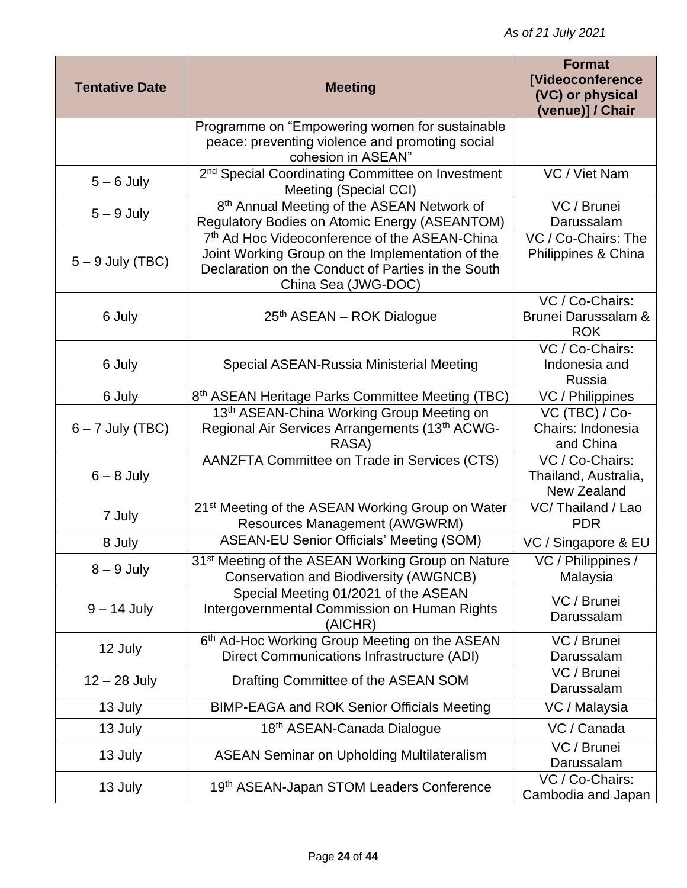*As of 21 July 2021*

| Tentative Date | Meeting | Format [Videoconference (VC) or physical (venue)] / Chair |
|---|---|---|
| | Programme on "Empowering women for sustainable peace: preventing violence and promoting social cohesion in ASEAN" | |
| 5 – 6 July | 2nd Special Coordinating Committee on Investment Meeting (Special CCI) | VC / Viet Nam |
| 5 – 9 July | 8th Annual Meeting of the ASEAN Network of Regulatory Bodies on Atomic Energy (ASEANTOM) | VC / Brunei Darussalam |
| 5 – 9 July (TBC) | 7th Ad Hoc Videoconference of the ASEAN-China Joint Working Group on the Implementation of the Declaration on the Conduct of Parties in the South China Sea (JWG-DOC) | VC / Co-Chairs: The Philippines & China |
| 6 July | 25th ASEAN – ROK Dialogue | VC / Co-Chairs: Brunei Darussalam & ROK |
| 6 July | Special ASEAN-Russia Ministerial Meeting | VC / Co-Chairs: Indonesia and Russia |
| 6 July | 8th ASEAN Heritage Parks Committee Meeting (TBC) | VC / Philippines |
| 6 – 7 July (TBC) | 13th ASEAN-China Working Group Meeting on Regional Air Services Arrangements (13th ACWG-RASA) | VC (TBC) / Co-Chairs: Indonesia and China |
| 6 – 8 July | AANZFTA Committee on Trade in Services (CTS) | VC / Co-Chairs: Thailand, Australia, New Zealand |
| 7 July | 21st Meeting of the ASEAN Working Group on Water Resources Management (AWGWRM) | VC/ Thailand / Lao PDR |
| 8 July | ASEAN-EU Senior Officials' Meeting (SOM) | VC / Singapore & EU |
| 8 – 9 July | 31st Meeting of the ASEAN Working Group on Nature Conservation and Biodiversity (AWGNCB) | VC / Philippines / Malaysia |
| 9 – 14 July | Special Meeting 01/2021 of the ASEAN Intergovernmental Commission on Human Rights (AICHR) | VC / Brunei Darussalam |
| 12 July | 6th Ad-Hoc Working Group Meeting on the ASEAN Direct Communications Infrastructure (ADI) | VC / Brunei Darussalam |
| 12 – 28 July | Drafting Committee of the ASEAN SOM | VC / Brunei Darussalam |
| 13 July | BIMP-EAGA and ROK Senior Officials Meeting | VC / Malaysia |
| 13 July | 18th ASEAN-Canada Dialogue | VC / Canada |
| 13 July | ASEAN Seminar on Upholding Multilateralism | VC / Brunei Darussalam |
| 13 July | 19th ASEAN-Japan STOM Leaders Conference | VC / Co-Chairs: Cambodia and Japan |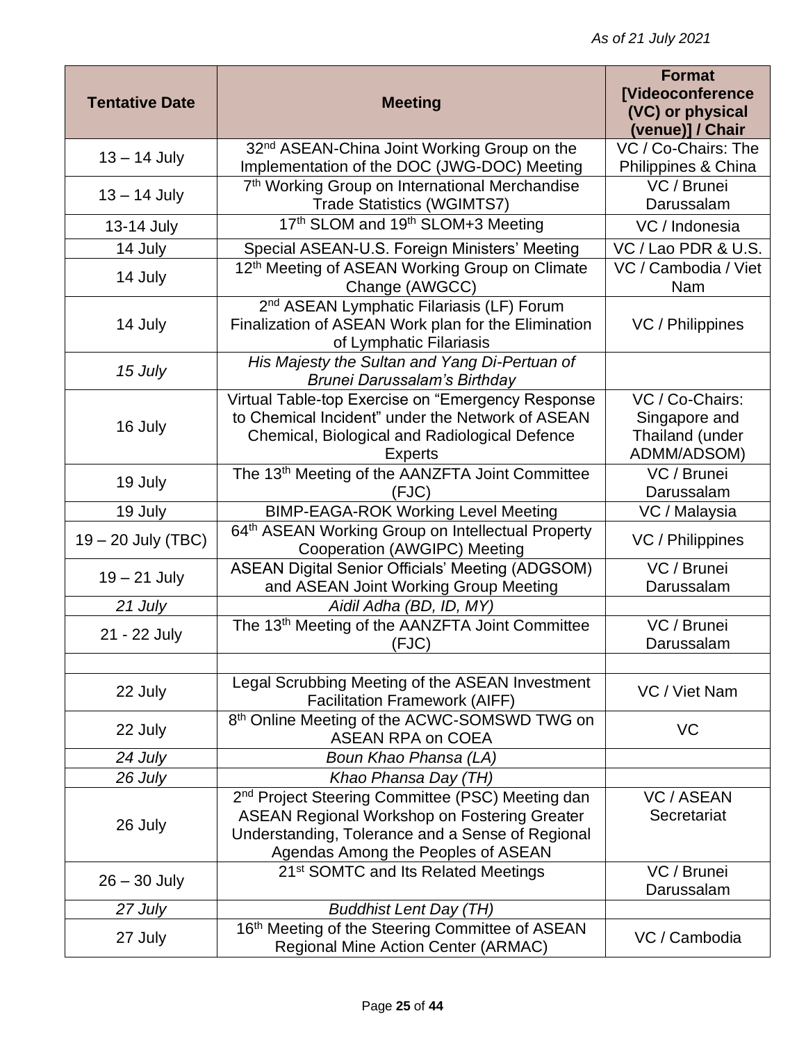*As of 21 July 2021*

| Tentative Date | Meeting | Format [Videoconference (VC) or physical (venue)] / Chair |
|---|---|---|
| 13 – 14 July | 32nd ASEAN-China Joint Working Group on the Implementation of the DOC (JWG-DOC) Meeting | VC / Co-Chairs: The Philippines & China |
| 13 – 14 July | 7th Working Group on International Merchandise Trade Statistics (WGIMTS7) | VC / Brunei Darussalam |
| 13-14 July | 17th SLOM and 19th SLOM+3 Meeting | VC / Indonesia |
| 14 July | Special ASEAN-U.S. Foreign Ministers' Meeting | VC / Lao PDR & U.S. |
| 14 July | 12th Meeting of ASEAN Working Group on Climate Change (AWGCC) | VC / Cambodia / Viet Nam |
| 14 July | 2nd ASEAN Lymphatic Filariasis (LF) Forum Finalization of ASEAN Work plan for the Elimination of Lymphatic Filariasis | VC / Philippines |
| *15 July* | *His Majesty the Sultan and Yang Di-Pertuan of Brunei Darussalam's Birthday* | |
| 16 July | Virtual Table-top Exercise on "Emergency Response to Chemical Incident" under the Network of ASEAN Chemical, Biological and Radiological Defence Experts | VC / Co-Chairs: Singapore and Thailand (under ADMM/ADSOM) |
| 19 July | The 13th Meeting of the AANZFTA Joint Committee (FJC) | VC / Brunei Darussalam |
| 19 July | BIMP-EAGA-ROK Working Level Meeting | VC / Malaysia |
| 19 – 20 July (TBC) | 64th ASEAN Working Group on Intellectual Property Cooperation (AWGIPC) Meeting | VC / Philippines |
| 19 – 21 July | ASEAN Digital Senior Officials' Meeting (ADGSOM) and ASEAN Joint Working Group Meeting | VC / Brunei Darussalam |
| *21 July* | *Aidil Adha (BD, ID, MY)* | |
| 21 - 22 July | The 13th Meeting of the AANZFTA Joint Committee (FJC) | VC / Brunei Darussalam |
| | | |
| 22 July | Legal Scrubbing Meeting of the ASEAN Investment Facilitation Framework (AIFF) | VC / Viet Nam |
| 22 July | 8th Online Meeting of the ACWC-SOMSWD TWG on ASEAN RPA on COEA | VC |
| *24 July* | *Boun Khao Phansa (LA)* | |
| *26 July* | *Khao Phansa Day (TH)* | |
| 26 July | 2nd Project Steering Committee (PSC) Meeting dan ASEAN Regional Workshop on Fostering Greater Understanding, Tolerance and a Sense of Regional Agendas Among the Peoples of ASEAN | VC / ASEAN Secretariat |
| 26 – 30 July | 21st SOMTC and Its Related Meetings | VC / Brunei Darussalam |
| *27 July* | *Buddhist Lent Day (TH)* | |
| 27 July | 16th Meeting of the Steering Committee of ASEAN Regional Mine Action Center (ARMAC) | VC / Cambodia |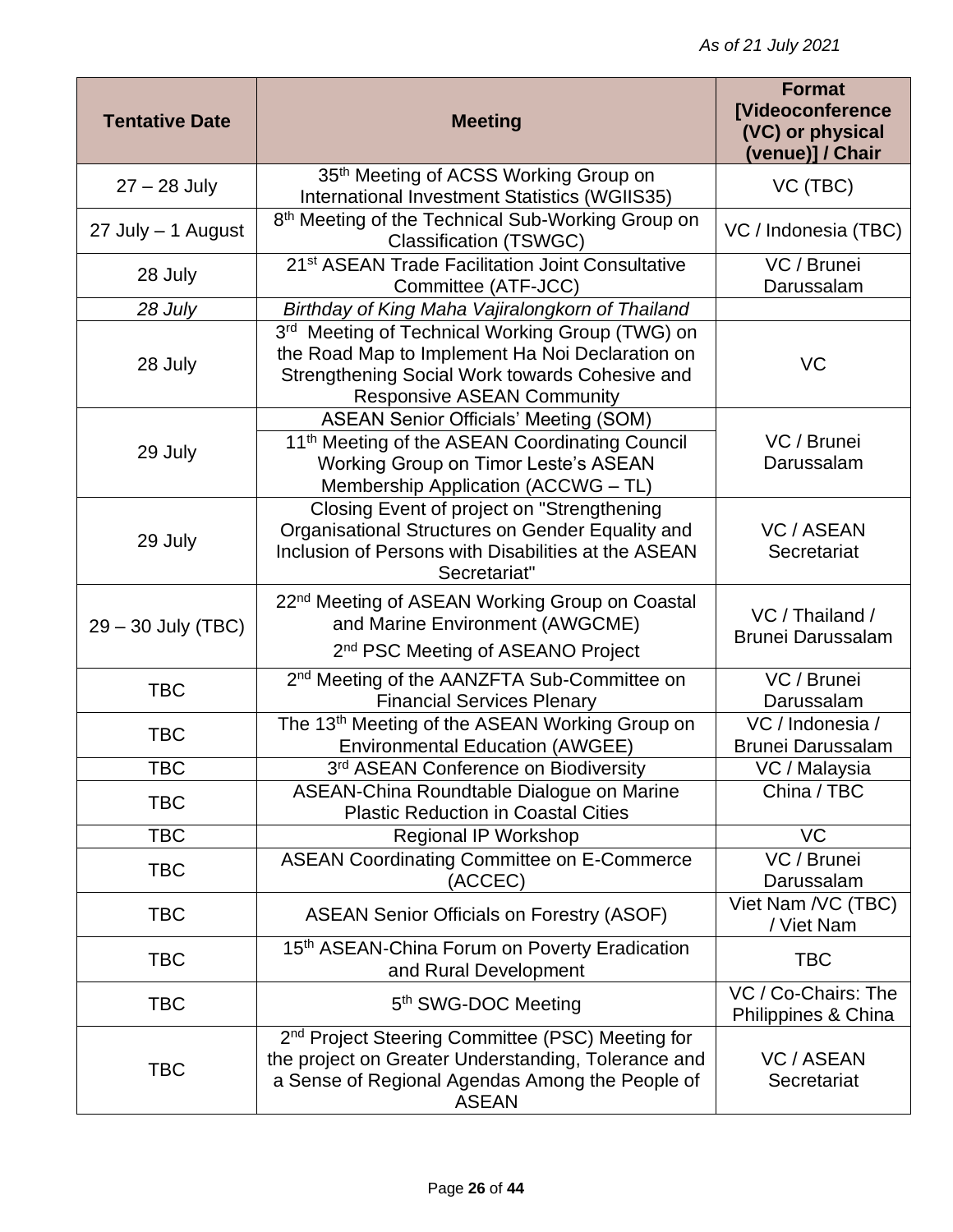*As of 21 July 2021*

| Tentative Date | Meeting | Format [Videoconference (VC) or physical (venue)] / Chair |
|---|---|---|
| 27 – 28 July | 35th Meeting of ACSS Working Group on International Investment Statistics (WGIIS35) | VC (TBC) |
| 27 July – 1 August | 8th Meeting of the Technical Sub-Working Group on Classification (TSWGC) | VC / Indonesia (TBC) |
| 28 July | 21st ASEAN Trade Facilitation Joint Consultative Committee (ATF-JCC) | VC / Brunei Darussalam |
| *28 July* | *Birthday of King Maha Vajiralongkorn of Thailand* | |
| 28 July | 3rd Meeting of Technical Working Group (TWG) on the Road Map to Implement Ha Noi Declaration on Strengthening Social Work towards Cohesive and Responsive ASEAN Community | VC |
| 29 July | ASEAN Senior Officials' Meeting (SOM) | VC / Brunei Darussalam |
| | 11th Meeting of the ASEAN Coordinating Council Working Group on Timor Leste's ASEAN Membership Application (ACCWG – TL) | |
| 29 July | Closing Event of project on "Strengthening Organisational Structures on Gender Equality and Inclusion of Persons with Disabilities at the ASEAN Secretariat" | VC / ASEAN Secretariat |
| 29 – 30 July (TBC) | 22nd Meeting of ASEAN Working Group on Coastal and Marine Environment (AWGCME)<br>2nd PSC Meeting of ASEANO Project | VC / Thailand / Brunei Darussalam |
| TBC | 2nd Meeting of the AANZFTA Sub-Committee on Financial Services Plenary | VC / Brunei Darussalam |
| TBC | The 13th Meeting of the ASEAN Working Group on Environmental Education (AWGEE) | VC / Indonesia / Brunei Darussalam |
| TBC | 3rd ASEAN Conference on Biodiversity | VC / Malaysia |
| TBC | ASEAN-China Roundtable Dialogue on Marine Plastic Reduction in Coastal Cities | China / TBC |
| TBC | Regional IP Workshop | VC |
| TBC | ASEAN Coordinating Committee on E-Commerce (ACCEC) | VC / Brunei Darussalam |
| TBC | ASEAN Senior Officials on Forestry (ASOF) | Viet Nam /VC (TBC) / Viet Nam |
| TBC | 15th ASEAN-China Forum on Poverty Eradication and Rural Development | TBC |
| TBC | 5th SWG-DOC Meeting | VC / Co-Chairs: The Philippines & China |
| TBC | 2nd Project Steering Committee (PSC) Meeting for the project on Greater Understanding, Tolerance and a Sense of Regional Agendas Among the People of ASEAN | VC / ASEAN Secretariat |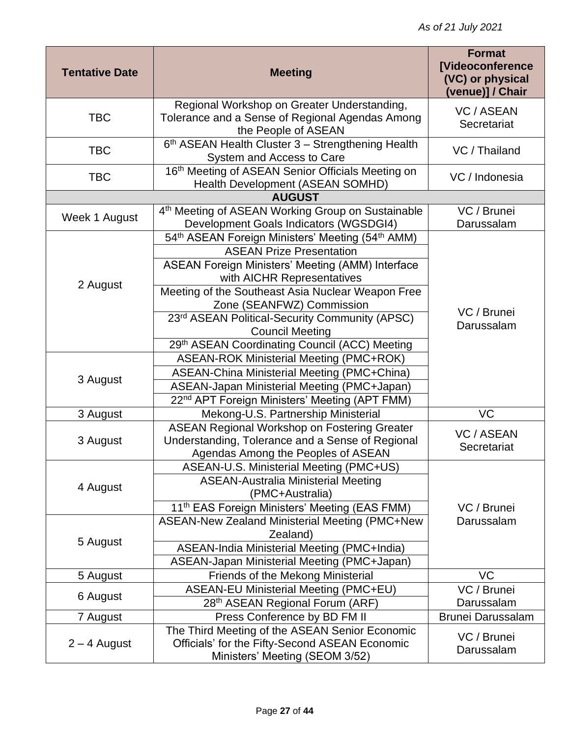*As of 21 July 2021*

| Tentative Date | Meeting | Format [Videoconference (VC) or physical (venue)] / Chair |
|---|---|---|
| TBC | Regional Workshop on Greater Understanding, Tolerance and a Sense of Regional Agendas Among the People of ASEAN | VC / ASEAN Secretariat |
| TBC | 6th ASEAN Health Cluster 3 – Strengthening Health System and Access to Care | VC / Thailand |
| TBC | 16th Meeting of ASEAN Senior Officials Meeting on Health Development (ASEAN SOMHD) | VC / Indonesia |
| **AUGUST** | | |
| Week 1 August | 4th Meeting of ASEAN Working Group on Sustainable Development Goals Indicators (WGSDGI4) | VC / Brunei Darussalam |
| 2 August | 54th ASEAN Foreign Ministers' Meeting (54th AMM) | VC / Brunei Darussalam |
| | ASEAN Prize Presentation | |
| | ASEAN Foreign Ministers' Meeting (AMM) Interface with AICHR Representatives | |
| | Meeting of the Southeast Asia Nuclear Weapon Free Zone (SEANFWZ) Commission | |
| | 23rd ASEAN Political-Security Community (APSC) Council Meeting | |
| | 29th ASEAN Coordinating Council (ACC) Meeting | |
| 3 August | ASEAN-ROK Ministerial Meeting (PMC+ROK) | |
| | ASEAN-China Ministerial Meeting (PMC+China) | |
| | ASEAN-Japan Ministerial Meeting (PMC+Japan) | |
| | 22nd APT Foreign Ministers' Meeting (APT FMM) | |
| 3 August | Mekong-U.S. Partnership Ministerial | VC |
| 3 August | ASEAN Regional Workshop on Fostering Greater Understanding, Tolerance and a Sense of Regional Agendas Among the Peoples of ASEAN | VC / ASEAN Secretariat |
| 4 August | ASEAN-U.S. Ministerial Meeting (PMC+US) | VC / Brunei Darussalam |
| | ASEAN-Australia Ministerial Meeting (PMC+Australia) | |
| | 11th EAS Foreign Ministers' Meeting (EAS FMM) | |
| 5 August | ASEAN-New Zealand Ministerial Meeting (PMC+New Zealand) | |
| | ASEAN-India Ministerial Meeting (PMC+India) | |
| | ASEAN-Japan Ministerial Meeting (PMC+Japan) | |
| 5 August | Friends of the Mekong Ministerial | VC |
| 6 August | ASEAN-EU Ministerial Meeting (PMC+EU) | VC / Brunei Darussalam |
| | 28th ASEAN Regional Forum (ARF) | |
| 7 August | Press Conference by BD FM II | Brunei Darussalam |
| 2 – 4 August | The Third Meeting of the ASEAN Senior Economic Officials' for the Fifty-Second ASEAN Economic Ministers' Meeting (SEOM 3/52) | VC / Brunei Darussalam |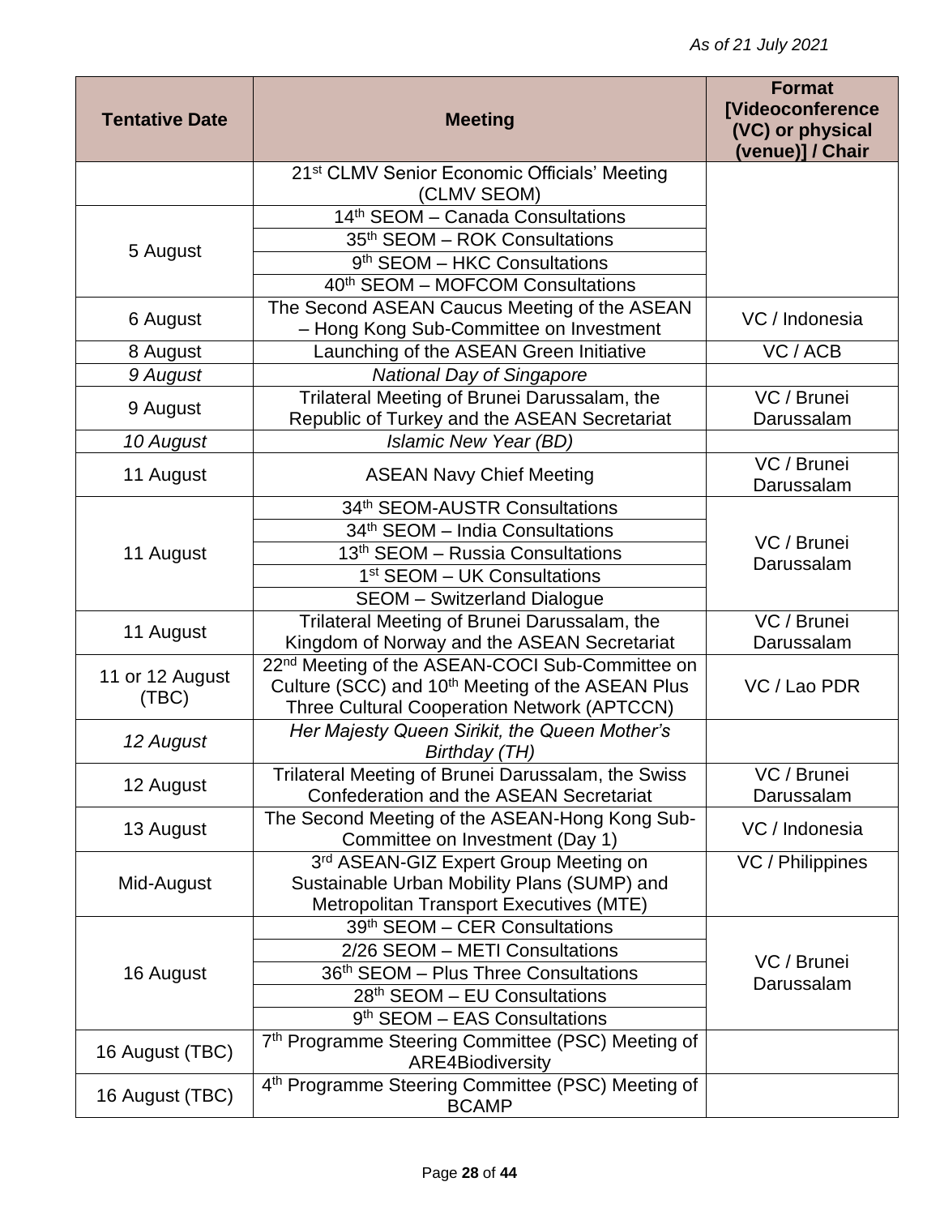*As of 21 July 2021*

| Tentative Date | Meeting | Format [Videoconference (VC) or physical (venue)] / Chair |
|---|---|---|
| | 21st CLMV Senior Economic Officials' Meeting (CLMV SEOM) | |
| 5 August | 14th SEOM – Canada Consultations | |
| | 35th SEOM – ROK Consultations | |
| | 9th SEOM – HKC Consultations | |
| | 40th SEOM – MOFCOM Consultations | |
| 6 August | The Second ASEAN Caucus Meeting of the ASEAN – Hong Kong Sub-Committee on Investment | VC / Indonesia |
| 8 August | Launching of the ASEAN Green Initiative | VC / ACB |
| *9 August* | *National Day of Singapore* | |
| 9 August | Trilateral Meeting of Brunei Darussalam, the Republic of Turkey and the ASEAN Secretariat | VC / Brunei Darussalam |
| *10 August* | *Islamic New Year (BD)* | |
| 11 August | ASEAN Navy Chief Meeting | VC / Brunei Darussalam |
| 11 August | 34th SEOM-AUSTR Consultations | VC / Brunei Darussalam |
| | 34th SEOM – India Consultations | |
| | 13th SEOM – Russia Consultations | |
| | 1st SEOM – UK Consultations | |
| | SEOM – Switzerland Dialogue | |
| 11 August | Trilateral Meeting of Brunei Darussalam, the Kingdom of Norway and the ASEAN Secretariat | VC / Brunei Darussalam |
| 11 or 12 August (TBC) | 22nd Meeting of the ASEAN-COCI Sub-Committee on Culture (SCC) and 10th Meeting of the ASEAN Plus Three Cultural Cooperation Network (APTCCN) | VC / Lao PDR |
| *12 August* | *Her Majesty Queen Sirikit, the Queen Mother's Birthday (TH)* | |
| 12 August | Trilateral Meeting of Brunei Darussalam, the Swiss Confederation and the ASEAN Secretariat | VC / Brunei Darussalam |
| 13 August | The Second Meeting of the ASEAN-Hong Kong Sub-Committee on Investment (Day 1) | VC / Indonesia |
| Mid-August | 3rd ASEAN-GIZ Expert Group Meeting on Sustainable Urban Mobility Plans (SUMP) and Metropolitan Transport Executives (MTE) | VC / Philippines |
| 16 August | 39th SEOM – CER Consultations | VC / Brunei Darussalam |
| | 2/26 SEOM – METI Consultations | |
| | 36th SEOM – Plus Three Consultations | |
| | 28th SEOM – EU Consultations | |
| | 9th SEOM – EAS Consultations | |
| 16 August (TBC) | 7th Programme Steering Committee (PSC) Meeting of ARE4Biodiversity | |
| 16 August (TBC) | 4th Programme Steering Committee (PSC) Meeting of BCAMP | |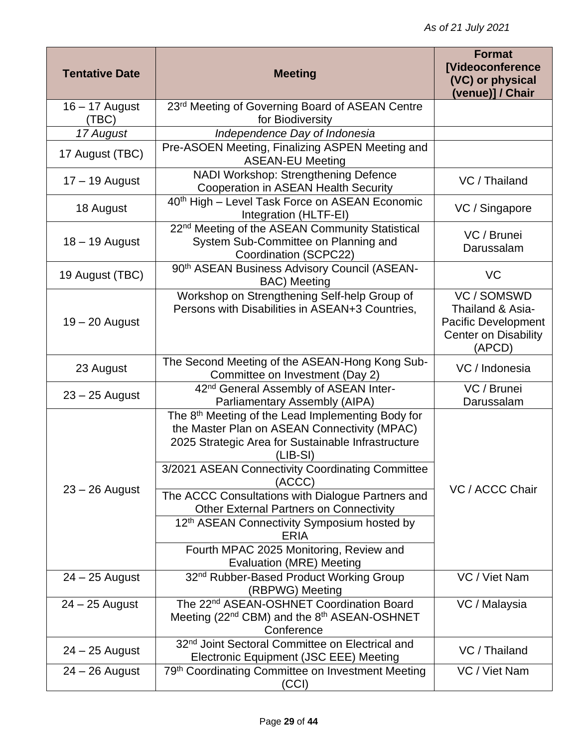*As of 21 July 2021*

| Tentative Date | Meeting | Format [Videoconference (VC) or physical (venue)] / Chair |
|---|---|---|
| 16 – 17 August (TBC) | 23rd Meeting of Governing Board of ASEAN Centre for Biodiversity | |
| *17 August* | *Independence Day of Indonesia* | |
| 17 August (TBC) | Pre-ASOEN Meeting, Finalizing ASPEN Meeting and ASEAN-EU Meeting | |
| 17 – 19 August | NADI Workshop: Strengthening Defence Cooperation in ASEAN Health Security | VC / Thailand |
| 18 August | 40th High – Level Task Force on ASEAN Economic Integration (HLTF-EI) | VC / Singapore |
| 18 – 19 August | 22nd Meeting of the ASEAN Community Statistical System Sub-Committee on Planning and Coordination (SCPC22) | VC / Brunei Darussalam |
| 19 August (TBC) | 90th ASEAN Business Advisory Council (ASEAN-BAC) Meeting | VC |
| 19 – 20 August | Workshop on Strengthening Self-help Group of Persons with Disabilities in ASEAN+3 Countries, | VC / SOMSWD Thailand & Asia-Pacific Development Center on Disability (APCD) |
| 23 August | The Second Meeting of the ASEAN-Hong Kong Sub-Committee on Investment (Day 2) | VC / Indonesia |
| 23 – 25 August | 42nd General Assembly of ASEAN Inter-Parliamentary Assembly (AIPA) | VC / Brunei Darussalam |
| 23 – 26 August | The 8th Meeting of the Lead Implementing Body for the Master Plan on ASEAN Connectivity (MPAC) 2025 Strategic Area for Sustainable Infrastructure (LIB-SI) | VC / ACCC Chair |
| | 3/2021 ASEAN Connectivity Coordinating Committee (ACCC) | |
| | The ACCC Consultations with Dialogue Partners and Other External Partners on Connectivity | |
| | 12th ASEAN Connectivity Symposium hosted by ERIA | |
| | Fourth MPAC 2025 Monitoring, Review and Evaluation (MRE) Meeting | |
| 24 – 25 August | 32nd Rubber-Based Product Working Group (RBPWG) Meeting | VC / Viet Nam |
| 24 – 25 August | The 22nd ASEAN-OSHNET Coordination Board Meeting (22nd CBM) and the 8th ASEAN-OSHNET Conference | VC / Malaysia |
| 24 – 25 August | 32nd Joint Sectoral Committee on Electrical and Electronic Equipment (JSC EEE) Meeting | VC / Thailand |
| 24 – 26 August | 79th Coordinating Committee on Investment Meeting (CCI) | VC / Viet Nam |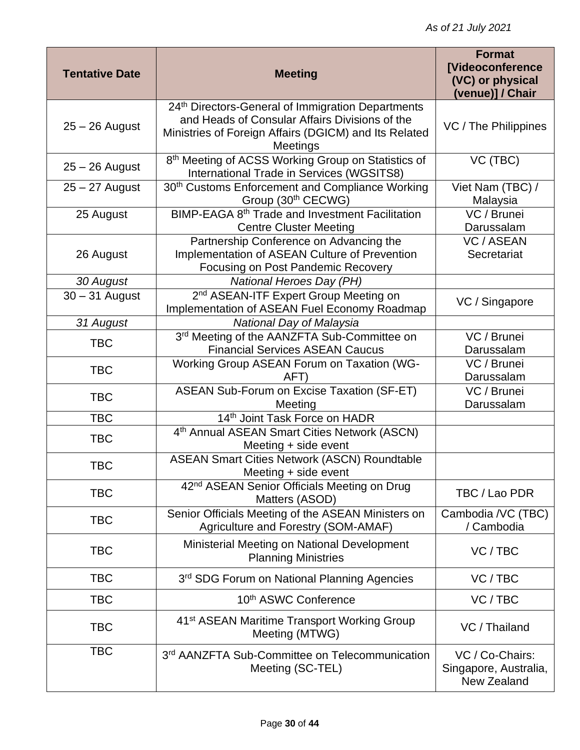*As of 21 July 2021*

| Tentative Date | Meeting | Format [Videoconference (VC) or physical (venue)] / Chair |
|---|---|---|
| 25 – 26 August | 24th Directors-General of Immigration Departments and Heads of Consular Affairs Divisions of the Ministries of Foreign Affairs (DGICM) and Its Related Meetings | VC / The Philippines |
| 25 – 26 August | 8th Meeting of ACSS Working Group on Statistics of International Trade in Services (WGSITS8) | VC (TBC) |
| 25 – 27 August | 30th Customs Enforcement and Compliance Working Group (30th CECWG) | Viet Nam (TBC) / Malaysia |
| 25 August | BIMP-EAGA 8th Trade and Investment Facilitation Centre Cluster Meeting | VC / Brunei Darussalam |
| 26 August | Partnership Conference on Advancing the Implementation of ASEAN Culture of Prevention Focusing on Post Pandemic Recovery | VC / ASEAN Secretariat |
| *30 August* | *National Heroes Day (PH)* | |
| 30 – 31 August | 2nd ASEAN-ITF Expert Group Meeting on Implementation of ASEAN Fuel Economy Roadmap | VC / Singapore |
| *31 August* | *National Day of Malaysia* | |
| TBC | 3rd Meeting of the AANZFTA Sub-Committee on Financial Services ASEAN Caucus | VC / Brunei Darussalam |
| TBC | Working Group ASEAN Forum on Taxation (WG-AFT) | VC / Brunei Darussalam |
| TBC | ASEAN Sub-Forum on Excise Taxation (SF-ET) Meeting | VC / Brunei Darussalam |
| TBC | 14th Joint Task Force on HADR | |
| TBC | 4th Annual ASEAN Smart Cities Network (ASCN) Meeting + side event | |
| TBC | ASEAN Smart Cities Network (ASCN) Roundtable Meeting + side event | |
| TBC | 42nd ASEAN Senior Officials Meeting on Drug Matters (ASOD) | TBC / Lao PDR |
| TBC | Senior Officials Meeting of the ASEAN Ministers on Agriculture and Forestry (SOM-AMAF) | Cambodia /VC (TBC) / Cambodia |
| TBC | Ministerial Meeting on National Development Planning Ministries | VC / TBC |
| TBC | 3rd SDG Forum on National Planning Agencies | VC / TBC |
| TBC | 10th ASWC Conference | VC / TBC |
| TBC | 41st ASEAN Maritime Transport Working Group Meeting (MTWG) | VC / Thailand |
| TBC | 3rd AANZFTA Sub-Committee on Telecommunication Meeting (SC-TEL) | VC / Co-Chairs: Singapore, Australia, New Zealand |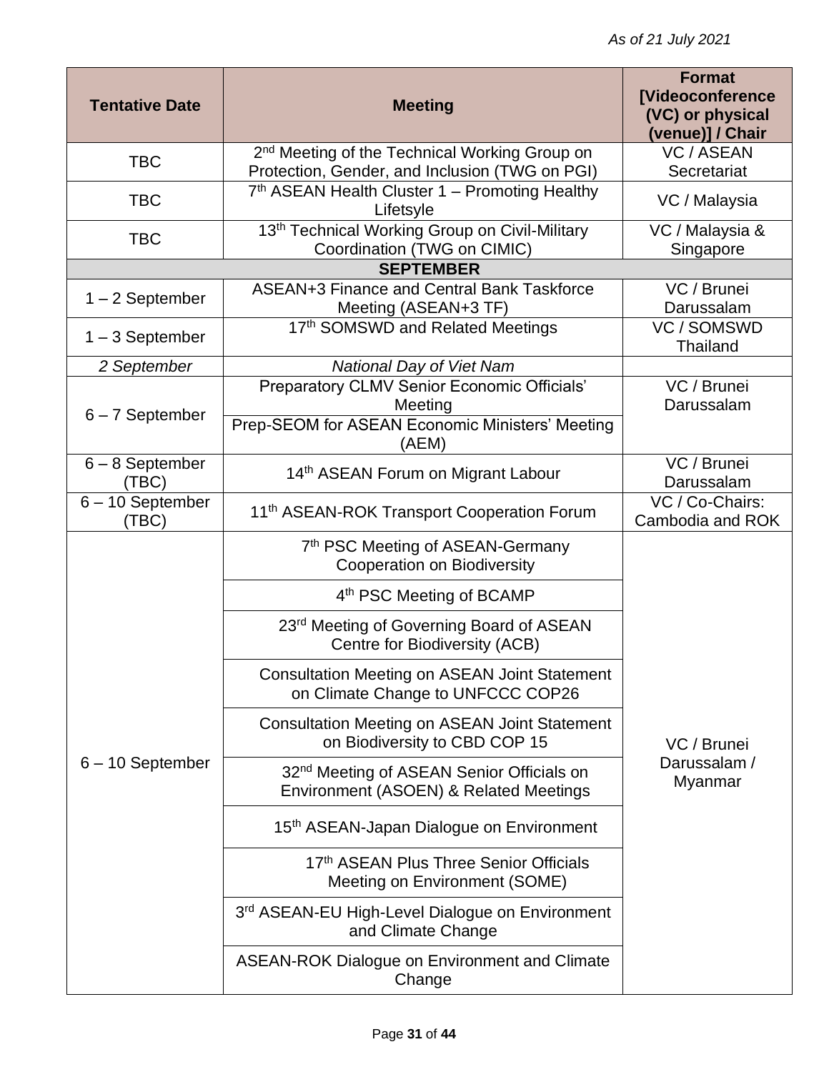*As of 21 July 2021*

| Tentative Date | Meeting | Format [Videoconference (VC) or physical (venue)] / Chair |
|---|---|---|
| TBC | 2nd Meeting of the Technical Working Group on Protection, Gender, and Inclusion (TWG on PGI) | VC / ASEAN Secretariat |
| TBC | 7th ASEAN Health Cluster 1 – Promoting Healthy Lifetsyle | VC / Malaysia |
| TBC | 13th Technical Working Group on Civil-Military Coordination (TWG on CIMIC) | VC / Malaysia & Singapore |
| **SEPTEMBER** | | |
| 1 – 2 September | ASEAN+3 Finance and Central Bank Taskforce Meeting (ASEAN+3 TF) | VC / Brunei Darussalam |
| 1 – 3 September | 17th SOMSWD and Related Meetings | VC / SOMSWD Thailand |
| *2 September* | *National Day of Viet Nam* | |
| 6 – 7 September | Preparatory CLMV Senior Economic Officials' Meeting | VC / Brunei Darussalam |
| | Prep-SEOM for ASEAN Economic Ministers' Meeting (AEM) | |
| 6 – 8 September (TBC) | 14th ASEAN Forum on Migrant Labour | VC / Brunei Darussalam |
| 6 – 10 September (TBC) | 11th ASEAN-ROK Transport Cooperation Forum | VC / Co-Chairs: Cambodia and ROK |
| 6 – 10 September | 7th PSC Meeting of ASEAN-Germany Cooperation on Biodiversity | VC / Brunei Darussalam / Myanmar |
| | 4th PSC Meeting of BCAMP | |
| | 23rd Meeting of Governing Board of ASEAN Centre for Biodiversity (ACB) | |
| | Consultation Meeting on ASEAN Joint Statement on Climate Change to UNFCCC COP26 | |
| | Consultation Meeting on ASEAN Joint Statement on Biodiversity to CBD COP 15 | |
| | 32nd Meeting of ASEAN Senior Officials on Environment (ASOEN) & Related Meetings | |
| | 15th ASEAN-Japan Dialogue on Environment | |
| | 17th ASEAN Plus Three Senior Officials Meeting on Environment (SOME) | |
| | 3rd ASEAN-EU High-Level Dialogue on Environment and Climate Change | |
| | ASEAN-ROK Dialogue on Environment and Climate Change | |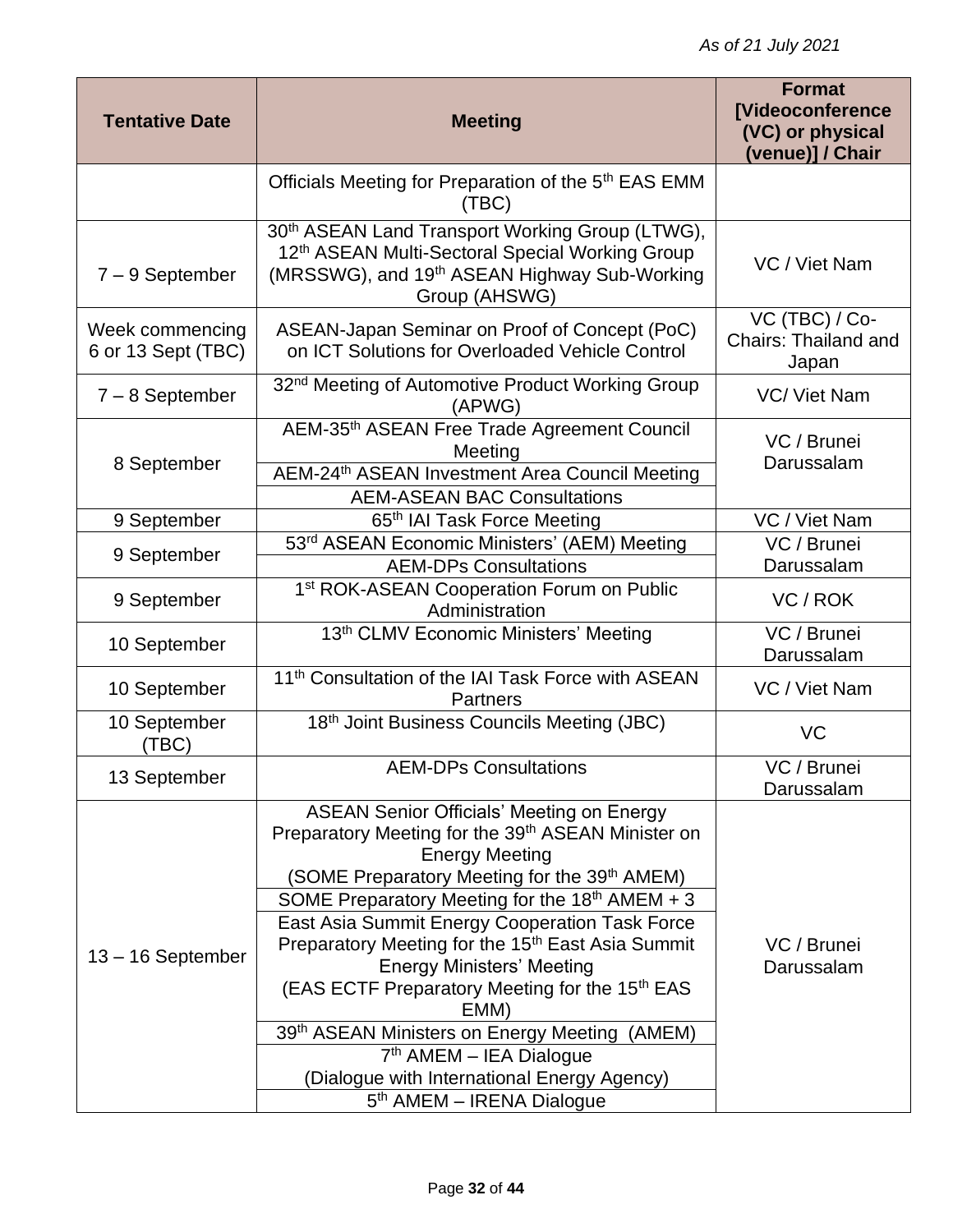*As of 21 July 2021*

| Tentative Date | Meeting | Format [Videoconference (VC) or physical (venue)] / Chair |
|---|---|---|
| | Officials Meeting for Preparation of the 5th EAS EMM (TBC) | |
| 7 – 9 September | 30th ASEAN Land Transport Working Group (LTWG), 12th ASEAN Multi-Sectoral Special Working Group (MRSSWG), and 19th ASEAN Highway Sub-Working Group (AHSWG) | VC / Viet Nam |
| Week commencing 6 or 13 Sept (TBC) | ASEAN-Japan Seminar on Proof of Concept (PoC) on ICT Solutions for Overloaded Vehicle Control | VC (TBC) / Co-Chairs: Thailand and Japan |
| 7 – 8 September | 32nd Meeting of Automotive Product Working Group (APWG) | VC/ Viet Nam |
| 8 September | AEM-35th ASEAN Free Trade Agreement Council Meeting | VC / Brunei Darussalam |
| | AEM-24th ASEAN Investment Area Council Meeting | |
| | AEM-ASEAN BAC Consultations | |
| 9 September | 65th IAI Task Force Meeting | VC / Viet Nam |
| 9 September | 53rd ASEAN Economic Ministers' (AEM) Meeting | VC / Brunei Darussalam |
| | AEM-DPs Consultations | |
| 9 September | 1st ROK-ASEAN Cooperation Forum on Public Administration | VC / ROK |
| 10 September | 13th CLMV Economic Ministers' Meeting | VC / Brunei Darussalam |
| 10 September | 11th Consultation of the IAI Task Force with ASEAN Partners | VC / Viet Nam |
| 10 September (TBC) | 18th Joint Business Councils Meeting (JBC) | VC |
| 13 September | AEM-DPs Consultations | VC / Brunei Darussalam |
| 13 – 16 September | ASEAN Senior Officials' Meeting on Energy Preparatory Meeting for the 39th ASEAN Minister on Energy Meeting (SOME Preparatory Meeting for the 39th AMEM) | VC / Brunei Darussalam |
| | SOME Preparatory Meeting for the 18th AMEM + 3 | |
| | East Asia Summit Energy Cooperation Task Force Preparatory Meeting for the 15th East Asia Summit Energy Ministers' Meeting (EAS ECTF Preparatory Meeting for the 15th EAS EMM) | |
| | 39th ASEAN Ministers on Energy Meeting (AMEM) | |
| | 7th AMEM – IEA Dialogue (Dialogue with International Energy Agency) | |
| | 5th AMEM – IRENA Dialogue | |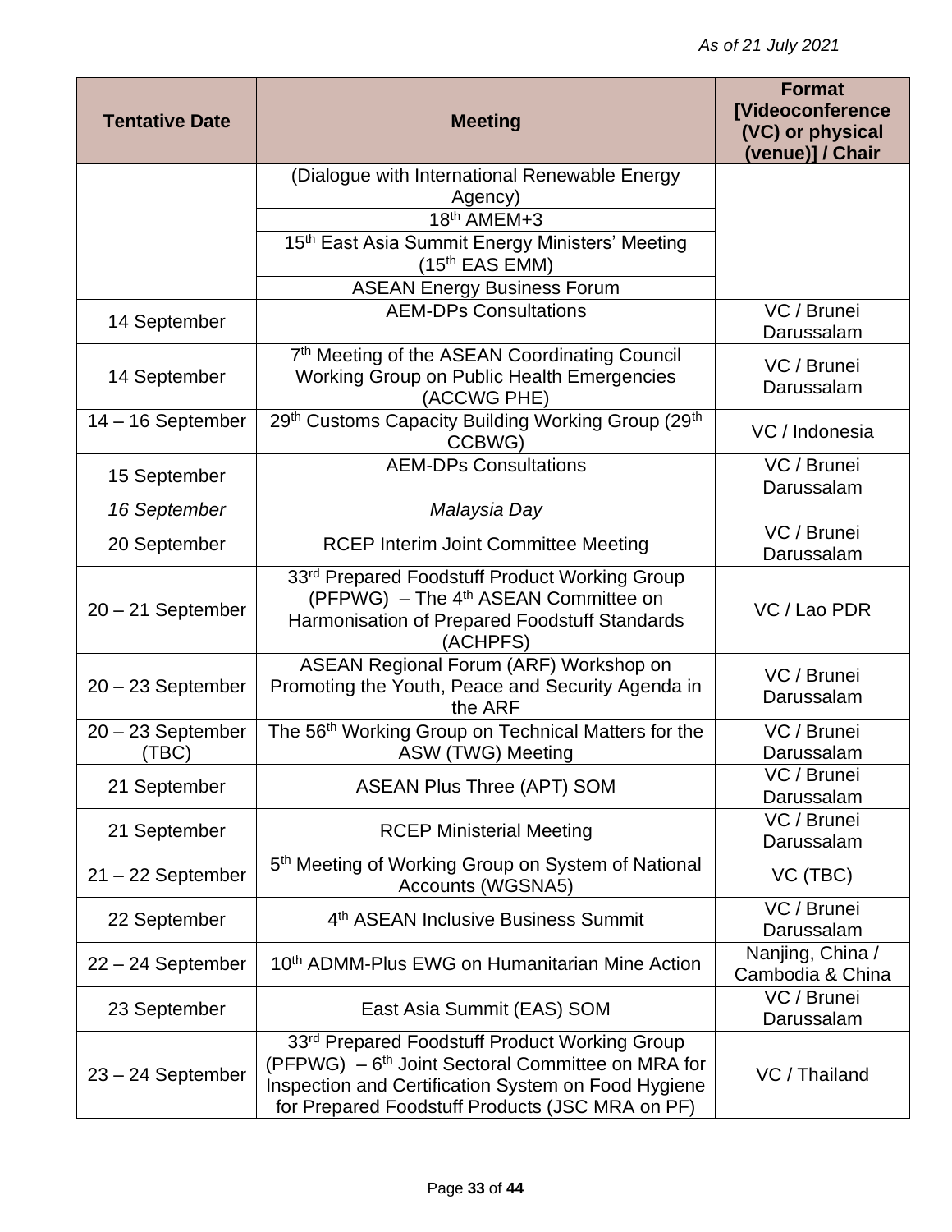*As of 21 July 2021*

| Tentative Date | Meeting | Format [Videoconference (VC) or physical (venue)] / Chair |
| --- | --- | --- |
| | (Dialogue with International Renewable Energy Agency) | |
| | 18th AMEM+3 | |
| | 15th East Asia Summit Energy Ministers' Meeting (15th EAS EMM) | |
| | ASEAN Energy Business Forum | |
| 14 September | AEM-DPs Consultations | VC / Brunei Darussalam |
| 14 September | 7th Meeting of the ASEAN Coordinating Council Working Group on Public Health Emergencies (ACCWG PHE) | VC / Brunei Darussalam |
| 14 – 16 September | 29th Customs Capacity Building Working Group (29th CCBWG) | VC / Indonesia |
| 15 September | AEM-DPs Consultations | VC / Brunei Darussalam |
| *16 September* | *Malaysia Day* | |
| 20 September | RCEP Interim Joint Committee Meeting | VC / Brunei Darussalam |
| 20 – 21 September | 33rd Prepared Foodstuff Product Working Group (PFPWG) – The 4th ASEAN Committee on Harmonisation of Prepared Foodstuff Standards (ACHPFS) | VC / Lao PDR |
| 20 – 23 September | ASEAN Regional Forum (ARF) Workshop on Promoting the Youth, Peace and Security Agenda in the ARF | VC / Brunei Darussalam |
| 20 – 23 September (TBC) | The 56th Working Group on Technical Matters for the ASW (TWG) Meeting | VC / Brunei Darussalam |
| 21 September | ASEAN Plus Three (APT) SOM | VC / Brunei Darussalam |
| 21 September | RCEP Ministerial Meeting | VC / Brunei Darussalam |
| 21 – 22 September | 5th Meeting of Working Group on System of National Accounts (WGSNA5) | VC (TBC) |
| 22 September | 4th ASEAN Inclusive Business Summit | VC / Brunei Darussalam |
| 22 – 24 September | 10th ADMM-Plus EWG on Humanitarian Mine Action | Nanjing, China / Cambodia & China |
| 23 September | East Asia Summit (EAS) SOM | VC / Brunei Darussalam |
| 23 – 24 September | 33rd Prepared Foodstuff Product Working Group (PFPWG) – 6th Joint Sectoral Committee on MRA for Inspection and Certification System on Food Hygiene for Prepared Foodstuff Products (JSC MRA on PF) | VC / Thailand |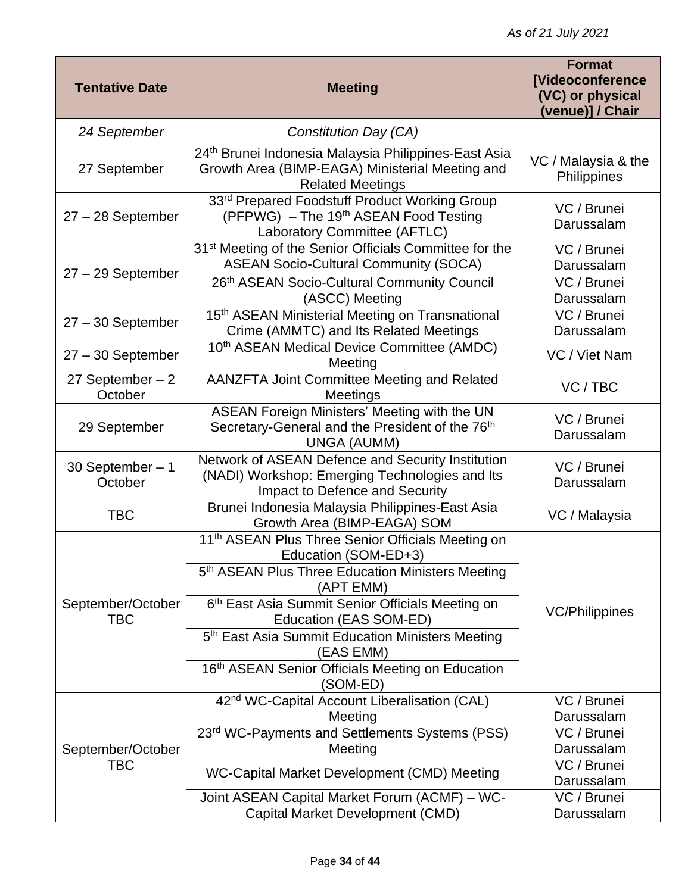*As of 21 July 2021*

| Tentative Date | Meeting | Format [Videoconference (VC) or physical (venue)] / Chair |
|---|---|---|
| *24 September* | *Constitution Day (CA)* | |
| 27 September | 24th Brunei Indonesia Malaysia Philippines-East Asia Growth Area (BIMP-EAGA) Ministerial Meeting and Related Meetings | VC / Malaysia & the Philippines |
| 27 – 28 September | 33rd Prepared Foodstuff Product Working Group (PFPWG) – The 19th ASEAN Food Testing Laboratory Committee (AFTLC) | VC / Brunei Darussalam |
| 27 – 29 September | 31st Meeting of the Senior Officials Committee for the ASEAN Socio-Cultural Community (SOCA) | VC / Brunei Darussalam |
| | 26th ASEAN Socio-Cultural Community Council (ASCC) Meeting | VC / Brunei Darussalam |
| 27 – 30 September | 15th ASEAN Ministerial Meeting on Transnational Crime (AMMTC) and Its Related Meetings | VC / Brunei Darussalam |
| 27 – 30 September | 10th ASEAN Medical Device Committee (AMDC) Meeting | VC / Viet Nam |
| 27 September – 2 October | AANZFTA Joint Committee Meeting and Related Meetings | VC / TBC |
| 29 September | ASEAN Foreign Ministers' Meeting with the UN Secretary-General and the President of the 76th UNGA (AUMM) | VC / Brunei Darussalam |
| 30 September – 1 October | Network of ASEAN Defence and Security Institution (NADI) Workshop: Emerging Technologies and Its Impact to Defence and Security | VC / Brunei Darussalam |
| TBC | Brunei Indonesia Malaysia Philippines-East Asia Growth Area (BIMP-EAGA) SOM | VC / Malaysia |
| September/October TBC | 11th ASEAN Plus Three Senior Officials Meeting on Education (SOM-ED+3) | VC/Philippines |
| | 5th ASEAN Plus Three Education Ministers Meeting (APT EMM) | |
| | 6th East Asia Summit Senior Officials Meeting on Education (EAS SOM-ED) | |
| | 5th East Asia Summit Education Ministers Meeting (EAS EMM) | |
| | 16th ASEAN Senior Officials Meeting on Education (SOM-ED) | |
| September/October TBC | 42nd WC-Capital Account Liberalisation (CAL) Meeting | VC / Brunei Darussalam |
| | 23rd WC-Payments and Settlements Systems (PSS) Meeting | VC / Brunei Darussalam |
| | WC-Capital Market Development (CMD) Meeting | VC / Brunei Darussalam |
| | Joint ASEAN Capital Market Forum (ACMF) – WC-Capital Market Development (CMD) | VC / Brunei Darussalam |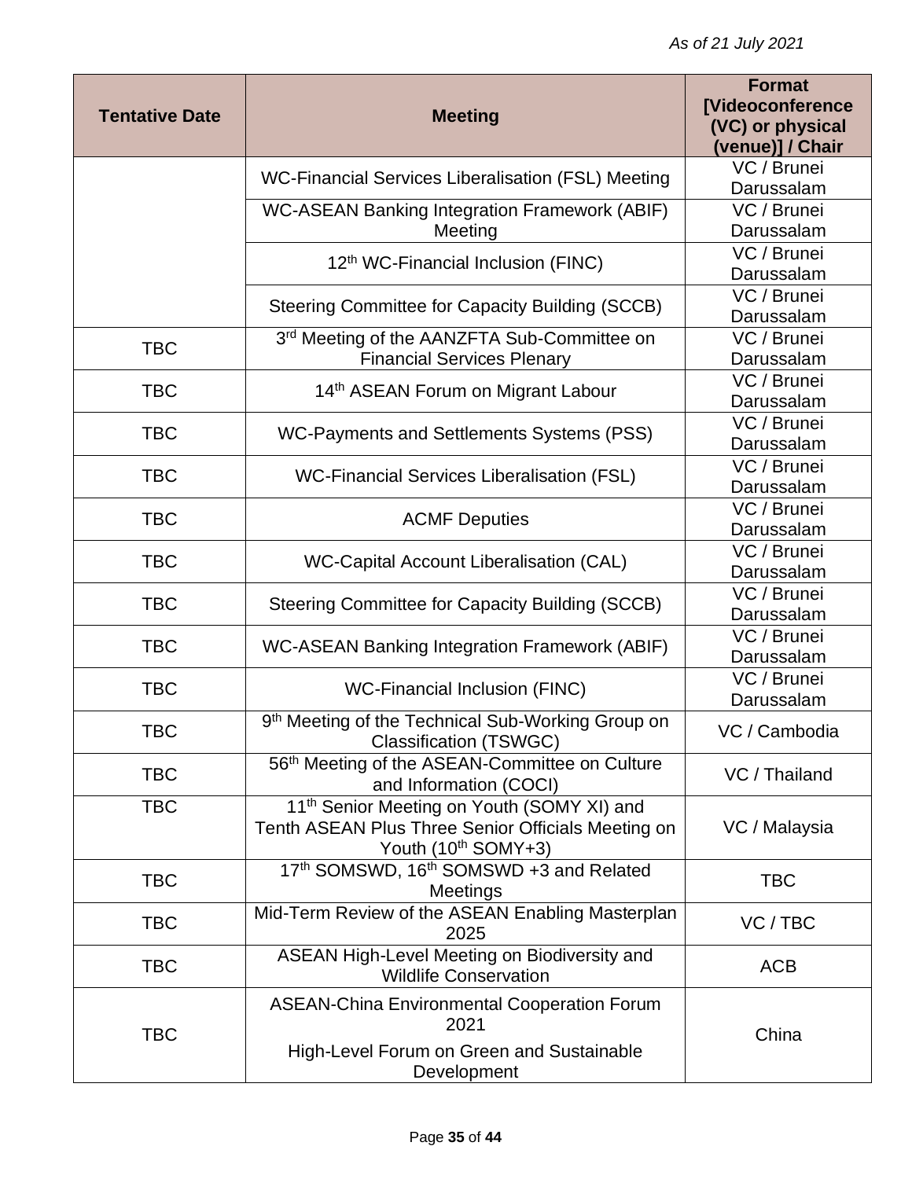*As of 21 July 2021*

| Tentative Date | Meeting | Format [Videoconference (VC) or physical (venue)] / Chair |
|---|---|---|
| | WC-Financial Services Liberalisation (FSL) Meeting | VC / Brunei Darussalam |
| | WC-ASEAN Banking Integration Framework (ABIF) Meeting | VC / Brunei Darussalam |
| | 12th WC-Financial Inclusion (FINC) | VC / Brunei Darussalam |
| | Steering Committee for Capacity Building (SCCB) | VC / Brunei Darussalam |
| TBC | 3rd Meeting of the AANZFTA Sub-Committee on Financial Services Plenary | VC / Brunei Darussalam |
| TBC | 14th ASEAN Forum on Migrant Labour | VC / Brunei Darussalam |
| TBC | WC-Payments and Settlements Systems (PSS) | VC / Brunei Darussalam |
| TBC | WC-Financial Services Liberalisation (FSL) | VC / Brunei Darussalam |
| TBC | ACMF Deputies | VC / Brunei Darussalam |
| TBC | WC-Capital Account Liberalisation (CAL) | VC / Brunei Darussalam |
| TBC | Steering Committee for Capacity Building (SCCB) | VC / Brunei Darussalam |
| TBC | WC-ASEAN Banking Integration Framework (ABIF) | VC / Brunei Darussalam |
| TBC | WC-Financial Inclusion (FINC) | VC / Brunei Darussalam |
| TBC | 9th Meeting of the Technical Sub-Working Group on Classification (TSWGC) | VC / Cambodia |
| TBC | 56th Meeting of the ASEAN-Committee on Culture and Information (COCI) | VC / Thailand |
| TBC | 11th Senior Meeting on Youth (SOMY XI) and Tenth ASEAN Plus Three Senior Officials Meeting on Youth (10th SOMY+3) | VC / Malaysia |
| TBC | 17th SOMSWD, 16th SOMSWD +3 and Related Meetings | TBC |
| TBC | Mid-Term Review of the ASEAN Enabling Masterplan 2025 | VC / TBC |
| TBC | ASEAN High-Level Meeting on Biodiversity and Wildlife Conservation | ACB |
| TBC | ASEAN-China Environmental Cooperation Forum 2021<br>High-Level Forum on Green and Sustainable Development | China |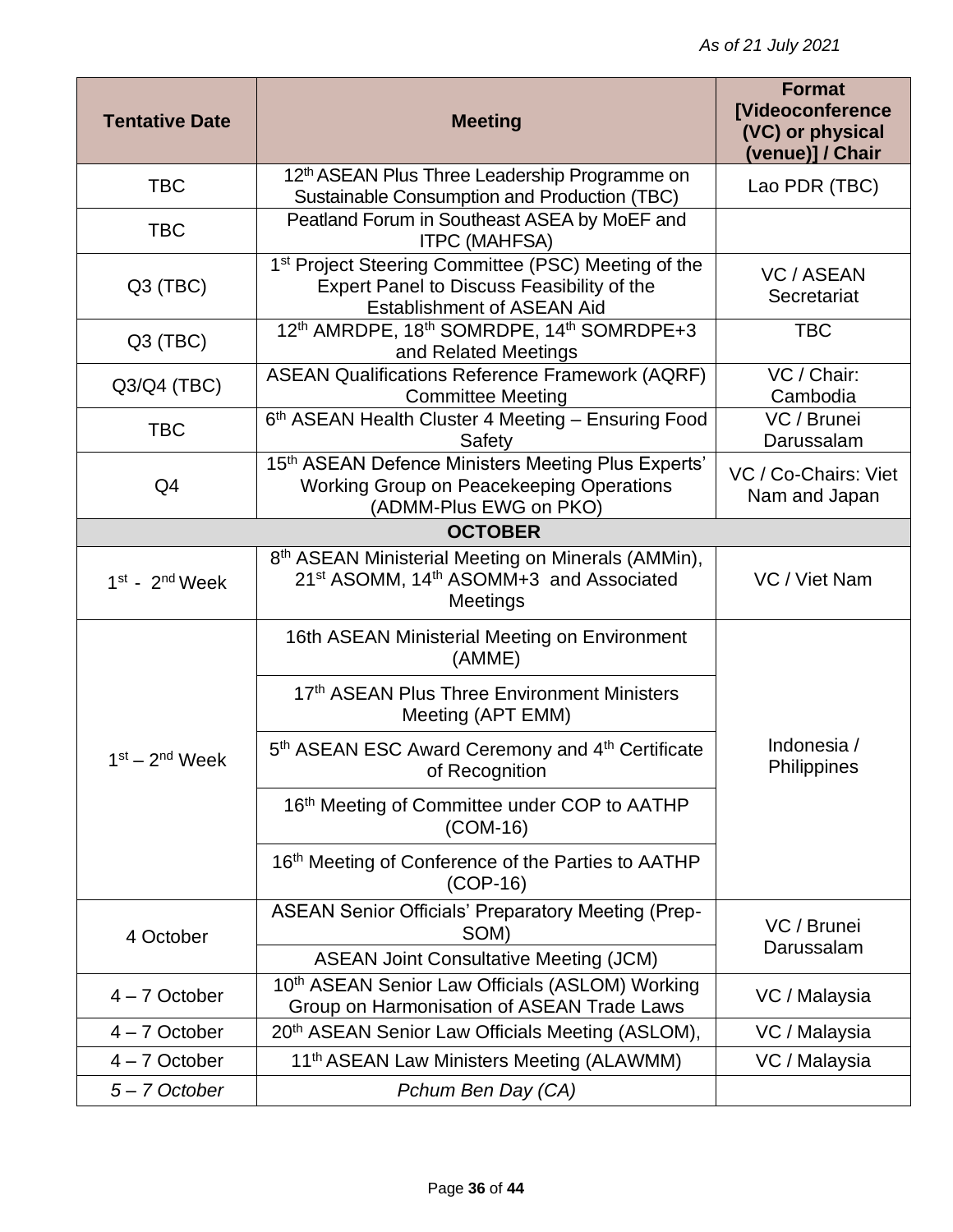*As of 21 July 2021*

| Tentative Date | Meeting | Format [Videoconference (VC) or physical (venue)] / Chair |
|---|---|---|
| TBC | 12th ASEAN Plus Three Leadership Programme on Sustainable Consumption and Production (TBC) | Lao PDR (TBC) |
| TBC | Peatland Forum in Southeast ASEA by MoEF and ITPC (MAHFSA) | |
| Q3 (TBC) | 1st Project Steering Committee (PSC) Meeting of the Expert Panel to Discuss Feasibility of the Establishment of ASEAN Aid | VC / ASEAN Secretariat |
| Q3 (TBC) | 12th AMRDPE, 18th SOMRDPE, 14th SOMRDPE+3 and Related Meetings | TBC |
| Q3/Q4 (TBC) | ASEAN Qualifications Reference Framework (AQRF) Committee Meeting | VC / Chair: Cambodia |
| TBC | 6th ASEAN Health Cluster 4 Meeting – Ensuring Food Safety | VC / Brunei Darussalam |
| Q4 | 15th ASEAN Defence Ministers Meeting Plus Experts' Working Group on Peacekeeping Operations (ADMM-Plus EWG on PKO) | VC / Co-Chairs: Viet Nam and Japan |
| **OCTOBER** | | |
| 1st - 2nd Week | 8th ASEAN Ministerial Meeting on Minerals (AMMin), 21st ASOMM, 14th ASOMM+3 and Associated Meetings | VC / Viet Nam |
| 1st – 2nd Week | 16th ASEAN Ministerial Meeting on Environment (AMME) | Indonesia / Philippines |
| | 17th ASEAN Plus Three Environment Ministers Meeting (APT EMM) | |
| | 5th ASEAN ESC Award Ceremony and 4th Certificate of Recognition | |
| | 16th Meeting of Committee under COP to AATHP (COM-16) | |
| | 16th Meeting of Conference of the Parties to AATHP (COP-16) | |
| 4 October | ASEAN Senior Officials' Preparatory Meeting (Prep-SOM) | VC / Brunei Darussalam |
| | ASEAN Joint Consultative Meeting (JCM) | |
| 4 – 7 October | 10th ASEAN Senior Law Officials (ASLOM) Working Group on Harmonisation of ASEAN Trade Laws | VC / Malaysia |
| 4 – 7 October | 20th ASEAN Senior Law Officials Meeting (ASLOM), | VC / Malaysia |
| 4 – 7 October | 11th ASEAN Law Ministers Meeting (ALAWMM) | VC / Malaysia |
| *5 – 7 October* | *Pchum Ben Day (CA)* | |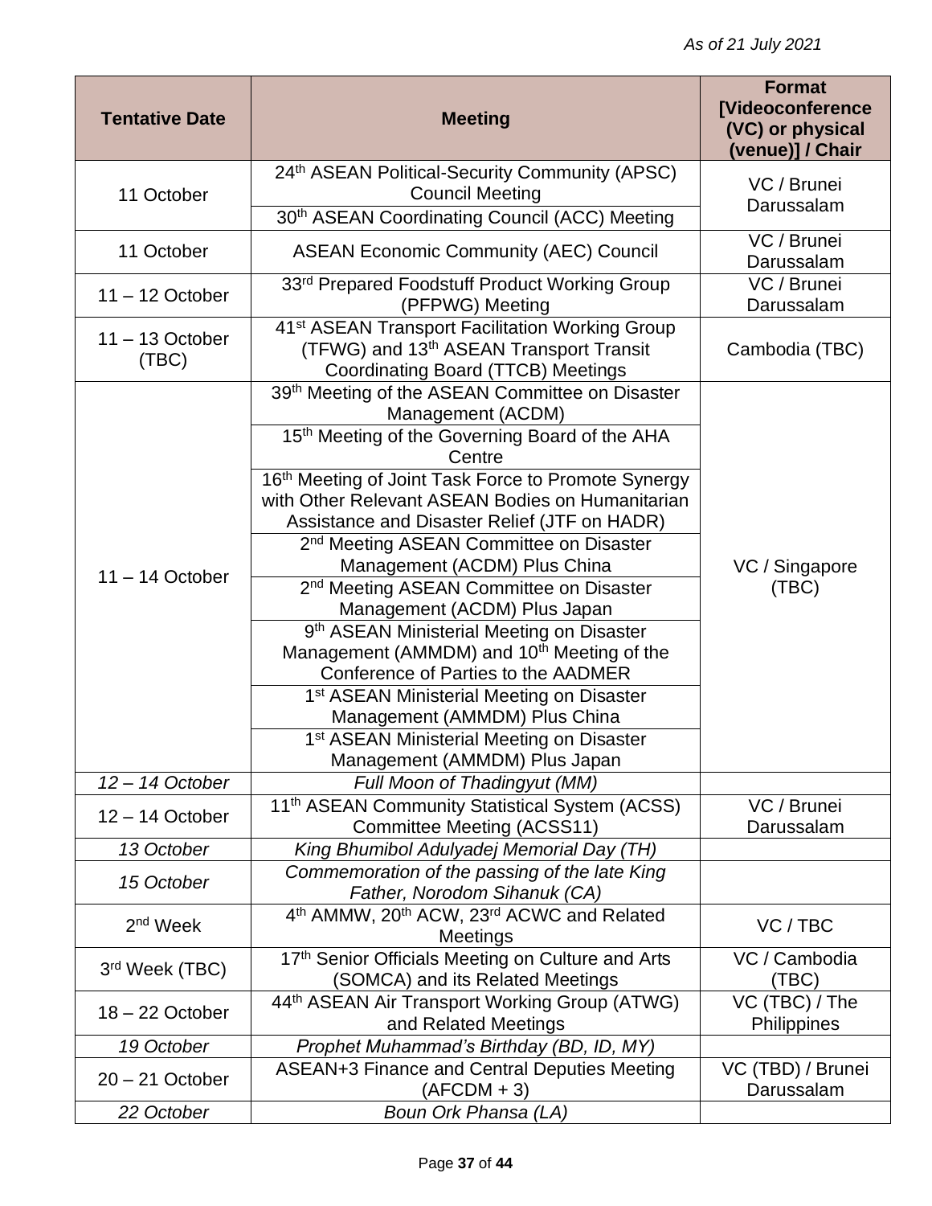*As of 21 July 2021*

| Tentative Date | Meeting | Format [Videoconference (VC) or physical (venue)] / Chair |
|---|---|---|
| 11 October | 24th ASEAN Political-Security Community (APSC) Council Meeting | VC / Brunei Darussalam |
| | 30th ASEAN Coordinating Council (ACC) Meeting | |
| 11 October | ASEAN Economic Community (AEC) Council | VC / Brunei Darussalam |
| 11 – 12 October | 33rd Prepared Foodstuff Product Working Group (PFPWG) Meeting | VC / Brunei Darussalam |
| 11 – 13 October (TBC) | 41st ASEAN Transport Facilitation Working Group (TFWG) and 13th ASEAN Transport Transit Coordinating Board (TTCB) Meetings | Cambodia (TBC) |
| 11 – 14 October | 39th Meeting of the ASEAN Committee on Disaster Management (ACDM) | VC / Singapore (TBC) |
| | 15th Meeting of the Governing Board of the AHA Centre | |
| | 16th Meeting of Joint Task Force to Promote Synergy with Other Relevant ASEAN Bodies on Humanitarian Assistance and Disaster Relief (JTF on HADR) | |
| | 2nd Meeting ASEAN Committee on Disaster Management (ACDM) Plus China | |
| | 2nd Meeting ASEAN Committee on Disaster Management (ACDM) Plus Japan | |
| | 9th ASEAN Ministerial Meeting on Disaster Management (AMMDM) and 10th Meeting of the Conference of Parties to the AADMER | |
| | 1st ASEAN Ministerial Meeting on Disaster Management (AMMDM) Plus China | |
| | 1st ASEAN Ministerial Meeting on Disaster Management (AMMDM) Plus Japan | |
| *12 – 14 October* | *Full Moon of Thadingyut (MM)* | |
| 12 – 14 October | 11th ASEAN Community Statistical System (ACSS) Committee Meeting (ACSS11) | VC / Brunei Darussalam |
| *13 October* | *King Bhumibol Adulyadej Memorial Day (TH)* | |
| *15 October* | *Commemoration of the passing of the late King Father, Norodom Sihanuk (CA)* | |
| 2nd Week | 4th AMMW, 20th ACW, 23rd ACWC and Related Meetings | VC / TBC |
| 3rd Week (TBC) | 17th Senior Officials Meeting on Culture and Arts (SOMCA) and its Related Meetings | VC / Cambodia (TBC) |
| 18 – 22 October | 44th ASEAN Air Transport Working Group (ATWG) and Related Meetings | VC (TBC) / The Philippines |
| *19 October* | *Prophet Muhammad's Birthday (BD, ID, MY)* | |
| 20 – 21 October | ASEAN+3 Finance and Central Deputies Meeting (AFCDM + 3) | VC (TBD) / Brunei Darussalam |
| *22 October* | *Boun Ork Phansa (LA)* | |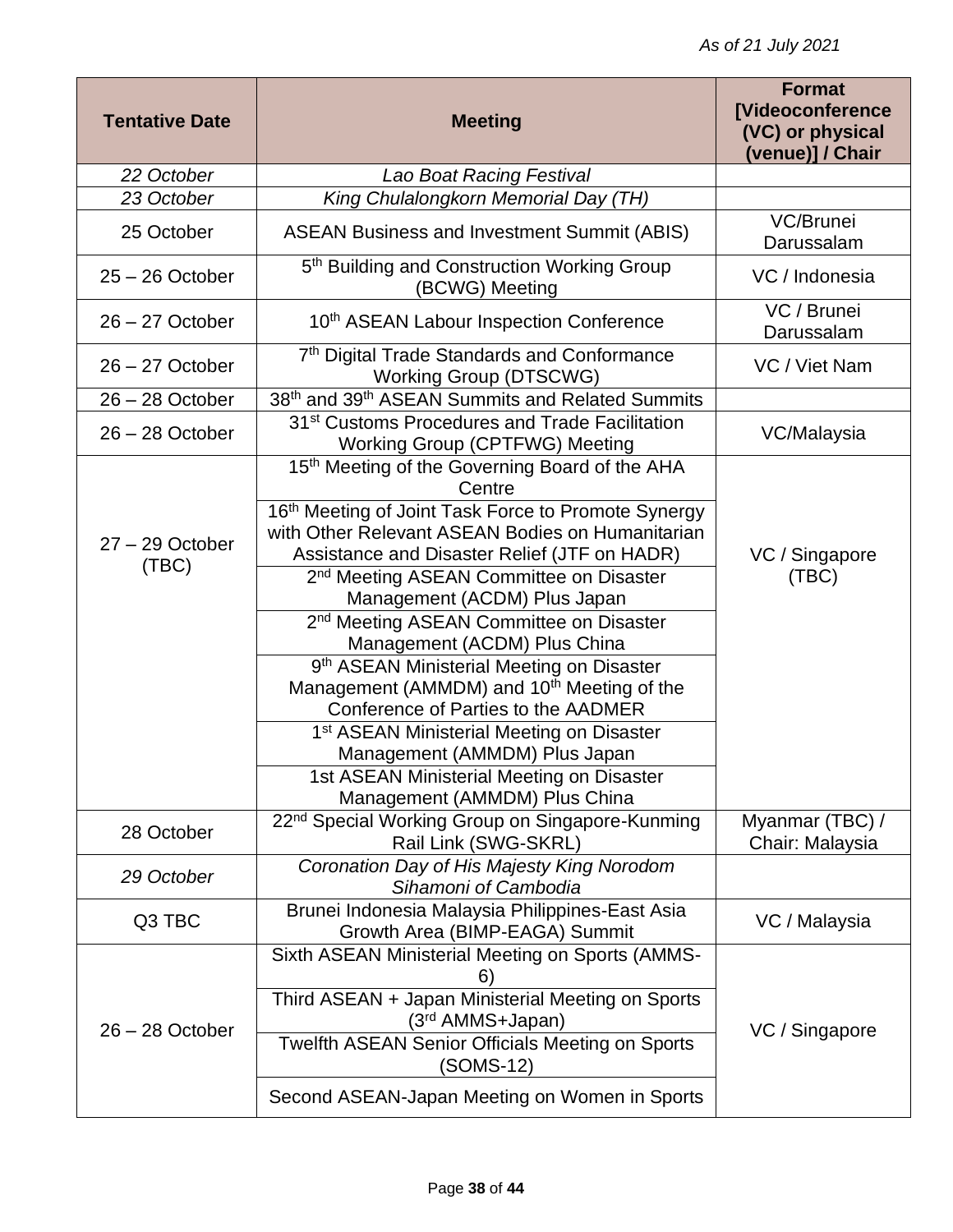*As of 21 July 2021*

| Tentative Date | Meeting | Format [Videoconference (VC) or physical (venue)] / Chair |
|---|---|---|
| *22 October* | *Lao Boat Racing Festival* | |
| *23 October* | *King Chulalongkorn Memorial Day (TH)* | |
| 25 October | ASEAN Business and Investment Summit (ABIS) | VC/Brunei Darussalam |
| 25 – 26 October | 5th Building and Construction Working Group (BCWG) Meeting | VC / Indonesia |
| 26 – 27 October | 10th ASEAN Labour Inspection Conference | VC / Brunei Darussalam |
| 26 – 27 October | 7th Digital Trade Standards and Conformance Working Group (DTSCWG) | VC / Viet Nam |
| 26 – 28 October | 38th and 39th ASEAN Summits and Related Summits | |
| 26 – 28 October | 31st Customs Procedures and Trade Facilitation Working Group (CPTFWG) Meeting | VC/Malaysia |
| 27 – 29 October (TBC) | 15th Meeting of the Governing Board of the AHA Centre | VC / Singapore (TBC) |
| | 16th Meeting of Joint Task Force to Promote Synergy with Other Relevant ASEAN Bodies on Humanitarian Assistance and Disaster Relief (JTF on HADR) | |
| | 2nd Meeting ASEAN Committee on Disaster Management (ACDM) Plus Japan | |
| | 2nd Meeting ASEAN Committee on Disaster Management (ACDM) Plus China | |
| | 9th ASEAN Ministerial Meeting on Disaster Management (AMMDM) and 10th Meeting of the Conference of Parties to the AADMER | |
| | 1st ASEAN Ministerial Meeting on Disaster Management (AMMDM) Plus Japan | |
| | 1st ASEAN Ministerial Meeting on Disaster Management (AMMDM) Plus China | |
| 28 October | 22nd Special Working Group on Singapore-Kunming Rail Link (SWG-SKRL) | Myanmar (TBC) / Chair: Malaysia |
| *29 October* | *Coronation Day of His Majesty King Norodom Sihamoni of Cambodia* | |
| Q3 TBC | Brunei Indonesia Malaysia Philippines-East Asia Growth Area (BIMP-EAGA) Summit | VC / Malaysia |
| 26 – 28 October | Sixth ASEAN Ministerial Meeting on Sports (AMMS-6) | VC / Singapore |
| | Third ASEAN + Japan Ministerial Meeting on Sports (3rd AMMS+Japan) | |
| | Twelfth ASEAN Senior Officials Meeting on Sports (SOMS-12) | |
| | Second ASEAN-Japan Meeting on Women in Sports | |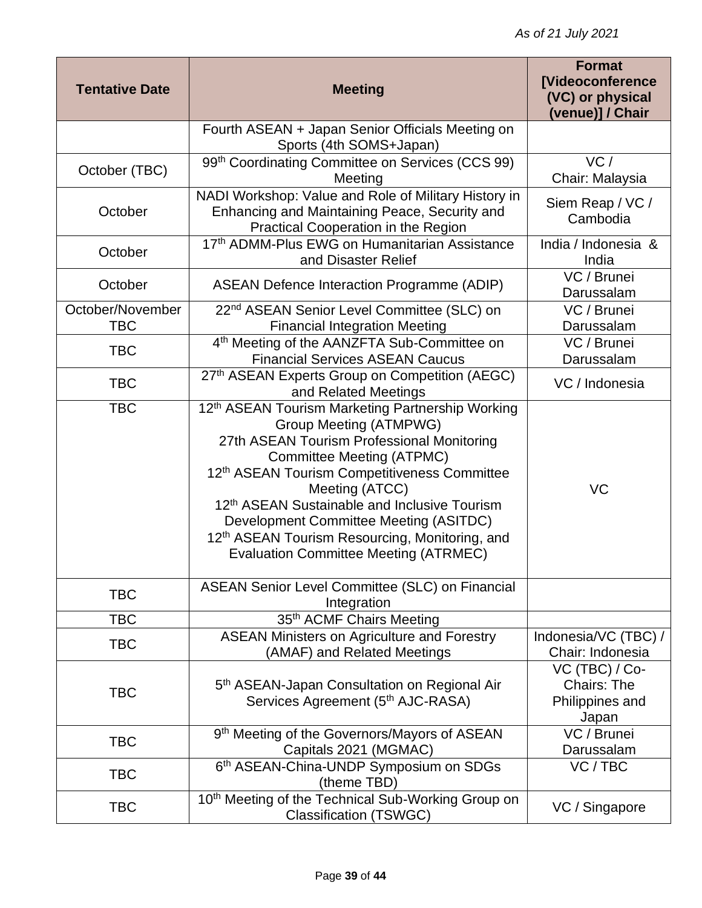*As of 21 July 2021*

| Tentative Date | Meeting | Format [Videoconference (VC) or physical (venue)] / Chair |
| --- | --- | --- |
| | Fourth ASEAN + Japan Senior Officials Meeting on Sports (4th SOMS+Japan) | |
| October (TBC) | 99th Coordinating Committee on Services (CCS 99) Meeting | VC / Chair: Malaysia |
| October | NADI Workshop: Value and Role of Military History in Enhancing and Maintaining Peace, Security and Practical Cooperation in the Region | Siem Reap / VC / Cambodia |
| October | 17th ADMM-Plus EWG on Humanitarian Assistance and Disaster Relief | India / Indonesia & India |
| October | ASEAN Defence Interaction Programme (ADIP) | VC / Brunei Darussalam |
| October/November TBC | 22nd ASEAN Senior Level Committee (SLC) on Financial Integration Meeting | VC / Brunei Darussalam |
| TBC | 4th Meeting of the AANZFTA Sub-Committee on Financial Services ASEAN Caucus | VC / Brunei Darussalam |
| TBC | 27th ASEAN Experts Group on Competition (AEGC) and Related Meetings | VC / Indonesia |
| TBC | 12th ASEAN Tourism Marketing Partnership Working Group Meeting (ATMPWG)<br>27th ASEAN Tourism Professional Monitoring Committee Meeting (ATPMC)<br>12th ASEAN Tourism Competitiveness Committee Meeting (ATCC)<br>12th ASEAN Sustainable and Inclusive Tourism Development Committee Meeting (ASITDC)<br>12th ASEAN Tourism Resourcing, Monitoring, and Evaluation Committee Meeting (ATRMEC) | VC |
| TBC | ASEAN Senior Level Committee (SLC) on Financial Integration | |
| TBC | 35th ACMF Chairs Meeting | |
| TBC | ASEAN Ministers on Agriculture and Forestry (AMAF) and Related Meetings | Indonesia/VC (TBC) / Chair: Indonesia |
| TBC | 5th ASEAN-Japan Consultation on Regional Air Services Agreement (5th AJC-RASA) | VC (TBC) / Co-Chairs: The Philippines and Japan |
| TBC | 9th Meeting of the Governors/Mayors of ASEAN Capitals 2021 (MGMAC) | VC / Brunei Darussalam |
| TBC | 6th ASEAN-China-UNDP Symposium on SDGs (theme TBD) | VC / TBC |
| TBC | 10th Meeting of the Technical Sub-Working Group on Classification (TSWGC) | VC / Singapore |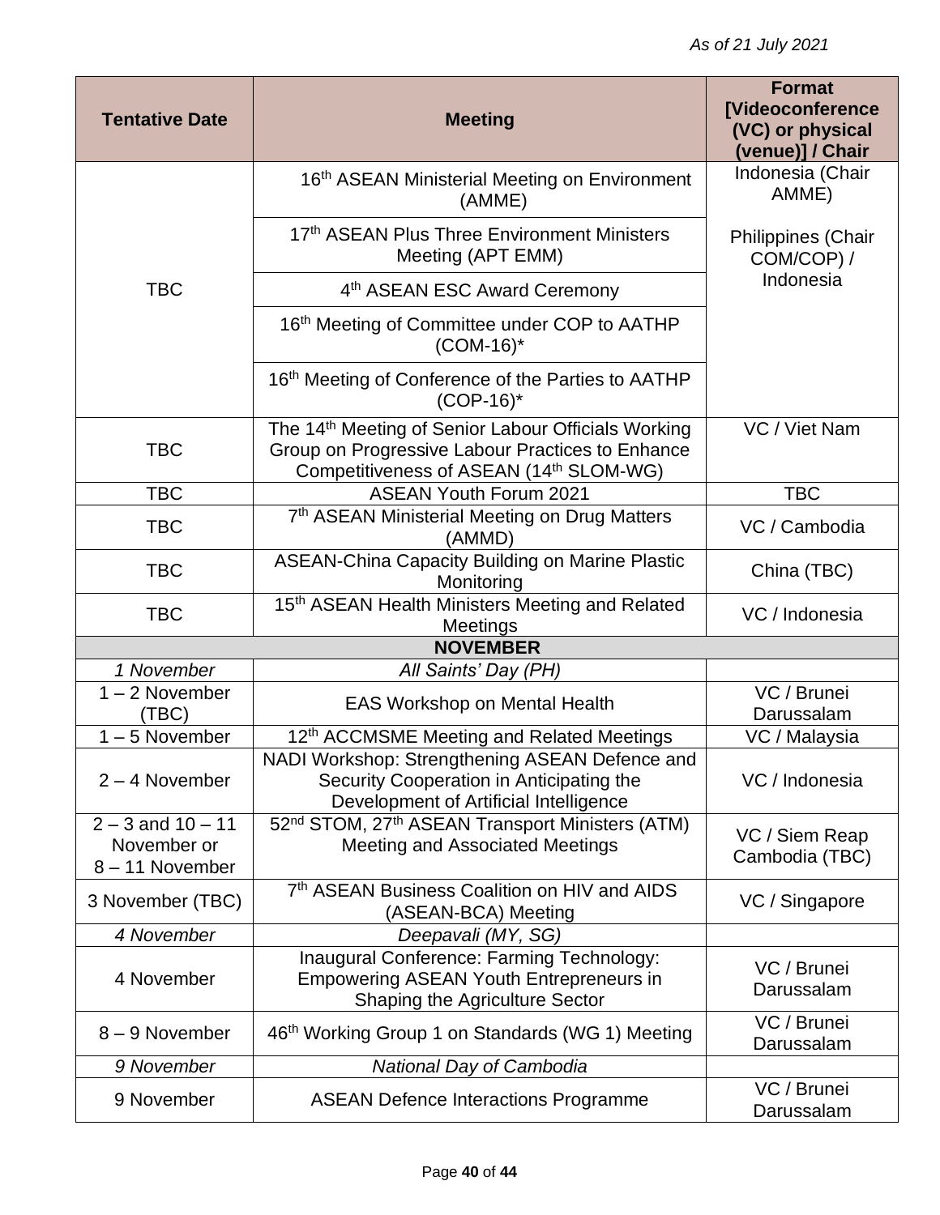*As of 21 July 2021*

| Tentative Date | Meeting | Format [Videoconference (VC) or physical (venue)] / Chair |
|---|---|---|
| TBC | 16th ASEAN Ministerial Meeting on Environment (AMME) | Indonesia (Chair AMME) |
| | 17th ASEAN Plus Three Environment Ministers Meeting (APT EMM) | Philippines (Chair COM/COP) / Indonesia |
| | 4th ASEAN ESC Award Ceremony | |
| | 16th Meeting of Committee under COP to AATHP (COM-16)* | |
| | 16th Meeting of Conference of the Parties to AATHP (COP-16)* | |
| TBC | The 14th Meeting of Senior Labour Officials Working Group on Progressive Labour Practices to Enhance Competitiveness of ASEAN (14th SLOM-WG) | VC / Viet Nam |
| TBC | ASEAN Youth Forum 2021 | TBC |
| TBC | 7th ASEAN Ministerial Meeting on Drug Matters (AMMD) | VC / Cambodia |
| TBC | ASEAN-China Capacity Building on Marine Plastic Monitoring | China (TBC) |
| TBC | 15th ASEAN Health Ministers Meeting and Related Meetings | VC / Indonesia |
| **NOVEMBER** | | |
| *1 November* | *All Saints' Day (PH)* | |
| 1 – 2 November (TBC) | EAS Workshop on Mental Health | VC / Brunei Darussalam |
| 1 – 5 November | 12th ACCMSME Meeting and Related Meetings | VC / Malaysia |
| 2 – 4 November | NADI Workshop: Strengthening ASEAN Defence and Security Cooperation in Anticipating the Development of Artificial Intelligence | VC / Indonesia |
| 2 – 3 and 10 – 11 November or 8 – 11 November | 52nd STOM, 27th ASEAN Transport Ministers (ATM) Meeting and Associated Meetings | VC / Siem Reap Cambodia (TBC) |
| 3 November (TBC) | 7th ASEAN Business Coalition on HIV and AIDS (ASEAN-BCA) Meeting | VC / Singapore |
| *4 November* | *Deepavali (MY, SG)* | |
| 4 November | Inaugural Conference: Farming Technology: Empowering ASEAN Youth Entrepreneurs in Shaping the Agriculture Sector | VC / Brunei Darussalam |
| 8 – 9 November | 46th Working Group 1 on Standards (WG 1) Meeting | VC / Brunei Darussalam |
| *9 November* | *National Day of Cambodia* | |
| 9 November | ASEAN Defence Interactions Programme | VC / Brunei Darussalam |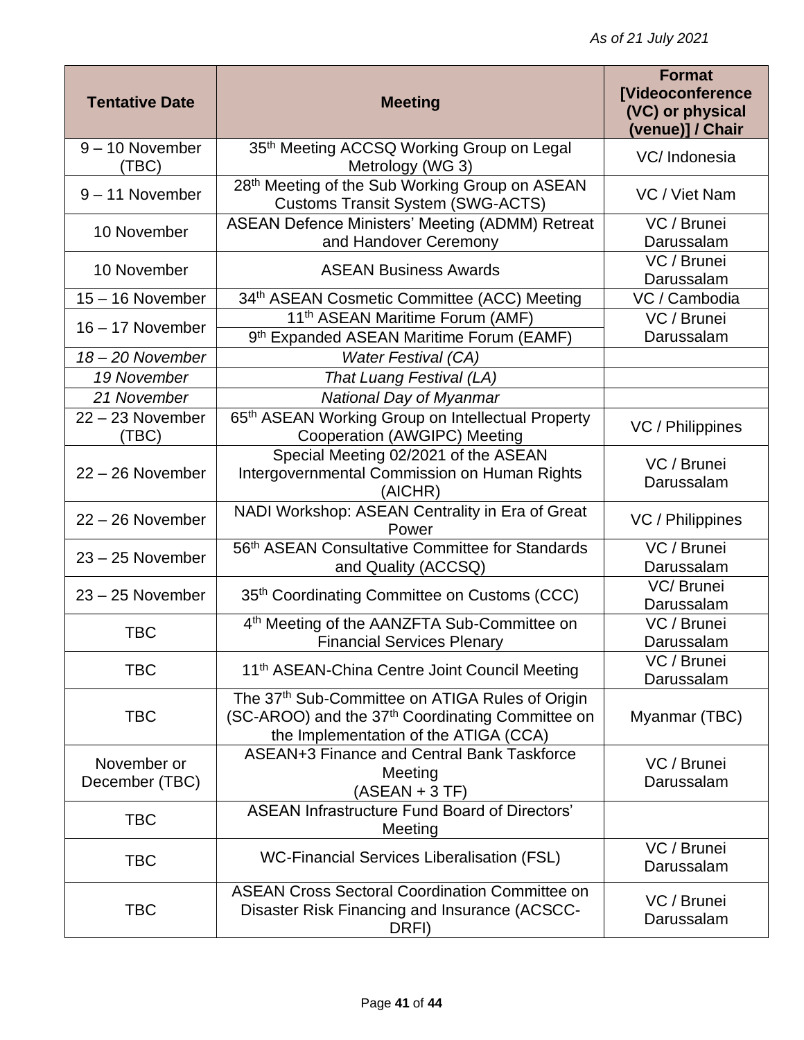*As of 21 July 2021*

| Tentative Date | Meeting | Format [Videoconference (VC) or physical (venue)] / Chair |
|---|---|---|
| 9 – 10 November (TBC) | 35th Meeting ACCSQ Working Group on Legal Metrology (WG 3) | VC/ Indonesia |
| 9 – 11 November | 28th Meeting of the Sub Working Group on ASEAN Customs Transit System (SWG-ACTS) | VC / Viet Nam |
| 10 November | ASEAN Defence Ministers' Meeting (ADMM) Retreat and Handover Ceremony | VC / Brunei Darussalam |
| 10 November | ASEAN Business Awards | VC / Brunei Darussalam |
| 15 – 16 November | 34th ASEAN Cosmetic Committee (ACC) Meeting | VC / Cambodia |
| 16 – 17 November | 11th ASEAN Maritime Forum (AMF) | VC / Brunei Darussalam |
| | 9th Expanded ASEAN Maritime Forum (EAMF) | |
| *18 – 20 November* | *Water Festival (CA)* | |
| *19 November* | *That Luang Festival (LA)* | |
| *21 November* | *National Day of Myanmar* | |
| 22 – 23 November (TBC) | 65th ASEAN Working Group on Intellectual Property Cooperation (AWGIPC) Meeting | VC / Philippines |
| 22 – 26 November | Special Meeting 02/2021 of the ASEAN Intergovernmental Commission on Human Rights (AICHR) | VC / Brunei Darussalam |
| 22 – 26 November | NADI Workshop: ASEAN Centrality in Era of Great Power | VC / Philippines |
| 23 – 25 November | 56th ASEAN Consultative Committee for Standards and Quality (ACCSQ) | VC / Brunei Darussalam |
| 23 – 25 November | 35th Coordinating Committee on Customs (CCC) | VC/ Brunei Darussalam |
| TBC | 4th Meeting of the AANZFTA Sub-Committee on Financial Services Plenary | VC / Brunei Darussalam |
| TBC | 11th ASEAN-China Centre Joint Council Meeting | VC / Brunei Darussalam |
| TBC | The 37th Sub-Committee on ATIGA Rules of Origin (SC-AROO) and the 37th Coordinating Committee on the Implementation of the ATIGA (CCA) | Myanmar (TBC) |
| November or December (TBC) | ASEAN+3 Finance and Central Bank Taskforce Meeting (ASEAN + 3 TF) | VC / Brunei Darussalam |
| TBC | ASEAN Infrastructure Fund Board of Directors' Meeting | |
| TBC | WC-Financial Services Liberalisation (FSL) | VC / Brunei Darussalam |
| TBC | ASEAN Cross Sectoral Coordination Committee on Disaster Risk Financing and Insurance (ACSCC-DRFI) | VC / Brunei Darussalam |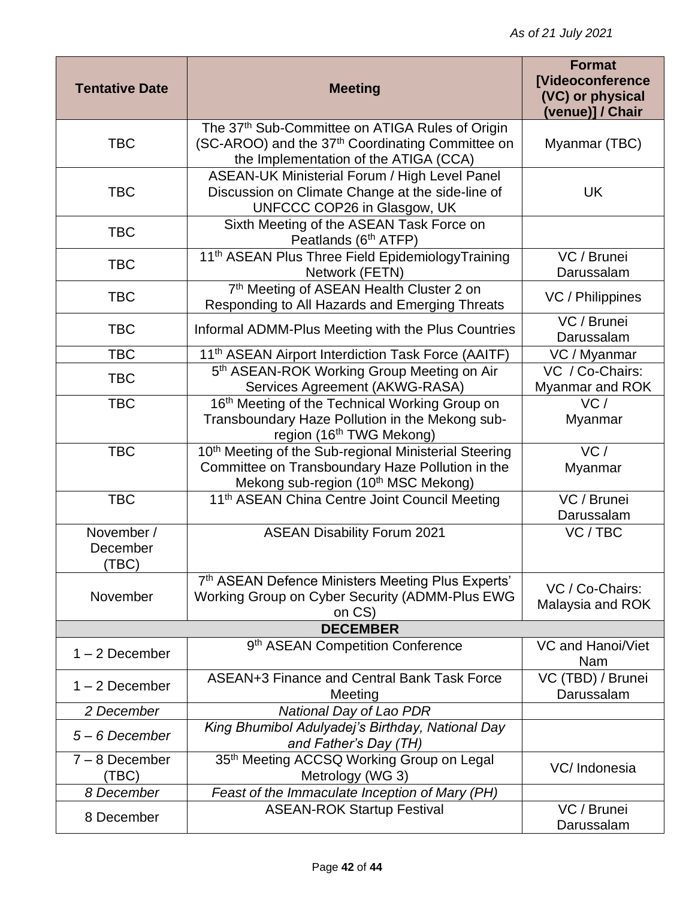*As of 21 July 2021*

| Tentative Date | Meeting | Format [Videoconference (VC) or physical (venue)] / Chair |
|---|---|---|
| TBC | The 37th Sub-Committee on ATIGA Rules of Origin (SC-AROO) and the 37th Coordinating Committee on the Implementation of the ATIGA (CCA) | Myanmar (TBC) |
| TBC | ASEAN-UK Ministerial Forum / High Level Panel Discussion on Climate Change at the side-line of UNFCCC COP26 in Glasgow, UK | UK |
| TBC | Sixth Meeting of the ASEAN Task Force on Peatlands (6th ATFP) | |
| TBC | 11th ASEAN Plus Three Field EpidemiologyTraining Network (FETN) | VC / Brunei Darussalam |
| TBC | 7th Meeting of ASEAN Health Cluster 2 on Responding to All Hazards and Emerging Threats | VC / Philippines |
| TBC | Informal ADMM-Plus Meeting with the Plus Countries | VC / Brunei Darussalam |
| TBC | 11th ASEAN Airport Interdiction Task Force (AAITF) | VC / Myanmar |
| TBC | 5th ASEAN-ROK Working Group Meeting on Air Services Agreement (AKWG-RASA) | VC / Co-Chairs: Myanmar and ROK |
| TBC | 16th Meeting of the Technical Working Group on Transboundary Haze Pollution in the Mekong sub-region (16th TWG Mekong) | VC / Myanmar |
| TBC | 10th Meeting of the Sub-regional Ministerial Steering Committee on Transboundary Haze Pollution in the Mekong sub-region (10th MSC Mekong) | VC / Myanmar |
| TBC | 11th ASEAN China Centre Joint Council Meeting | VC / Brunei Darussalam |
| November / December (TBC) | ASEAN Disability Forum 2021 | VC / TBC |
| November | 7th ASEAN Defence Ministers Meeting Plus Experts' Working Group on Cyber Security (ADMM-Plus EWG on CS) | VC / Co-Chairs: Malaysia and ROK |
| **DECEMBER** | | |
| 1 – 2 December | 9th ASEAN Competition Conference | VC and Hanoi/Viet Nam |
| 1 – 2 December | ASEAN+3 Finance and Central Bank Task Force Meeting | VC (TBD) / Brunei Darussalam |
| *2 December* | *National Day of Lao PDR* | |
| *5 – 6 December* | *King Bhumibol Adulyadej's Birthday, National Day and Father's Day (TH)* | |
| 7 – 8 December (TBC) | 35th Meeting ACCSQ Working Group on Legal Metrology (WG 3) | VC/ Indonesia |
| *8 December* | *Feast of the Immaculate Inception of Mary (PH)* | |
| 8 December | ASEAN-ROK Startup Festival | VC / Brunei Darussalam |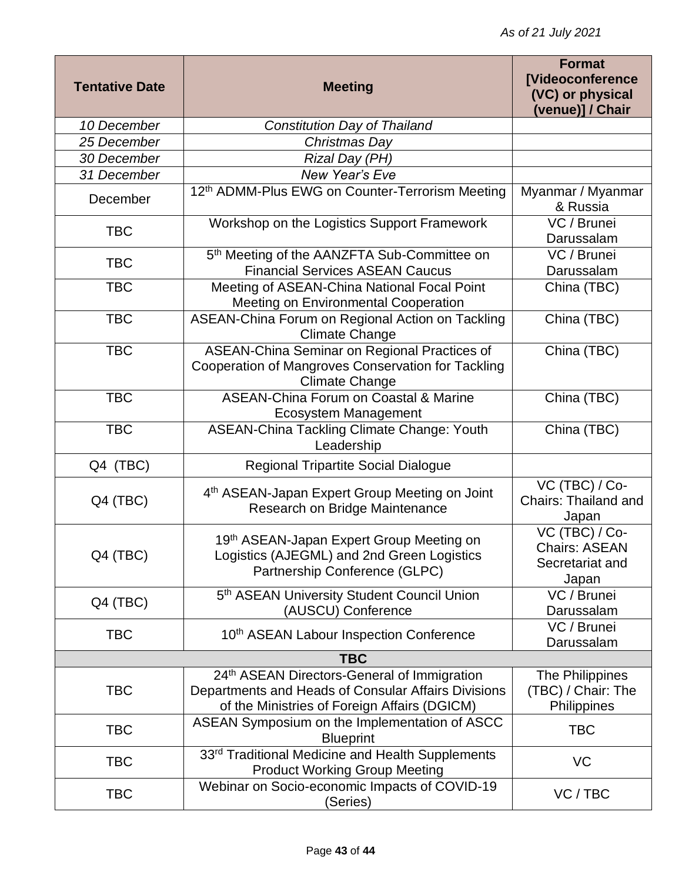*As of 21 July 2021*

| Tentative Date | Meeting | Format [Videoconference (VC) or physical (venue)] / Chair |
|---|---|---|
| *10 December* | *Constitution Day of Thailand* | |
| *25 December* | *Christmas Day* | |
| *30 December* | *Rizal Day (PH)* | |
| *31 December* | *New Year's Eve* | |
| December | 12th ADMM-Plus EWG on Counter-Terrorism Meeting | Myanmar / Myanmar & Russia |
| TBC | Workshop on the Logistics Support Framework | VC / Brunei Darussalam |
| TBC | 5th Meeting of the AANZFTA Sub-Committee on Financial Services ASEAN Caucus | VC / Brunei Darussalam |
| TBC | Meeting of ASEAN-China National Focal Point Meeting on Environmental Cooperation | China (TBC) |
| TBC | ASEAN-China Forum on Regional Action on Tackling Climate Change | China (TBC) |
| TBC | ASEAN-China Seminar on Regional Practices of Cooperation of Mangroves Conservation for Tackling Climate Change | China (TBC) |
| TBC | ASEAN-China Forum on Coastal & Marine Ecosystem Management | China (TBC) |
| TBC | ASEAN-China Tackling Climate Change: Youth Leadership | China (TBC) |
| Q4 (TBC) | Regional Tripartite Social Dialogue | |
| Q4 (TBC) | 4th ASEAN-Japan Expert Group Meeting on Joint Research on Bridge Maintenance | VC (TBC) / Co-Chairs: Thailand and Japan |
| Q4 (TBC) | 19th ASEAN-Japan Expert Group Meeting on Logistics (AJEGML) and 2nd Green Logistics Partnership Conference (GLPC) | VC (TBC) / Co-Chairs: ASEAN Secretariat and Japan |
| Q4 (TBC) | 5th ASEAN University Student Council Union (AUSCU) Conference | VC / Brunei Darussalam |
| TBC | 10th ASEAN Labour Inspection Conference | VC / Brunei Darussalam |
| **TBC** | | |
| TBC | 24th ASEAN Directors-General of Immigration Departments and Heads of Consular Affairs Divisions of the Ministries of Foreign Affairs (DGICM) | The Philippines (TBC) / Chair: The Philippines |
| TBC | ASEAN Symposium on the Implementation of ASCC Blueprint | TBC |
| TBC | 33rd Traditional Medicine and Health Supplements Product Working Group Meeting | VC |
| TBC | Webinar on Socio-economic Impacts of COVID-19 (Series) | VC / TBC |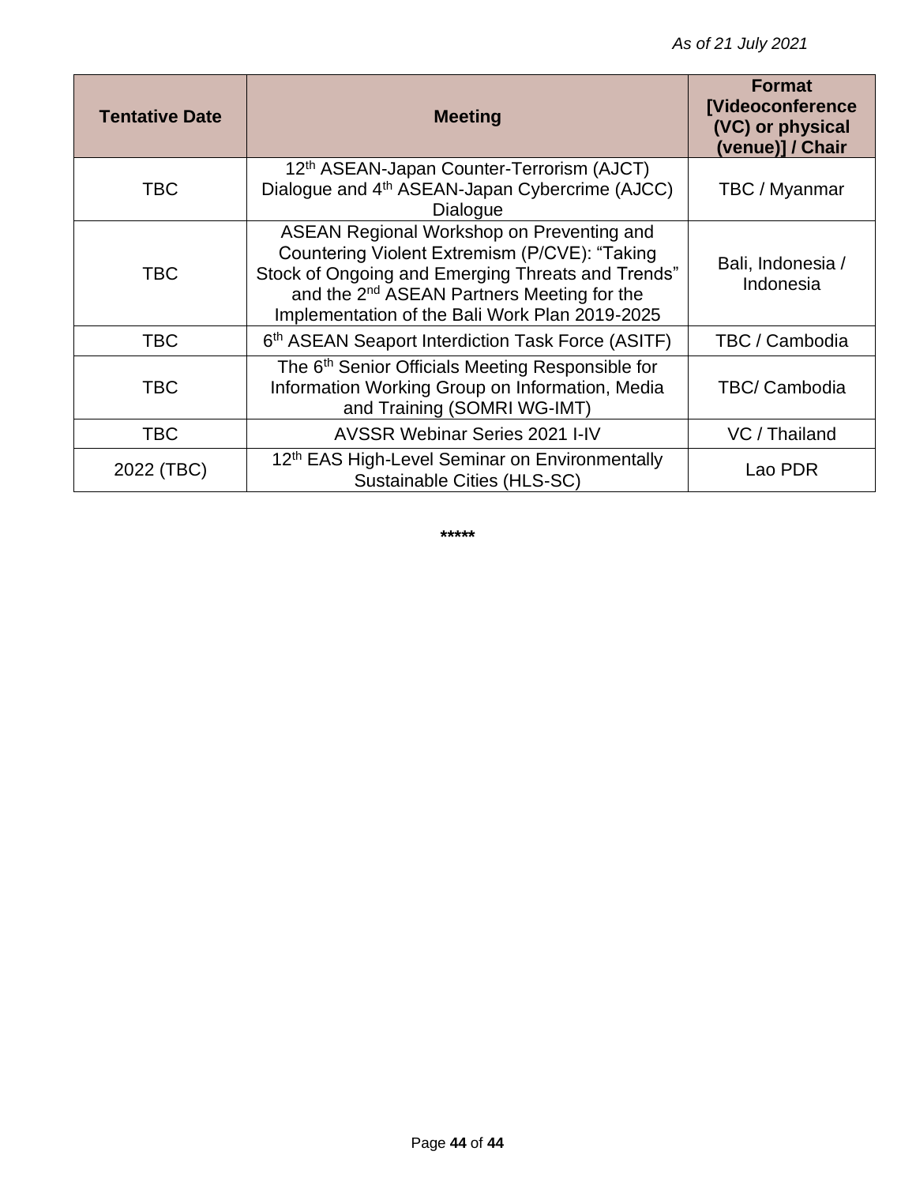*As of 21 July 2021*

| Tentative Date | Meeting | Format [Videoconference (VC) or physical (venue)] / Chair |
| --- | --- | --- |
| TBC | 12th ASEAN-Japan Counter-Terrorism (AJCT) Dialogue and 4th ASEAN-Japan Cybercrime (AJCC) Dialogue | TBC / Myanmar |
| TBC | ASEAN Regional Workshop on Preventing and Countering Violent Extremism (P/CVE): "Taking Stock of Ongoing and Emerging Threats and Trends" and the 2nd ASEAN Partners Meeting for the Implementation of the Bali Work Plan 2019-2025 | Bali, Indonesia / Indonesia |
| TBC | 6th ASEAN Seaport Interdiction Task Force (ASITF) | TBC / Cambodia |
| TBC | The 6th Senior Officials Meeting Responsible for Information Working Group on Information, Media and Training (SOMRI WG-IMT) | TBC/ Cambodia |
| TBC | AVSSR Webinar Series 2021 I-IV | VC / Thailand |
| 2022 (TBC) | 12th EAS High-Level Seminar on Environmentally Sustainable Cities (HLS-SC) | Lao PDR |

*****